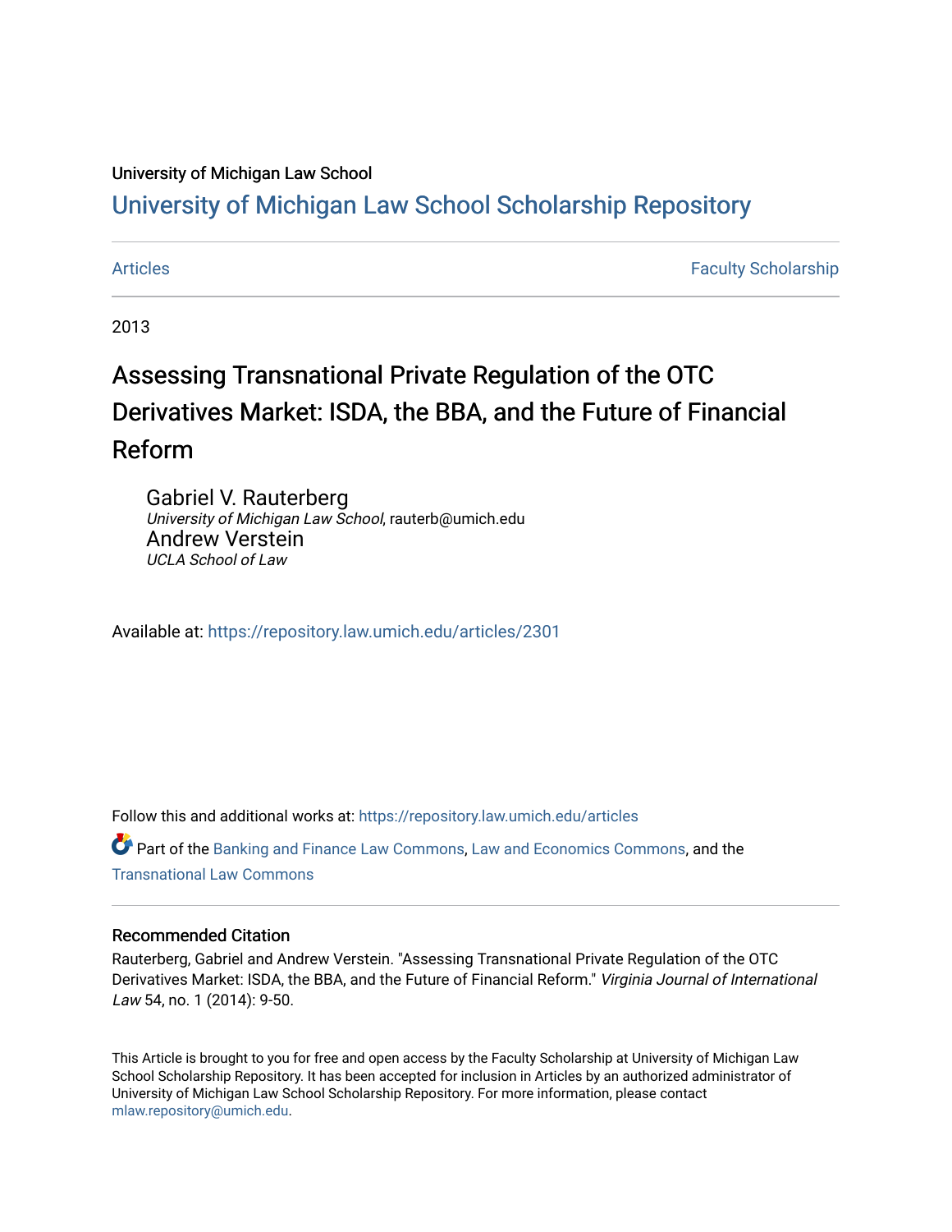University of Michigan Law School

# University of Michigan Law School Scholarship Repository

Articles | Faculty Scholarship

2013

# Assessing Transnational Private Regulation of the OTC Derivatives Market: ISDA, the BBA, and the Future of Financial Reform

Gabriel V. Rauterberg
*University of Michigan Law School*, rauterb@umich.edu

Andrew Verstein
*UCLA School of Law*

Available at: https://repository.law.umich.edu/articles/2301

Follow this and additional works at: https://repository.law.umich.edu/articles

Part of the Banking and Finance Law Commons, Law and Economics Commons, and the Transnational Law Commons

### Recommended Citation

Rauterberg, Gabriel and Andrew Verstein. "Assessing Transnational Private Regulation of the OTC Derivatives Market: ISDA, the BBA, and the Future of Financial Reform." *Virginia Journal of International Law* 54, no. 1 (2014): 9-50.

This Article is brought to you for free and open access by the Faculty Scholarship at University of Michigan Law School Scholarship Repository. It has been accepted for inclusion in Articles by an authorized administrator of University of Michigan Law School Scholarship Repository. For more information, please contact mlaw.repository@umich.edu.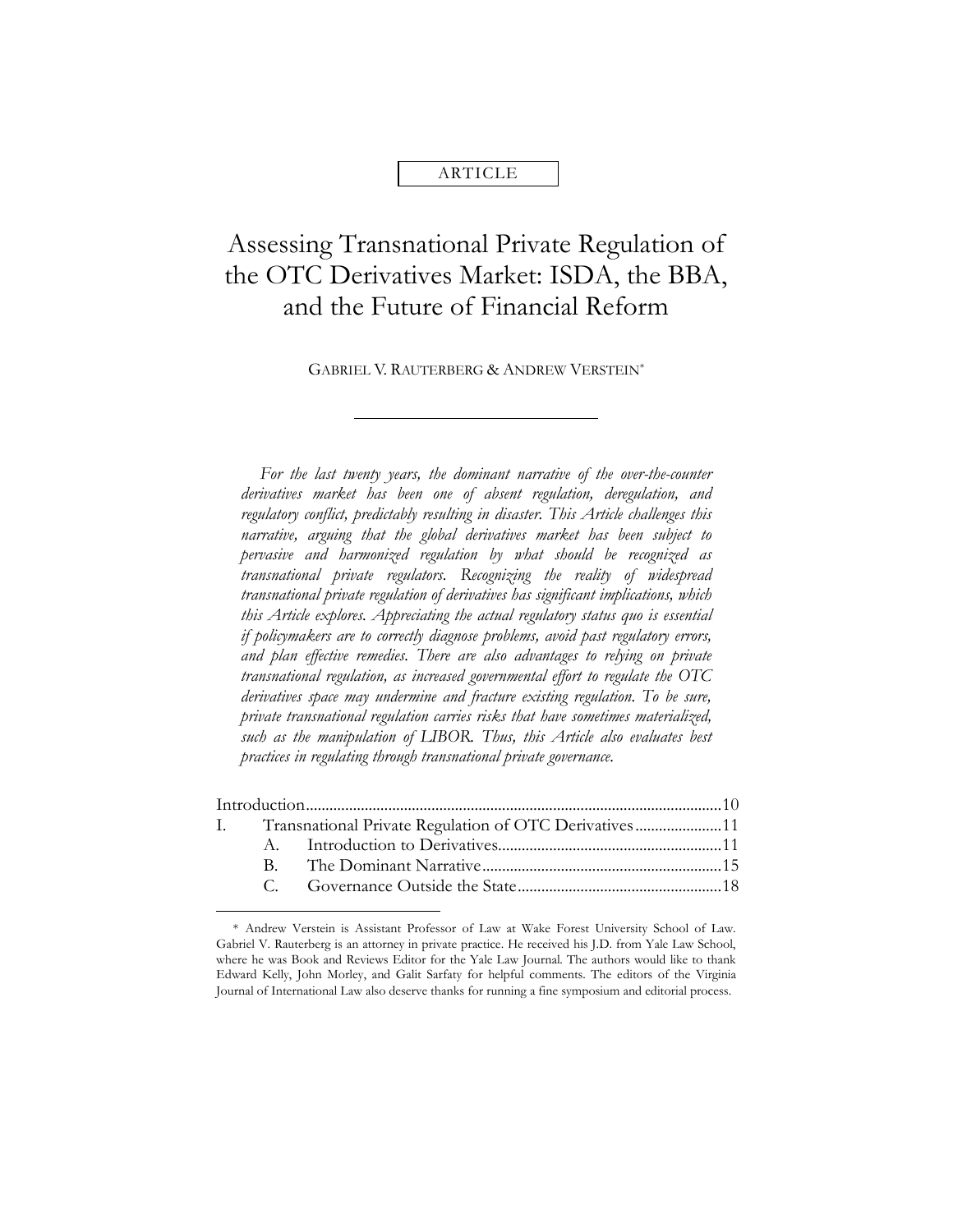ARTICLE

# Assessing Transnational Private Regulation of the OTC Derivatives Market: ISDA, the BBA, and the Future of Financial Reform

GABRIEL V. RAUTERBERG & ANDREW VERSTEIN*

*For the last twenty years, the dominant narrative of the over-the-counter derivatives market has been one of absent regulation, deregulation, and regulatory conflict, predictably resulting in disaster. This Article challenges this narrative, arguing that the global derivatives market has been subject to pervasive and harmonized regulation by what should be recognized as transnational private regulators. Recognizing the reality of widespread transnational private regulation of derivatives has significant implications, which this Article explores. Appreciating the actual regulatory status quo is essential if policymakers are to correctly diagnose problems, avoid past regulatory errors, and plan effective remedies. There are also advantages to relying on private transnational regulation, as increased governmental effort to regulate the OTC derivatives space may undermine and fracture existing regulation. To be sure, private transnational regulation carries risks that have sometimes materialized, such as the manipulation of LIBOR. Thus, this Article also evaluates best practices in regulating through transnational private governance.*

Introduction......................................................................................................10
I. Transnational Private Regulation of OTC Derivatives......................11
  A. Introduction to Derivatives........................................................11
  B. The Dominant Narrative............................................................15
  C. Governance Outside the State...................................................18

* Andrew Verstein is Assistant Professor of Law at Wake Forest University School of Law. Gabriel V. Rauterberg is an attorney in private practice. He received his J.D. from Yale Law School, where he was Book and Reviews Editor for the Yale Law Journal. The authors would like to thank Edward Kelly, John Morley, and Galit Sarfaty for helpful comments. The editors of the Virginia Journal of International Law also deserve thanks for running a fine symposium and editorial process.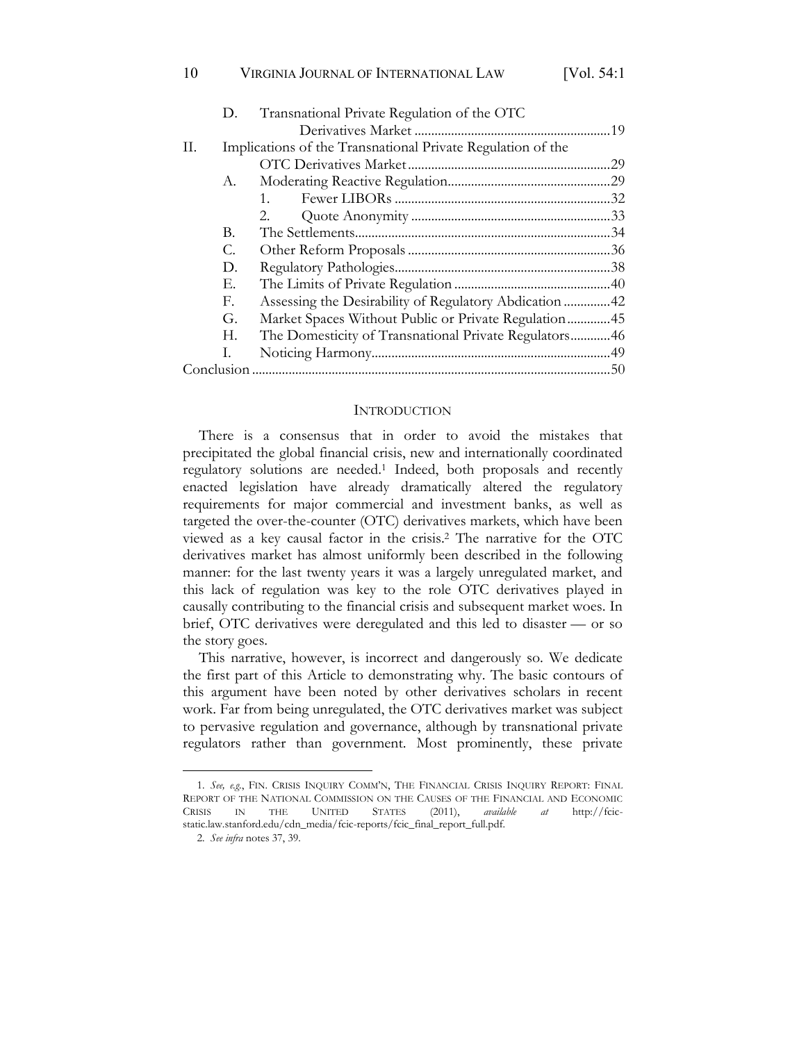D. Transnational Private Regulation of the OTC Derivatives Market ........................................................19

II. Implications of the Transnational Private Regulation of the OTC Derivatives Market ........................................................29

A. Moderating Reactive Regulation ........................................................29

1. Fewer LIBORs ........................................................32

2. Quote Anonymity ........................................................33

B. The Settlements ........................................................34

C. Other Reform Proposals ........................................................36

D. Regulatory Pathologies ........................................................38

E. The Limits of Private Regulation ........................................................40

F. Assessing the Desirability of Regulatory Abdication ........................................................42

G. Market Spaces Without Public or Private Regulation ........................................................45

H. The Domesticity of Transnational Private Regulators ........................................................46

I. Noticing Harmony ........................................................49

Conclusion ........................................................50

## INTRODUCTION

There is a consensus that in order to avoid the mistakes that precipitated the global financial crisis, new and internationally coordinated regulatory solutions are needed.[1] Indeed, both proposals and recently enacted legislation have already dramatically altered the regulatory requirements for major commercial and investment banks, as well as targeted the over-the-counter (OTC) derivatives markets, which have been viewed as a key causal factor in the crisis.[2] The narrative for the OTC derivatives market has almost uniformly been described in the following manner: for the last twenty years it was a largely unregulated market, and this lack of regulation was key to the role OTC derivatives played in causally contributing to the financial crisis and subsequent market woes. In brief, OTC derivatives were deregulated and this led to disaster — or so the story goes.

This narrative, however, is incorrect and dangerously so. We dedicate the first part of this Article to demonstrating why. The basic contours of this argument have been noted by other derivatives scholars in recent work. Far from being unregulated, the OTC derivatives market was subject to pervasive regulation and governance, although by transnational private regulators rather than government. Most prominently, these private

---

1. *See, e.g.*, FIN. CRISIS INQUIRY COMM'N, THE FINANCIAL CRISIS INQUIRY REPORT: FINAL REPORT OF THE NATIONAL COMMISSION ON THE CAUSES OF THE FINANCIAL AND ECONOMIC CRISIS IN THE UNITED STATES (2011), *available at* http://fcic-static.law.stanford.edu/cdn_media/fcic-reports/fcic_final_report_full.pdf.

2. *See infra* notes 37, 39.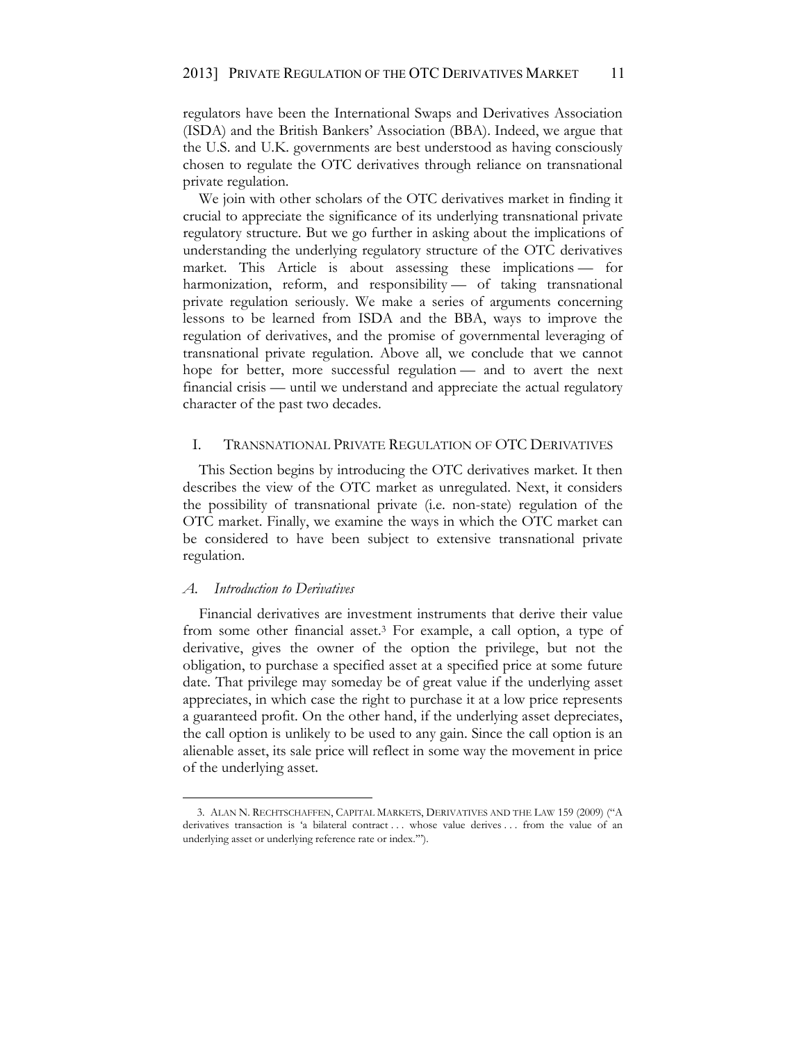regulators have been the International Swaps and Derivatives Association (ISDA) and the British Bankers' Association (BBA). Indeed, we argue that the U.S. and U.K. governments are best understood as having consciously chosen to regulate the OTC derivatives through reliance on transnational private regulation.

We join with other scholars of the OTC derivatives market in finding it crucial to appreciate the significance of its underlying transnational private regulatory structure. But we go further in asking about the implications of understanding the underlying regulatory structure of the OTC derivatives market. This Article is about assessing these implications — for harmonization, reform, and responsibility — of taking transnational private regulation seriously. We make a series of arguments concerning lessons to be learned from ISDA and the BBA, ways to improve the regulation of derivatives, and the promise of governmental leveraging of transnational private regulation. Above all, we conclude that we cannot hope for better, more successful regulation — and to avert the next financial crisis — until we understand and appreciate the actual regulatory character of the past two decades.

## I. Transnational Private Regulation of OTC Derivatives

This Section begins by introducing the OTC derivatives market. It then describes the view of the OTC market as unregulated. Next, it considers the possibility of transnational private (i.e. non-state) regulation of the OTC market. Finally, we examine the ways in which the OTC market can be considered to have been subject to extensive transnational private regulation.

### *A. Introduction to Derivatives*

Financial derivatives are investment instruments that derive their value from some other financial asset.[3] For example, a call option, a type of derivative, gives the owner of the option the privilege, but not the obligation, to purchase a specified asset at a specified price at some future date. That privilege may someday be of great value if the underlying asset appreciates, in which case the right to purchase it at a low price represents a guaranteed profit. On the other hand, if the underlying asset depreciates, the call option is unlikely to be used to any gain. Since the call option is an alienable asset, its sale price will reflect in some way the movement in price of the underlying asset.

3. Alan N. Rechtschaffen, Capital Markets, Derivatives and the Law 159 (2009) ("A derivatives transaction is 'a bilateral contract . . . whose value derives . . . from the value of an underlying asset or underlying reference rate or index.'").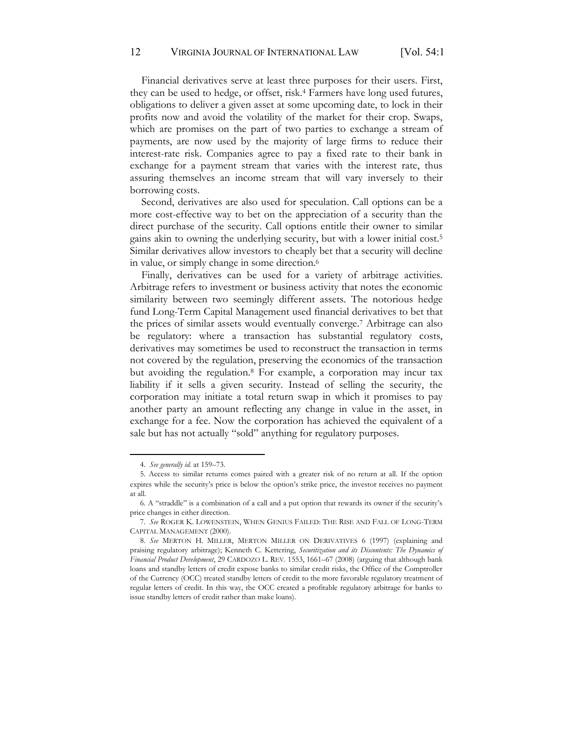Financial derivatives serve at least three purposes for their users. First, they can be used to hedge, or offset, risk.[4] Farmers have long used futures, obligations to deliver a given asset at some upcoming date, to lock in their profits now and avoid the volatility of the market for their crop. Swaps, which are promises on the part of two parties to exchange a stream of payments, are now used by the majority of large firms to reduce their interest-rate risk. Companies agree to pay a fixed rate to their bank in exchange for a payment stream that varies with the interest rate, thus assuring themselves an income stream that will vary inversely to their borrowing costs.

Second, derivatives are also used for speculation. Call options can be a more cost-effective way to bet on the appreciation of a security than the direct purchase of the security. Call options entitle their owner to similar gains akin to owning the underlying security, but with a lower initial cost.[5] Similar derivatives allow investors to cheaply bet that a security will decline in value, or simply change in some direction.[6]

Finally, derivatives can be used for a variety of arbitrage activities. Arbitrage refers to investment or business activity that notes the economic similarity between two seemingly different assets. The notorious hedge fund Long-Term Capital Management used financial derivatives to bet that the prices of similar assets would eventually converge.[7] Arbitrage can also be regulatory: where a transaction has substantial regulatory costs, derivatives may sometimes be used to reconstruct the transaction in terms not covered by the regulation, preserving the economics of the transaction but avoiding the regulation.[8] For example, a corporation may incur tax liability if it sells a given security. Instead of selling the security, the corporation may initiate a total return swap in which it promises to pay another party an amount reflecting any change in value in the asset, in exchange for a fee. Now the corporation has achieved the equivalent of a sale but has not actually "sold" anything for regulatory purposes.

---

4. *See generally id.* at 159–73.

5. Access to similar returns comes paired with a greater risk of no return at all. If the option expires while the security's price is below the option's strike price, the investor receives no payment at all.

6. A "straddle" is a combination of a call and a put option that rewards its owner if the security's price changes in either direction.

7. *See* ROGER K. LOWENSTEIN, WHEN GENIUS FAILED: THE RISE AND FALL OF LONG-TERM CAPITAL MANAGEMENT (2000).

8. *See* MERTON H. MILLER, MERTON MILLER ON DERIVATIVES 6 (1997) (explaining and praising regulatory arbitrage); Kenneth C. Kettering, *Securitization and its Discontents: The Dynamics of Financial Product Development*, 29 CARDOZO L. REV. 1553, 1661–67 (2008) (arguing that although bank loans and standby letters of credit expose banks to similar credit risks, the Office of the Comptroller of the Currency (OCC) treated standby letters of credit to the more favorable regulatory treatment of regular letters of credit. In this way, the OCC created a profitable regulatory arbitrage for banks to issue standby letters of credit rather than make loans).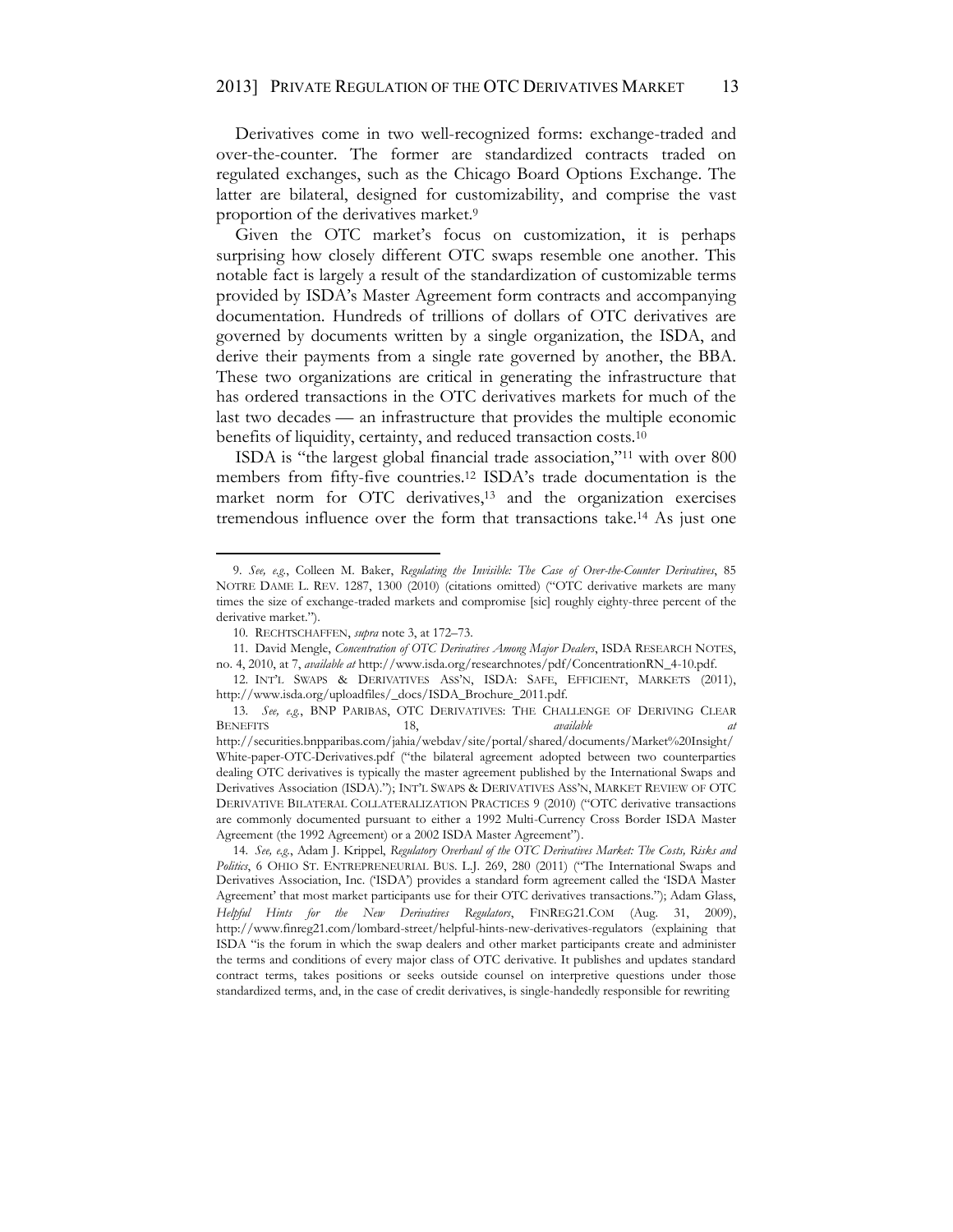Derivatives come in two well-recognized forms: exchange-traded and over-the-counter. The former are standardized contracts traded on regulated exchanges, such as the Chicago Board Options Exchange. The latter are bilateral, designed for customizability, and comprise the vast proportion of the derivatives market.[9]

Given the OTC market's focus on customization, it is perhaps surprising how closely different OTC swaps resemble one another. This notable fact is largely a result of the standardization of customizable terms provided by ISDA's Master Agreement form contracts and accompanying documentation. Hundreds of trillions of dollars of OTC derivatives are governed by documents written by a single organization, the ISDA, and derive their payments from a single rate governed by another, the BBA. These two organizations are critical in generating the infrastructure that has ordered transactions in the OTC derivatives markets for much of the last two decades — an infrastructure that provides the multiple economic benefits of liquidity, certainty, and reduced transaction costs.[10]

ISDA is "the largest global financial trade association,"[11] with over 800 members from fifty-five countries.[12] ISDA's trade documentation is the market norm for OTC derivatives,[13] and the organization exercises tremendous influence over the form that transactions take.[14] As just one

---

9. *See, e.g.*, Colleen M. Baker, *Regulating the Invisible: The Case of Over-the-Counter Derivatives*, 85 NOTRE DAME L. REV. 1287, 1300 (2010) (citations omitted) ("OTC derivative markets are many times the size of exchange-traded markets and compromise [sic] roughly eighty-three percent of the derivative market.").

10. RECHTSCHAFFEN, *supra* note 3, at 172–73.

11. David Mengle, *Concentration of OTC Derivatives Among Major Dealers*, ISDA RESEARCH NOTES, no. 4, 2010, at 7, *available at* http://www.isda.org/researchnotes/pdf/ConcentrationRN_4-10.pdf.

12. INT'L SWAPS & DERIVATIVES ASS'N, ISDA: SAFE, EFFICIENT, MARKETS (2011), http://www.isda.org/uploadfiles/_docs/ISDA_Brochure_2011.pdf.

13. *See, e.g.*, BNP PARIBAS, OTC DERIVATIVES: THE CHALLENGE OF DERIVING CLEAR BENEFITS 18, *available at* http://securities.bnpparibas.com/jahia/webdav/site/portal/shared/documents/Market%20Insight/White-paper-OTC-Derivatives.pdf ("the bilateral agreement adopted between two counterparties dealing OTC derivatives is typically the master agreement published by the International Swaps and Derivatives Association (ISDA)."); INT'L SWAPS & DERIVATIVES ASS'N, MARKET REVIEW OF OTC DERIVATIVE BILATERAL COLLATERALIZATION PRACTICES 9 (2010) ("OTC derivative transactions are commonly documented pursuant to either a 1992 Multi-Currency Cross Border ISDA Master Agreement (the 1992 Agreement) or a 2002 ISDA Master Agreement").

14. *See, e.g.*, Adam J. Krippel, *Regulatory Overhaul of the OTC Derivatives Market: The Costs, Risks and Politics*, 6 OHIO ST. ENTREPRENEURIAL BUS. L.J. 269, 280 (2011) ("The International Swaps and Derivatives Association, Inc. ('ISDA') provides a standard form agreement called the 'ISDA Master Agreement' that most market participants use for their OTC derivatives transactions."); Adam Glass, *Helpful Hints for the New Derivatives Regulators*, FINREG21.COM (Aug. 31, 2009), http://www.finreg21.com/lombard-street/helpful-hints-new-derivatives-regulators (explaining that ISDA "is the forum in which the swap dealers and other market participants create and administer the terms and conditions of every major class of OTC derivative. It publishes and updates standard contract terms, takes positions or seeks outside counsel on interpretive questions under those standardized terms, and, in the case of credit derivatives, is single-handedly responsible for rewriting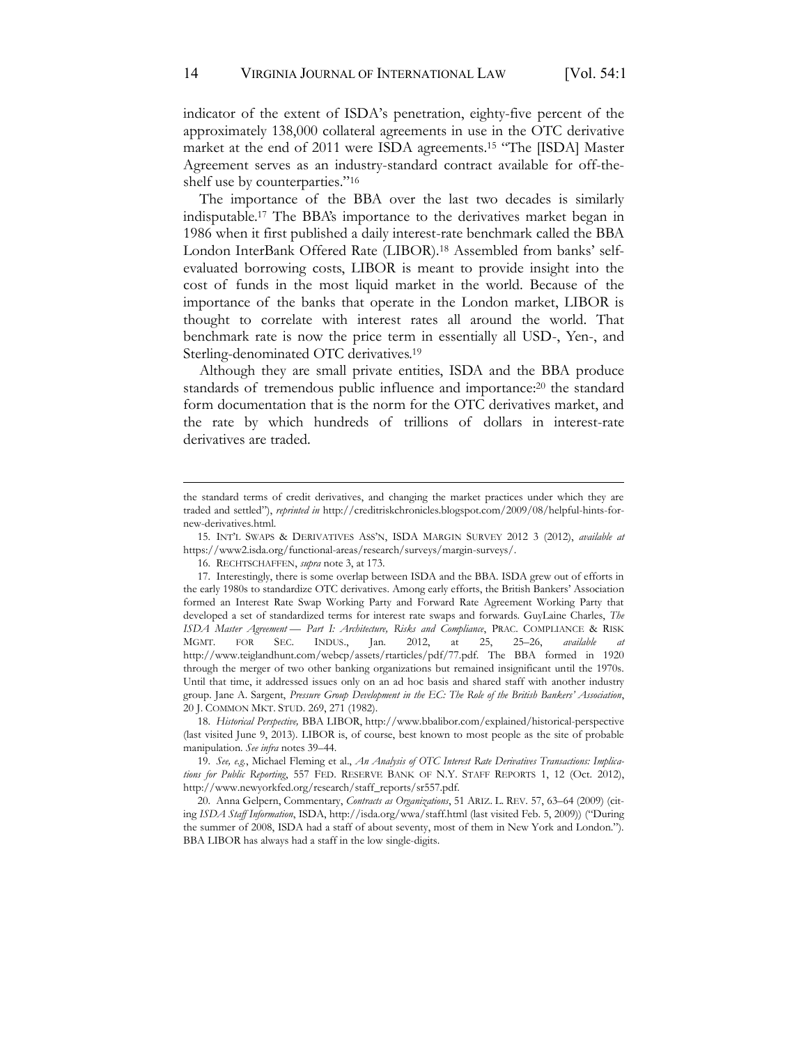indicator of the extent of ISDA's penetration, eighty-five percent of the approximately 138,000 collateral agreements in use in the OTC derivative market at the end of 2011 were ISDA agreements.[15] "The [ISDA] Master Agreement serves as an industry-standard contract available for off-the-shelf use by counterparties."[16]

The importance of the BBA over the last two decades is similarly indisputable.[17] The BBA's importance to the derivatives market began in 1986 when it first published a daily interest-rate benchmark called the BBA London InterBank Offered Rate (LIBOR).[18] Assembled from banks' self-evaluated borrowing costs, LIBOR is meant to provide insight into the cost of funds in the most liquid market in the world. Because of the importance of the banks that operate in the London market, LIBOR is thought to correlate with interest rates all around the world. That benchmark rate is now the price term in essentially all USD-, Yen-, and Sterling-denominated OTC derivatives.[19]

Although they are small private entities, ISDA and the BBA produce standards of tremendous public influence and importance:[20] the standard form documentation that is the norm for the OTC derivatives market, and the rate by which hundreds of trillions of dollars in interest-rate derivatives are traded.

---

the standard terms of credit derivatives, and changing the market practices under which they are traded and settled"), *reprinted in* http://creditriskchronicles.blogspot.com/2009/08/helpful-hints-for-new-derivatives.html.

15. INT'L SWAPS & DERIVATIVES ASS'N, ISDA MARGIN SURVEY 2012 3 (2012), *available at* https://www2.isda.org/functional-areas/research/surveys/margin-surveys/.

16. RECHTSCHAFFEN, *supra* note 3, at 173.

17. Interestingly, there is some overlap between ISDA and the BBA. ISDA grew out of efforts in the early 1980s to standardize OTC derivatives. Among early efforts, the British Bankers' Association formed an Interest Rate Swap Working Party and Forward Rate Agreement Working Party that developed a set of standardized terms for interest rate swaps and forwards. GuyLaine Charles, *The ISDA Master Agreement — Part I: Architecture, Risks and Compliance*, PRAC. COMPLIANCE & RISK MGMT. FOR SEC. INDUS., Jan. 2012, at 25, 25–26, *available at* http://www.teiglandhunt.com/webcp/assets/rtarticles/pdf/77.pdf. The BBA formed in 1920 through the merger of two other banking organizations but remained insignificant until the 1970s. Until that time, it addressed issues only on an ad hoc basis and shared staff with another industry group. Jane A. Sargent, *Pressure Group Development in the EC: The Role of the British Bankers' Association*, 20 J. COMMON MKT. STUD. 269, 271 (1982).

18. *Historical Perspective,* BBA LIBOR, http://www.bbalibor.com/explained/historical-perspective (last visited June 9, 2013). LIBOR is, of course, best known to most people as the site of probable manipulation. *See infra* notes 39–44.

19. *See, e.g.*, Michael Fleming et al., *An Analysis of OTC Interest Rate Derivatives Transactions: Implications for Public Reporting*, 557 FED. RESERVE BANK OF N.Y. STAFF REPORTS 1, 12 (Oct. 2012), http://www.newyorkfed.org/research/staff_reports/sr557.pdf.

20. Anna Gelpern, Commentary, *Contracts as Organizations*, 51 ARIZ. L. REV. 57, 63–64 (2009) (citing *ISDA Staff Information*, ISDA, http://isda.org/wwa/staff.html (last visited Feb. 5, 2009)) ("During the summer of 2008, ISDA had a staff of about seventy, most of them in New York and London."). BBA LIBOR has always had a staff in the low single-digits.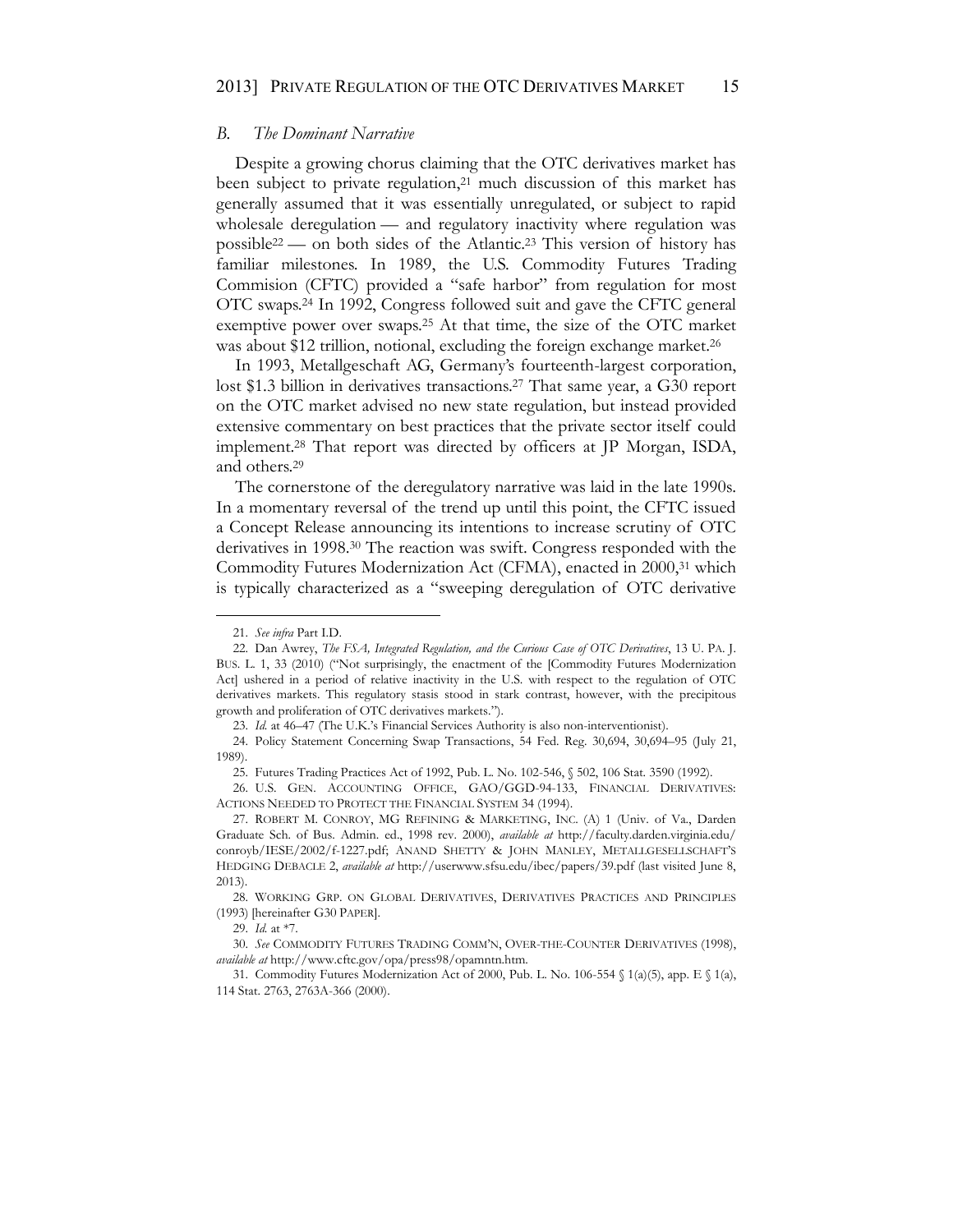### *B. The Dominant Narrative*

Despite a growing chorus claiming that the OTC derivatives market has been subject to private regulation,[21] much discussion of this market has generally assumed that it was essentially unregulated, or subject to rapid wholesale deregulation — and regulatory inactivity where regulation was possible[22] — on both sides of the Atlantic.[23] This version of history has familiar milestones. In 1989, the U.S. Commodity Futures Trading Commision (CFTC) provided a "safe harbor" from regulation for most OTC swaps.[24] In 1992, Congress followed suit and gave the CFTC general exemptive power over swaps.[25] At that time, the size of the OTC market was about $12 trillion, notional, excluding the foreign exchange market.[26]

In 1993, Metallgeschaft AG, Germany's fourteenth-largest corporation, lost $1.3 billion in derivatives transactions.[27] That same year, a G30 report on the OTC market advised no new state regulation, but instead provided extensive commentary on best practices that the private sector itself could implement.[28] That report was directed by officers at JP Morgan, ISDA, and others.[29]

The cornerstone of the deregulatory narrative was laid in the late 1990s. In a momentary reversal of the trend up until this point, the CFTC issued a Concept Release announcing its intentions to increase scrutiny of OTC derivatives in 1998.[30] The reaction was swift. Congress responded with the Commodity Futures Modernization Act (CFMA), enacted in 2000,[31] which is typically characterized as a "sweeping deregulation of OTC derivative

---

21. *See infra* Part I.D.

22. Dan Awrey, *The FSA, Integrated Regulation, and the Curious Case of OTC Derivatives*, 13 U. PA. J. BUS. L. 1, 33 (2010) ("Not surprisingly, the enactment of the [Commodity Futures Modernization Act] ushered in a period of relative inactivity in the U.S. with respect to the regulation of OTC derivatives markets. This regulatory stasis stood in stark contrast, however, with the precipitous growth and proliferation of OTC derivatives markets.").

23. *Id.* at 46–47 (The U.K.'s Financial Services Authority is also non-interventionist).

24. Policy Statement Concerning Swap Transactions, 54 Fed. Reg. 30,694, 30,694–95 (July 21, 1989).

25. Futures Trading Practices Act of 1992, Pub. L. No. 102-546, § 502, 106 Stat. 3590 (1992).

26. U.S. GEN. ACCOUNTING OFFICE, GAO/GGD-94-133, FINANCIAL DERIVATIVES: ACTIONS NEEDED TO PROTECT THE FINANCIAL SYSTEM 34 (1994).

27. ROBERT M. CONROY, MG REFINING & MARKETING, INC. (A) 1 (Univ. of Va., Darden Graduate Sch. of Bus. Admin. ed., 1998 rev. 2000), *available at* http://faculty.darden.virginia.edu/conroyb/IESE/2002/f-1227.pdf; ANAND SHETTY & JOHN MANLEY, METALLGESELLSCHAFT'S HEDGING DEBACLE 2, *available at* http://userwww.sfsu.edu/ibec/papers/39.pdf (last visited June 8, 2013).

28. WORKING GRP. ON GLOBAL DERIVATIVES, DERIVATIVES PRACTICES AND PRINCIPLES (1993) [hereinafter G30 PAPER].

29. *Id.* at *7.

30. *See* COMMODITY FUTURES TRADING COMM'N, OVER-THE-COUNTER DERIVATIVES (1998), *available at* http://www.cftc.gov/opa/press98/opamntn.htm.

31. Commodity Futures Modernization Act of 2000, Pub. L. No. 106-554 § 1(a)(5), app. E § 1(a), 114 Stat. 2763, 2763A-366 (2000).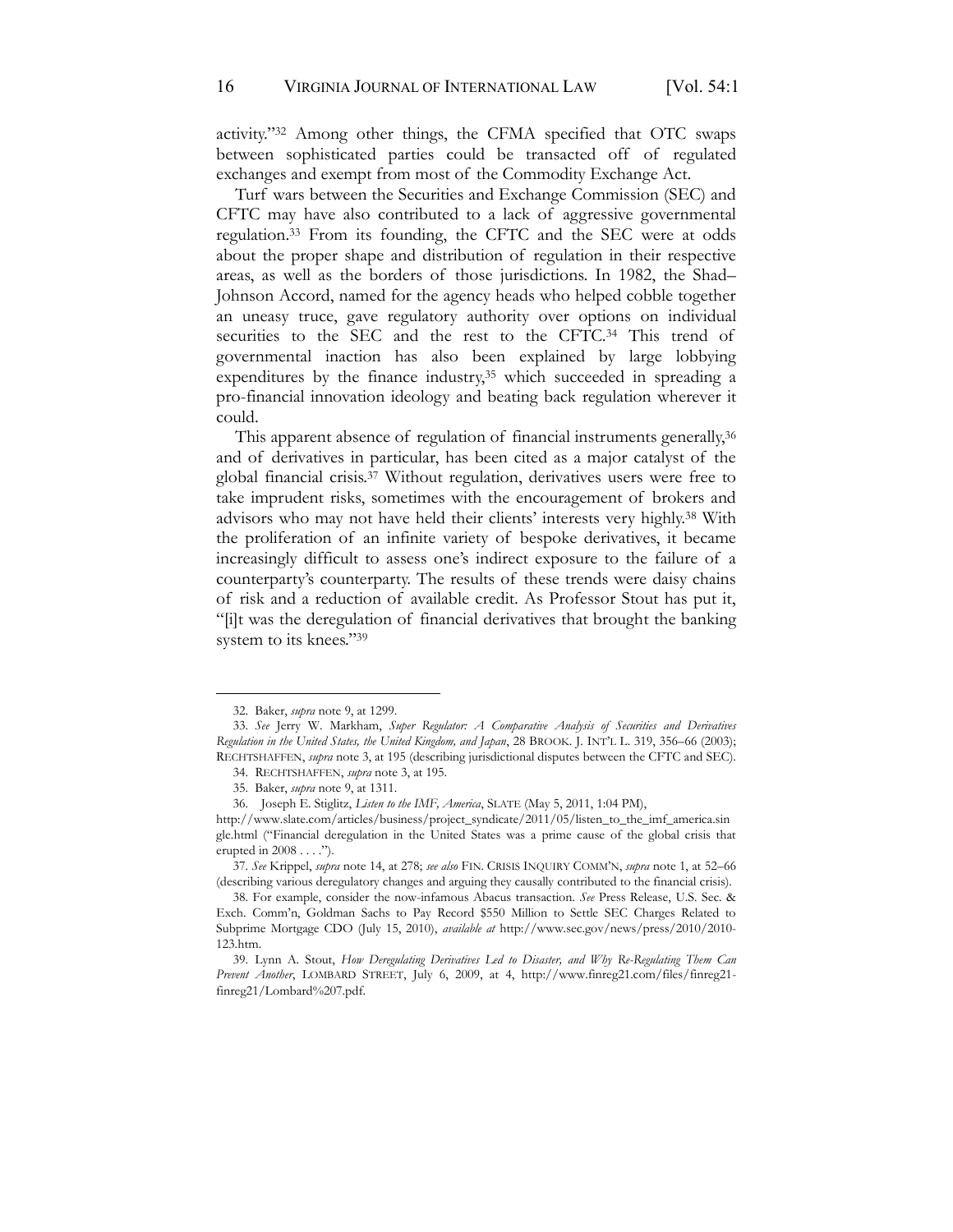activity."[32] Among other things, the CFMA specified that OTC swaps between sophisticated parties could be transacted off of regulated exchanges and exempt from most of the Commodity Exchange Act.

Turf wars between the Securities and Exchange Commission (SEC) and CFTC may have also contributed to a lack of aggressive governmental regulation.[33] From its founding, the CFTC and the SEC were at odds about the proper shape and distribution of regulation in their respective areas, as well as the borders of those jurisdictions. In 1982, the Shad–Johnson Accord, named for the agency heads who helped cobble together an uneasy truce, gave regulatory authority over options on individual securities to the SEC and the rest to the CFTC.[34] This trend of governmental inaction has also been explained by large lobbying expenditures by the finance industry,[35] which succeeded in spreading a pro-financial innovation ideology and beating back regulation wherever it could.

This apparent absence of regulation of financial instruments generally,[36] and of derivatives in particular, has been cited as a major catalyst of the global financial crisis.[37] Without regulation, derivatives users were free to take imprudent risks, sometimes with the encouragement of brokers and advisors who may not have held their clients' interests very highly.[38] With the proliferation of an infinite variety of bespoke derivatives, it became increasingly difficult to assess one's indirect exposure to the failure of a counterparty's counterparty. The results of these trends were daisy chains of risk and a reduction of available credit. As Professor Stout has put it, "[i]t was the deregulation of financial derivatives that brought the banking system to its knees."[39]

---

32. Baker, *supra* note 9, at 1299.

33. *See* Jerry W. Markham, *Super Regulator: A Comparative Analysis of Securities and Derivatives Regulation in the United States, the United Kingdom, and Japan*, 28 BROOK. J. INT'L L. 319, 356–66 (2003); RECHTSHAFFEN, *supra* note 3, at 195 (describing jurisdictional disputes between the CFTC and SEC).

34. RECHTSHAFFEN, *supra* note 3, at 195.

35. Baker, *supra* note 9, at 1311.

36. Joseph E. Stiglitz, *Listen to the IMF, America*, SLATE (May 5, 2011, 1:04 PM), http://www.slate.com/articles/business/project_syndicate/2011/05/listen_to_the_imf_america.single.html ("Financial deregulation in the United States was a prime cause of the global crisis that erupted in 2008 . . . .").

37. *See* Krippel, *supra* note 14, at 278; *see also* FIN. CRISIS INQUIRY COMM'N, *supra* note 1, at 52–66 (describing various deregulatory changes and arguing they causally contributed to the financial crisis).

38. For example, consider the now-infamous Abacus transaction. *See* Press Release, U.S. Sec. & Exch. Comm'n, Goldman Sachs to Pay Record $550 Million to Settle SEC Charges Related to Subprime Mortgage CDO (July 15, 2010), *available at* http://www.sec.gov/news/press/2010/2010-123.htm.

39. Lynn A. Stout, *How Deregulating Derivatives Led to Disaster, and Why Re-Regulating Them Can Prevent Another*, LOMBARD STREET, July 6, 2009, at 4, http://www.finreg21.com/files/finreg21-finreg21/Lombard%207.pdf.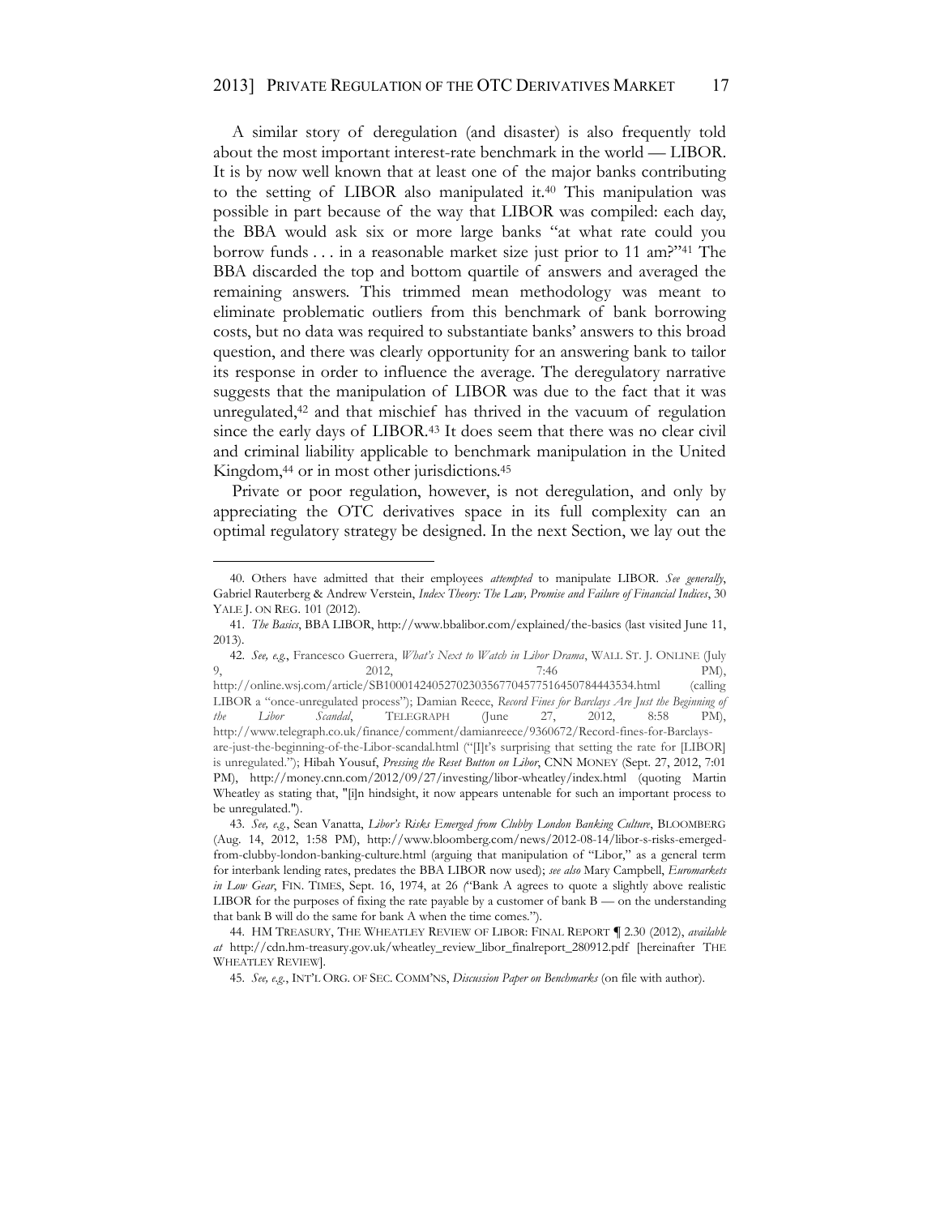A similar story of deregulation (and disaster) is also frequently told about the most important interest-rate benchmark in the world — LIBOR. It is by now well known that at least one of the major banks contributing to the setting of LIBOR also manipulated it.[40] This manipulation was possible in part because of the way that LIBOR was compiled: each day, the BBA would ask six or more large banks "at what rate could you borrow funds . . . in a reasonable market size just prior to 11 am?"[41] The BBA discarded the top and bottom quartile of answers and averaged the remaining answers. This trimmed mean methodology was meant to eliminate problematic outliers from this benchmark of bank borrowing costs, but no data was required to substantiate banks' answers to this broad question, and there was clearly opportunity for an answering bank to tailor its response in order to influence the average. The deregulatory narrative suggests that the manipulation of LIBOR was due to the fact that it was unregulated,[42] and that mischief has thrived in the vacuum of regulation since the early days of LIBOR.[43] It does seem that there was no clear civil and criminal liability applicable to benchmark manipulation in the United Kingdom,[44] or in most other jurisdictions.[45]

Private or poor regulation, however, is not deregulation, and only by appreciating the OTC derivatives space in its full complexity can an optimal regulatory strategy be designed. In the next Section, we lay out the

---

40. Others have admitted that their employees *attempted* to manipulate LIBOR. *See generally*, Gabriel Rauterberg & Andrew Verstein, *Index Theory: The Law, Promise and Failure of Financial Indices*, 30 YALE J. ON REG. 101 (2012).

41. *The Basics*, BBA LIBOR, http://www.bbalibor.com/explained/the-basics (last visited June 11, 2013).

42. *See, e.g.*, Francesco Guerrera, *What's Next to Watch in Libor Drama*, WALL ST. J. ONLINE (July 9, 2012, 7:46 PM), http://online.wsj.com/article/SB10001424052702303567704577516450784443534.html (calling LIBOR a "once-unregulated process"); Damian Reece, *Record Fines for Barclays Are Just the Beginning of the Libor Scandal*, TELEGRAPH (June 27, 2012, 8:58 PM), http://www.telegraph.co.uk/finance/comment/damianreece/9360672/Record-fines-for-Barclays-are-just-the-beginning-of-the-Libor-scandal.html ("[I]t's surprising that setting the rate for [LIBOR] is unregulated."); Hibah Yousuf, *Pressing the Reset Button on Libor*, CNN MONEY (Sept. 27, 2012, 7:01 PM), http://money.cnn.com/2012/09/27/investing/libor-wheatley/index.html (quoting Martin Wheatley as stating that, "[i]n hindsight, it now appears untenable for such an important process to be unregulated.").

43. *See, e.g.*, Sean Vanatta, *Libor's Risks Emerged from Clubby London Banking Culture*, BLOOMBERG (Aug. 14, 2012, 1:58 PM), http://www.bloomberg.com/news/2012-08-14/libor-s-risks-emerged-from-clubby-london-banking-culture.html (arguing that manipulation of "Libor," as a general term for interbank lending rates, predates the BBA LIBOR now used); *see also* Mary Campbell, *Euromarkets in Low Gear*, FIN. TIMES, Sept. 16, 1974, at 26 ("Bank A agrees to quote a slightly above realistic LIBOR for the purposes of fixing the rate payable by a customer of bank B — on the understanding that bank B will do the same for bank A when the time comes.").

44. HM TREASURY, THE WHEATLEY REVIEW OF LIBOR: FINAL REPORT ¶ 2.30 (2012), *available at* http://cdn.hm-treasury.gov.uk/wheatley_review_libor_finalreport_280912.pdf [hereinafter THE WHEATLEY REVIEW].

45. *See, e.g.*, INT'L ORG. OF SEC. COMM'NS, *Discussion Paper on Benchmarks* (on file with author).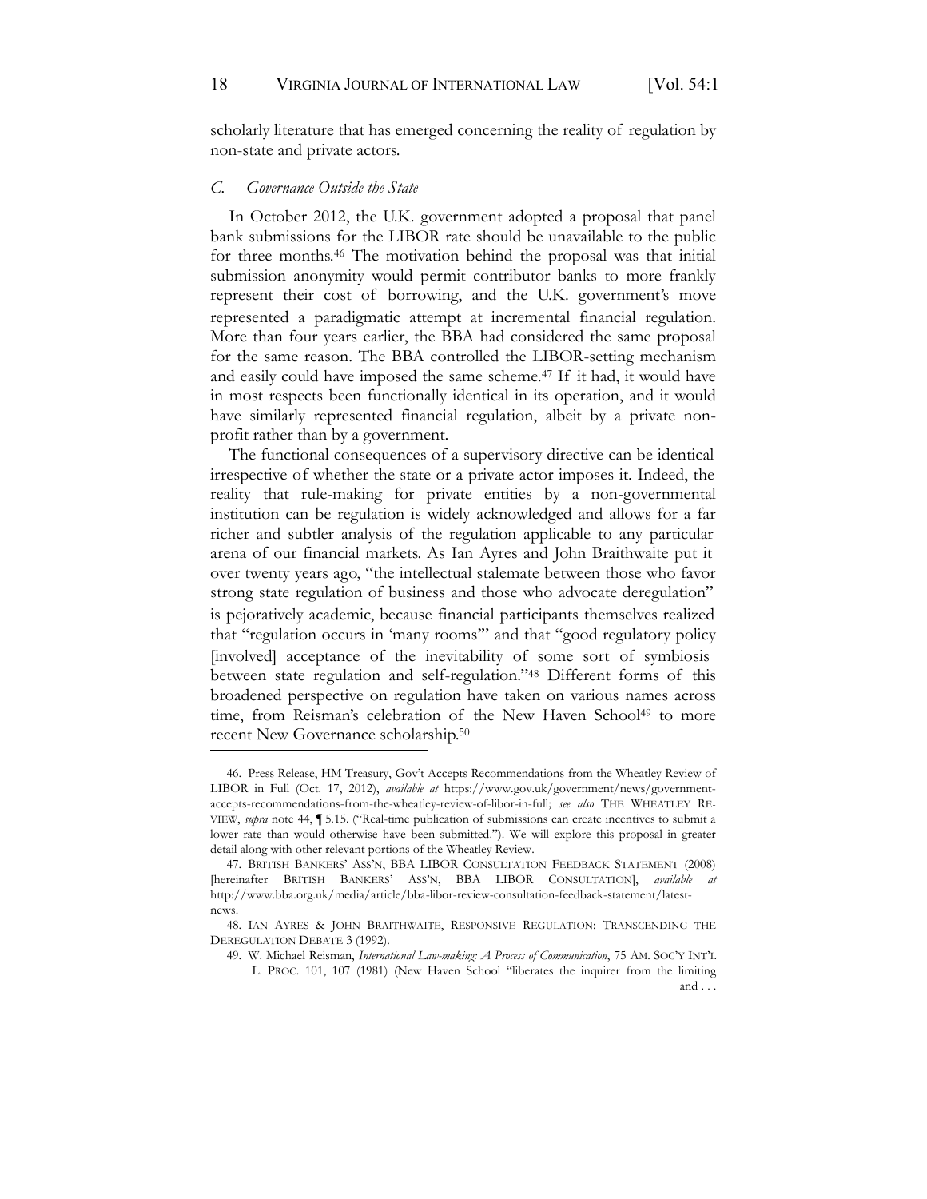scholarly literature that has emerged concerning the reality of regulation by non-state and private actors.

### *C. Governance Outside the State*

In October 2012, the U.K. government adopted a proposal that panel bank submissions for the LIBOR rate should be unavailable to the public for three months.[46] The motivation behind the proposal was that initial submission anonymity would permit contributor banks to more frankly represent their cost of borrowing, and the U.K. government's move represented a paradigmatic attempt at incremental financial regulation. More than four years earlier, the BBA had considered the same proposal for the same reason. The BBA controlled the LIBOR-setting mechanism and easily could have imposed the same scheme.[47] If it had, it would have in most respects been functionally identical in its operation, and it would have similarly represented financial regulation, albeit by a private non-profit rather than by a government.

The functional consequences of a supervisory directive can be identical irrespective of whether the state or a private actor imposes it. Indeed, the reality that rule-making for private entities by a non-governmental institution can be regulation is widely acknowledged and allows for a far richer and subtler analysis of the regulation applicable to any particular arena of our financial markets. As Ian Ayres and John Braithwaite put it over twenty years ago, "the intellectual stalemate between those who favor strong state regulation of business and those who advocate deregulation" is pejoratively academic, because financial participants themselves realized that "regulation occurs in 'many rooms'" and that "good regulatory policy [involved] acceptance of the inevitability of some sort of symbiosis between state regulation and self-regulation."[48] Different forms of this broadened perspective on regulation have taken on various names across time, from Reisman's celebration of the New Haven School[49] to more recent New Governance scholarship.[50]

---

46. Press Release, HM Treasury, Gov't Accepts Recommendations from the Wheatley Review of LIBOR in Full (Oct. 17, 2012), *available at* https://www.gov.uk/government/news/government-accepts-recommendations-from-the-wheatley-review-of-libor-in-full; *see also* THE WHEATLEY REVIEW, *supra* note 44, ¶ 5.15. ("Real-time publication of submissions can create incentives to submit a lower rate than would otherwise have been submitted."). We will explore this proposal in greater detail along with other relevant portions of the Wheatley Review.

47. BRITISH BANKERS' ASS'N, BBA LIBOR CONSULTATION FEEDBACK STATEMENT (2008) [hereinafter BRITISH BANKERS' ASS'N, BBA LIBOR CONSULTATION], *available at* http://www.bba.org.uk/media/article/bba-libor-review-consultation-feedback-statement/latest-news.

48. IAN AYRES & JOHN BRAITHWAITE, RESPONSIVE REGULATION: TRANSCENDING THE DEREGULATION DEBATE 3 (1992).

49. W. Michael Reisman, *International Law-making: A Process of Communication*, 75 AM. SOC'Y INT'L L. PROC. 101, 107 (1981) (New Haven School "liberates the inquirer from the limiting and . . .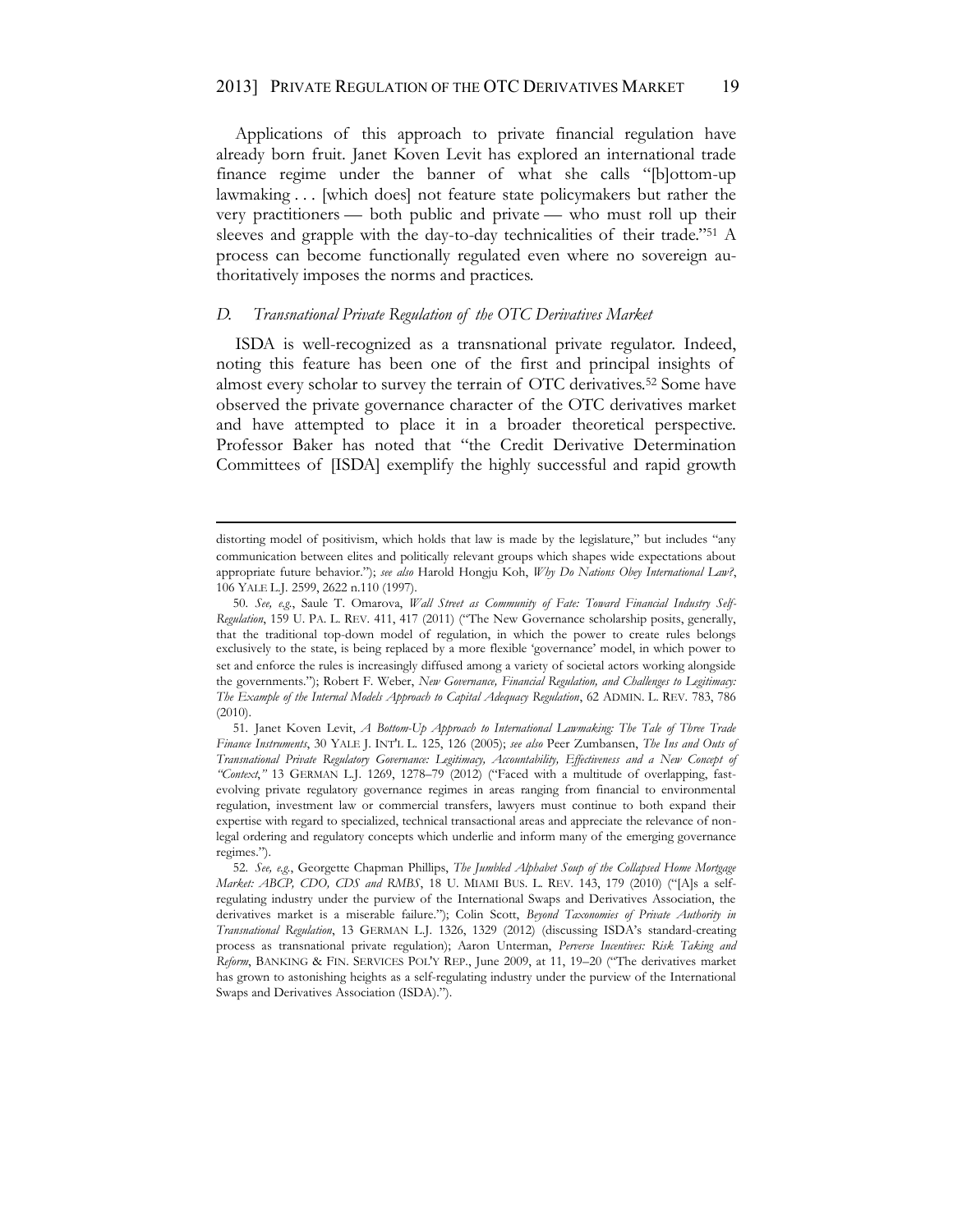Applications of this approach to private financial regulation have already born fruit. Janet Koven Levit has explored an international trade finance regime under the banner of what she calls "[b]ottom-up lawmaking . . . [which does] not feature state policymakers but rather the very practitioners — both public and private — who must roll up their sleeves and grapple with the day-to-day technicalities of their trade."[51] A process can become functionally regulated even where no sovereign authoritatively imposes the norms and practices.

### *D. Transnational Private Regulation of the OTC Derivatives Market*

ISDA is well-recognized as a transnational private regulator. Indeed, noting this feature has been one of the first and principal insights of almost every scholar to survey the terrain of OTC derivatives.[52] Some have observed the private governance character of the OTC derivatives market and have attempted to place it in a broader theoretical perspective. Professor Baker has noted that "the Credit Derivative Determination Committees of [ISDA] exemplify the highly successful and rapid growth

---

distorting model of positivism, which holds that law is made by the legislature," but includes "any communication between elites and politically relevant groups which shapes wide expectations about appropriate future behavior."); *see also* Harold Hongju Koh, *Why Do Nations Obey International Law?*, 106 YALE L.J. 2599, 2622 n.110 (1997).

50. *See, e.g.*, Saule T. Omarova, *Wall Street as Community of Fate: Toward Financial Industry Self-Regulation*, 159 U. PA. L. REV. 411, 417 (2011) ("The New Governance scholarship posits, generally, that the traditional top-down model of regulation, in which the power to create rules belongs exclusively to the state, is being replaced by a more flexible 'governance' model, in which power to set and enforce the rules is increasingly diffused among a variety of societal actors working alongside the governments."); Robert F. Weber, *New Governance, Financial Regulation, and Challenges to Legitimacy: The Example of the Internal Models Approach to Capital Adequacy Regulation*, 62 ADMIN. L. REV. 783, 786 (2010).

51. Janet Koven Levit, *A Bottom-Up Approach to International Lawmaking: The Tale of Three Trade Finance Instruments*, 30 YALE J. INT'L L. 125, 126 (2005); *see also* Peer Zumbansen, *The Ins and Outs of Transnational Private Regulatory Governance: Legitimacy, Accountability, Effectiveness and a New Concept of "Context*,*"* 13 GERMAN L.J. 1269, 1278–79 (2012) ("Faced with a multitude of overlapping, fast-evolving private regulatory governance regimes in areas ranging from financial to environmental regulation, investment law or commercial transfers, lawyers must continue to both expand their expertise with regard to specialized, technical transactional areas and appreciate the relevance of non-legal ordering and regulatory concepts which underlie and inform many of the emerging governance regimes.").

52. *See, e.g.*, Georgette Chapman Phillips, *The Jumbled Alphabet Soup of the Collapsed Home Mortgage Market: ABCP, CDO, CDS and RMBS*, 18 U. MIAMI BUS. L. REV. 143, 179 (2010) ("[A]s a self-regulating industry under the purview of the International Swaps and Derivatives Association, the derivatives market is a miserable failure."); Colin Scott, *Beyond Taxonomies of Private Authority in Transnational Regulation*, 13 GERMAN L.J. 1326, 1329 (2012) (discussing ISDA's standard-creating process as transnational private regulation); Aaron Unterman, *Perverse Incentives: Risk Taking and Reform*, BANKING & FIN. SERVICES POL'Y REP., June 2009, at 11, 19–20 ("The derivatives market has grown to astonishing heights as a self-regulating industry under the purview of the International Swaps and Derivatives Association (ISDA).").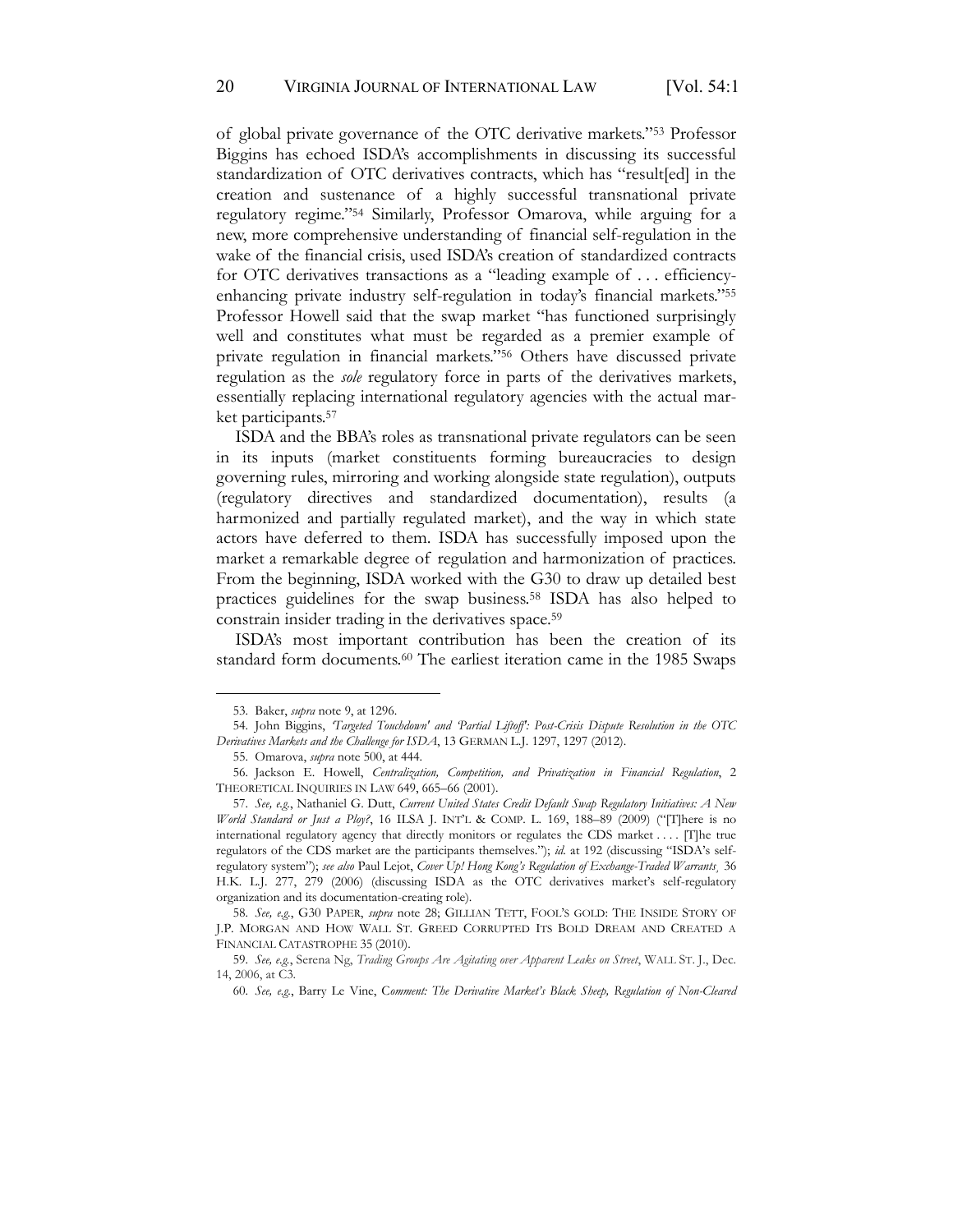of global private governance of the OTC derivative markets."[53] Professor Biggins has echoed ISDA's accomplishments in discussing its successful standardization of OTC derivatives contracts, which has "result[ed] in the creation and sustenance of a highly successful transnational private regulatory regime."[54] Similarly, Professor Omarova, while arguing for a new, more comprehensive understanding of financial self-regulation in the wake of the financial crisis, used ISDA's creation of standardized contracts for OTC derivatives transactions as a "leading example of . . . efficiency-enhancing private industry self-regulation in today's financial markets."[55] Professor Howell said that the swap market "has functioned surprisingly well and constitutes what must be regarded as a premier example of private regulation in financial markets."[56] Others have discussed private regulation as the *sole* regulatory force in parts of the derivatives markets, essentially replacing international regulatory agencies with the actual market participants.[57]

ISDA and the BBA's roles as transnational private regulators can be seen in its inputs (market constituents forming bureaucracies to design governing rules, mirroring and working alongside state regulation), outputs (regulatory directives and standardized documentation), results (a harmonized and partially regulated market), and the way in which state actors have deferred to them. ISDA has successfully imposed upon the market a remarkable degree of regulation and harmonization of practices. From the beginning, ISDA worked with the G30 to draw up detailed best practices guidelines for the swap business.[58] ISDA has also helped to constrain insider trading in the derivatives space.[59]

ISDA's most important contribution has been the creation of its standard form documents.[60] The earliest iteration came in the 1985 Swaps

---

53. Baker, *supra* note 9, at 1296.

54. John Biggins, *'Targeted Touchdown' and 'Partial Liftoff': Post-Crisis Dispute Resolution in the OTC Derivatives Markets and the Challenge for ISDA*, 13 GERMAN L.J. 1297, 1297 (2012).

55. Omarova, *supra* note 500, at 444.

56. Jackson E. Howell, *Centralization, Competition, and Privatization in Financial Regulation*, 2 THEORETICAL INQUIRIES IN LAW 649, 665–66 (2001).

57. *See, e.g.*, Nathaniel G. Dutt, *Current United States Credit Default Swap Regulatory Initiatives: A New World Standard or Just a Ploy?*, 16 ILSA J. INT'L & COMP. L. 169, 188–89 (2009) ("[T]here is no international regulatory agency that directly monitors or regulates the CDS market . . . . [T]he true regulators of the CDS market are the participants themselves."); *id.* at 192 (discussing "ISDA's self-regulatory system"); *see also* Paul Lejot, *Cover Up! Hong Kong's Regulation of Exchange-Traded Warrants*, 36 H.K. L.J. 277, 279 (2006) (discussing ISDA as the OTC derivatives market's self-regulatory organization and its documentation-creating role).

58. *See, e.g.*, G30 PAPER, *supra* note 28; GILLIAN TETT, FOOL'S GOLD: THE INSIDE STORY OF J.P. MORGAN AND HOW WALL ST. GREED CORRUPTED ITS BOLD DREAM AND CREATED A FINANCIAL CATASTROPHE 35 (2010).

59. *See, e.g.*, Serena Ng, *Trading Groups Are Agitating over Apparent Leaks on Street*, WALL ST. J., Dec. 14, 2006, at C3.

60. *See, e.g.*, Barry Le Vine, *Comment: The Derivative Market's Black Sheep, Regulation of Non-Cleared*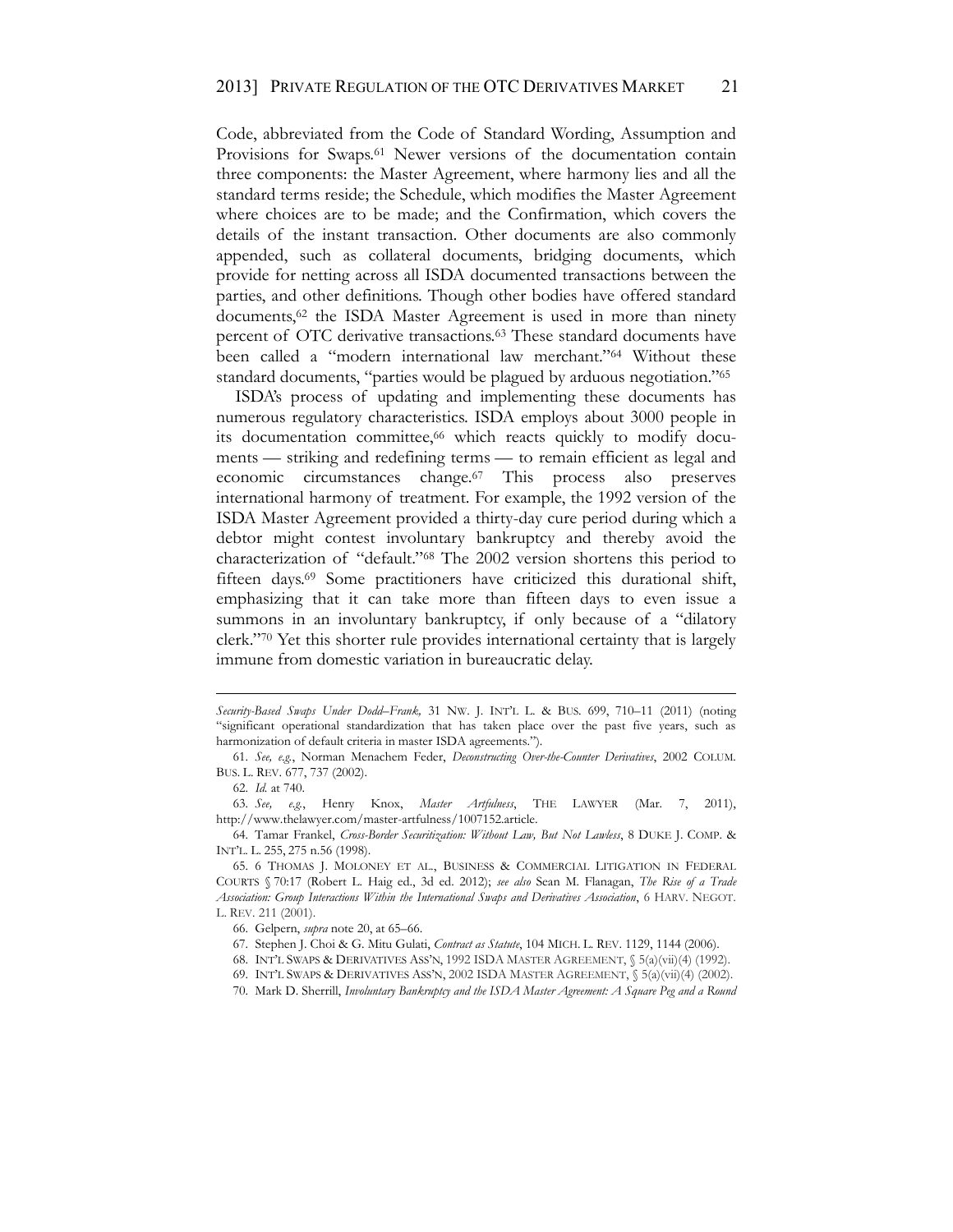Code, abbreviated from the Code of Standard Wording, Assumption and Provisions for Swaps.[61] Newer versions of the documentation contain three components: the Master Agreement, where harmony lies and all the standard terms reside; the Schedule, which modifies the Master Agreement where choices are to be made; and the Confirmation, which covers the details of the instant transaction. Other documents are also commonly appended, such as collateral documents, bridging documents, which provide for netting across all ISDA documented transactions between the parties, and other definitions. Though other bodies have offered standard documents,[62] the ISDA Master Agreement is used in more than ninety percent of OTC derivative transactions.[63] These standard documents have been called a "modern international law merchant."[64] Without these standard documents, "parties would be plagued by arduous negotiation."[65]

ISDA's process of updating and implementing these documents has numerous regulatory characteristics. ISDA employs about 3000 people in its documentation committee,[66] which reacts quickly to modify documents — striking and redefining terms — to remain efficient as legal and economic circumstances change.[67] This process also preserves international harmony of treatment. For example, the 1992 version of the ISDA Master Agreement provided a thirty-day cure period during which a debtor might contest involuntary bankruptcy and thereby avoid the characterization of "default."[68] The 2002 version shortens this period to fifteen days.[69] Some practitioners have criticized this durational shift, emphasizing that it can take more than fifteen days to even issue a summons in an involuntary bankruptcy, if only because of a "dilatory clerk."[70] Yet this shorter rule provides international certainty that is largely immune from domestic variation in bureaucratic delay.

---

*Security-Based Swaps Under Dodd–Frank,* 31 NW. J. INT'L L. & BUS. 699, 710–11 (2011) (noting "significant operational standardization that has taken place over the past five years, such as harmonization of default criteria in master ISDA agreements.").

61. *See, e.g.*, Norman Menachem Feder, *Deconstructing Over-the-Counter Derivatives*, 2002 COLUM. BUS. L. REV. 677, 737 (2002).

62. *Id.* at 740.

63. *See, e.g.*, Henry Knox, *Master Artfulness*, THE LAWYER (Mar. 7, 2011), http://www.thelawyer.com/master-artfulness/1007152.article.

64. Tamar Frankel, *Cross-Border Securitization: Without Law, But Not Lawless*, 8 DUKE J. COMP. & INT'L L. 255, 275 n.56 (1998).

65. 6 THOMAS J. MOLONEY ET AL., BUSINESS & COMMERCIAL LITIGATION IN FEDERAL COURTS § 70:17 (Robert L. Haig ed., 3d ed. 2012); *see also* Sean M. Flanagan, *The Rise of a Trade Association: Group Interactions Within the International Swaps and Derivatives Association*, 6 HARV. NEGOT. L. REV. 211 (2001).

66. Gelpern, *supra* note 20, at 65–66.

67. Stephen J. Choi & G. Mitu Gulati, *Contract as Statute*, 104 MICH. L. REV. 1129, 1144 (2006).

68. INT'L SWAPS & DERIVATIVES ASS'N, 1992 ISDA MASTER AGREEMENT, § 5(a)(vii)(4) (1992).

69. INT'L SWAPS & DERIVATIVES ASS'N, 2002 ISDA MASTER AGREEMENT, § 5(a)(vii)(4) (2002).

70. Mark D. Sherrill, *Involuntary Bankruptcy and the ISDA Master Agreement: A Square Peg and a Round*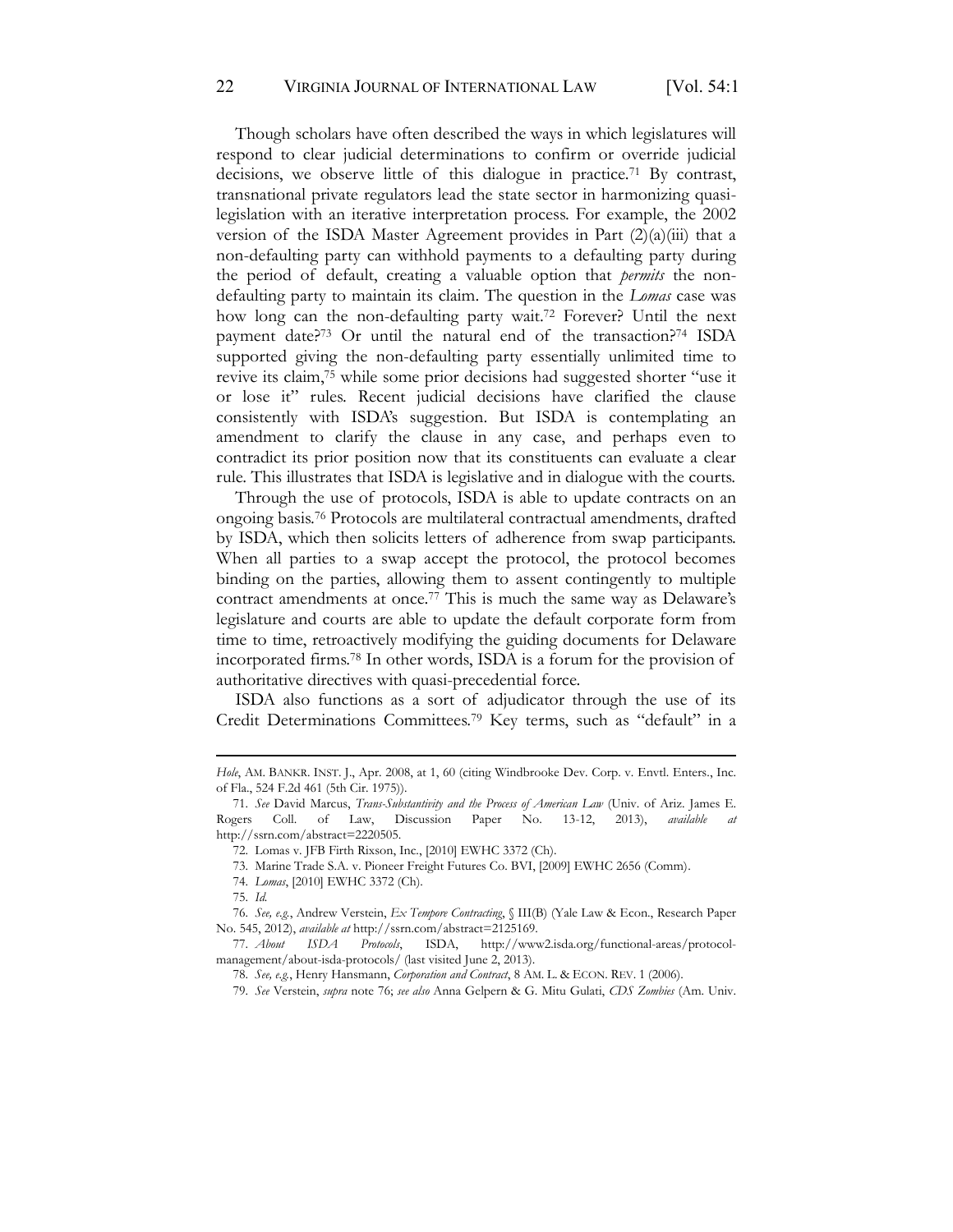Though scholars have often described the ways in which legislatures will respond to clear judicial determinations to confirm or override judicial decisions, we observe little of this dialogue in practice.[71] By contrast, transnational private regulators lead the state sector in harmonizing quasi-legislation with an iterative interpretation process. For example, the 2002 version of the ISDA Master Agreement provides in Part (2)(a)(iii) that a non-defaulting party can withhold payments to a defaulting party during the period of default, creating a valuable option that *permits* the non-defaulting party to maintain its claim. The question in the *Lomas* case was how long can the non-defaulting party wait.[72] Forever? Until the next payment date?[73] Or until the natural end of the transaction?[74] ISDA supported giving the non-defaulting party essentially unlimited time to revive its claim,[75] while some prior decisions had suggested shorter "use it or lose it" rules. Recent judicial decisions have clarified the clause consistently with ISDA's suggestion. But ISDA is contemplating an amendment to clarify the clause in any case, and perhaps even to contradict its prior position now that its constituents can evaluate a clear rule. This illustrates that ISDA is legislative and in dialogue with the courts.

Through the use of protocols, ISDA is able to update contracts on an ongoing basis.[76] Protocols are multilateral contractual amendments, drafted by ISDA, which then solicits letters of adherence from swap participants. When all parties to a swap accept the protocol, the protocol becomes binding on the parties, allowing them to assent contingently to multiple contract amendments at once.[77] This is much the same way as Delaware's legislature and courts are able to update the default corporate form from time to time, retroactively modifying the guiding documents for Delaware incorporated firms.[78] In other words, ISDA is a forum for the provision of authoritative directives with quasi-precedential force.

ISDA also functions as a sort of adjudicator through the use of its Credit Determinations Committees.[79] Key terms, such as "default" in a

---

*Hole*, AM. BANKR. INST. J., Apr. 2008, at 1, 60 (citing Windbrooke Dev. Corp. v. Envtl. Enters., Inc. of Fla., 524 F.2d 461 (5th Cir. 1975)).

71. *See* David Marcus, *Trans-Substantivity and the Process of American Law* (Univ. of Ariz. James E. Rogers Coll. of Law, Discussion Paper No. 13-12, 2013), *available at* http://ssrn.com/abstract=2220505.

72. Lomas v. JFB Firth Rixson, Inc., [2010] EWHC 3372 (Ch).

73. Marine Trade S.A. v. Pioneer Freight Futures Co. BVI, [2009] EWHC 2656 (Comm).

74. *Lomas*, [2010] EWHC 3372 (Ch).

75. *Id.*

76. *See, e.g.*, Andrew Verstein, *Ex Tempore Contracting*, § III(B) (Yale Law & Econ., Research Paper No. 545, 2012), *available at* http://ssrn.com/abstract=2125169.

77. *About ISDA Protocols*, ISDA, http://www2.isda.org/functional-areas/protocol-management/about-isda-protocols/ (last visited June 2, 2013).

78. *See, e.g.*, Henry Hansmann, *Corporation and Contract*, 8 AM. L. & ECON. REV. 1 (2006).

79. *See* Verstein, *supra* note 76; *see also* Anna Gelpern & G. Mitu Gulati, *CDS Zombies* (Am. Univ.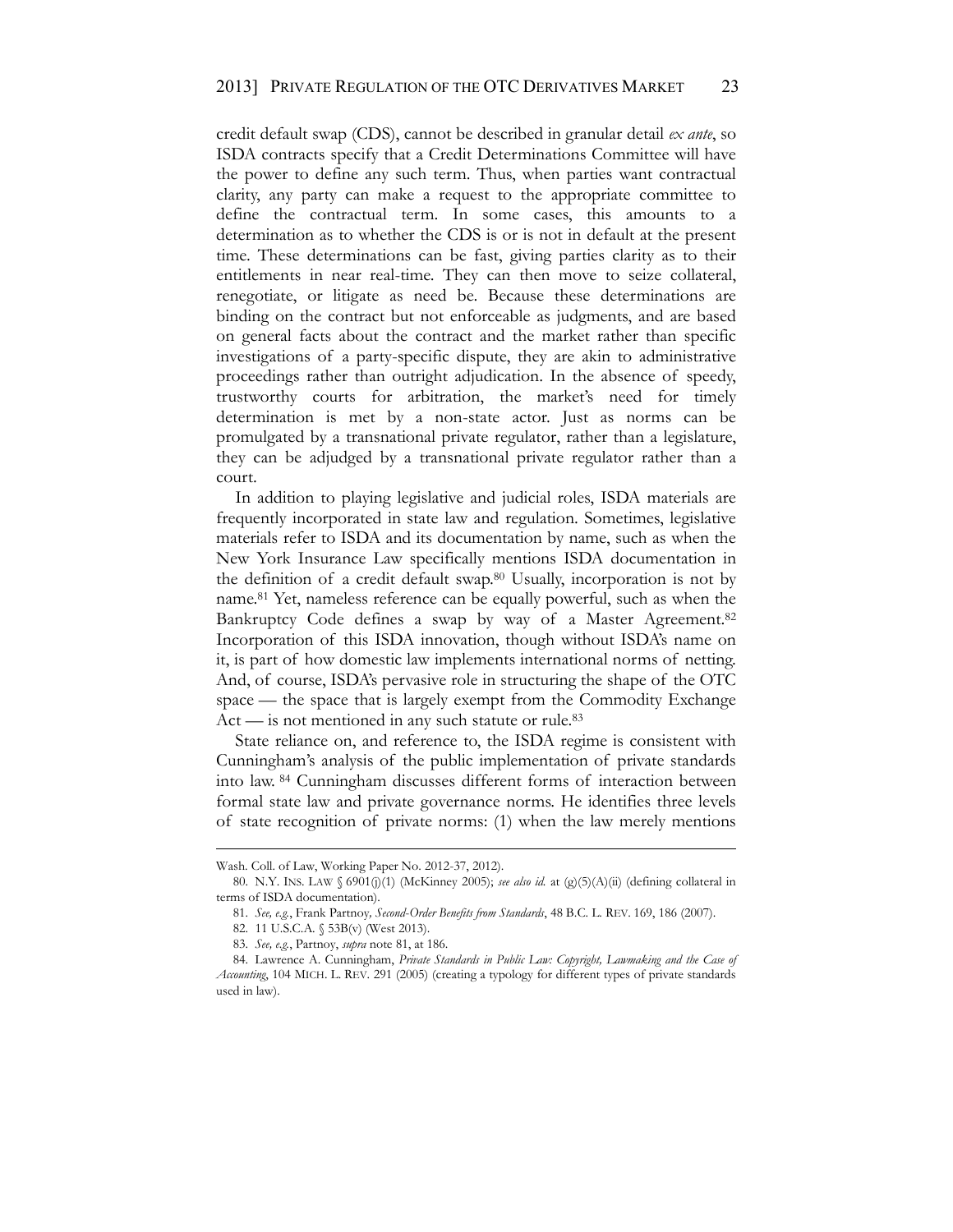credit default swap (CDS), cannot be described in granular detail *ex ante*, so ISDA contracts specify that a Credit Determinations Committee will have the power to define any such term. Thus, when parties want contractual clarity, any party can make a request to the appropriate committee to define the contractual term. In some cases, this amounts to a determination as to whether the CDS is or is not in default at the present time. These determinations can be fast, giving parties clarity as to their entitlements in near real-time. They can then move to seize collateral, renegotiate, or litigate as need be. Because these determinations are binding on the contract but not enforceable as judgments, and are based on general facts about the contract and the market rather than specific investigations of a party-specific dispute, they are akin to administrative proceedings rather than outright adjudication. In the absence of speedy, trustworthy courts for arbitration, the market's need for timely determination is met by a non-state actor. Just as norms can be promulgated by a transnational private regulator, rather than a legislature, they can be adjudged by a transnational private regulator rather than a court.

In addition to playing legislative and judicial roles, ISDA materials are frequently incorporated in state law and regulation. Sometimes, legislative materials refer to ISDA and its documentation by name, such as when the New York Insurance Law specifically mentions ISDA documentation in the definition of a credit default swap.[80] Usually, incorporation is not by name.[81] Yet, nameless reference can be equally powerful, such as when the Bankruptcy Code defines a swap by way of a Master Agreement.[82] Incorporation of this ISDA innovation, though without ISDA's name on it, is part of how domestic law implements international norms of netting. And, of course, ISDA's pervasive role in structuring the shape of the OTC space — the space that is largely exempt from the Commodity Exchange Act — is not mentioned in any such statute or rule.[83]

State reliance on, and reference to, the ISDA regime is consistent with Cunningham's analysis of the public implementation of private standards into law.[84] Cunningham discusses different forms of interaction between formal state law and private governance norms. He identifies three levels of state recognition of private norms: (1) when the law merely mentions

---

Wash. Coll. of Law, Working Paper No. 2012-37, 2012).

80. N.Y. INS. LAW § 6901(j)(1) (McKinney 2005); *see also id.* at (g)(5)(A)(ii) (defining collateral in terms of ISDA documentation).

81. *See, e.g.*, Frank Partnoy, *Second-Order Benefits from Standards*, 48 B.C. L. REV. 169, 186 (2007).

82. 11 U.S.C.A. § 53B(v) (West 2013).

83. *See, e.g.*, Partnoy, *supra* note 81, at 186.

84. Lawrence A. Cunningham, *Private Standards in Public Law: Copyright, Lawmaking and the Case of Accounting*, 104 MICH. L. REV. 291 (2005) (creating a typology for different types of private standards used in law).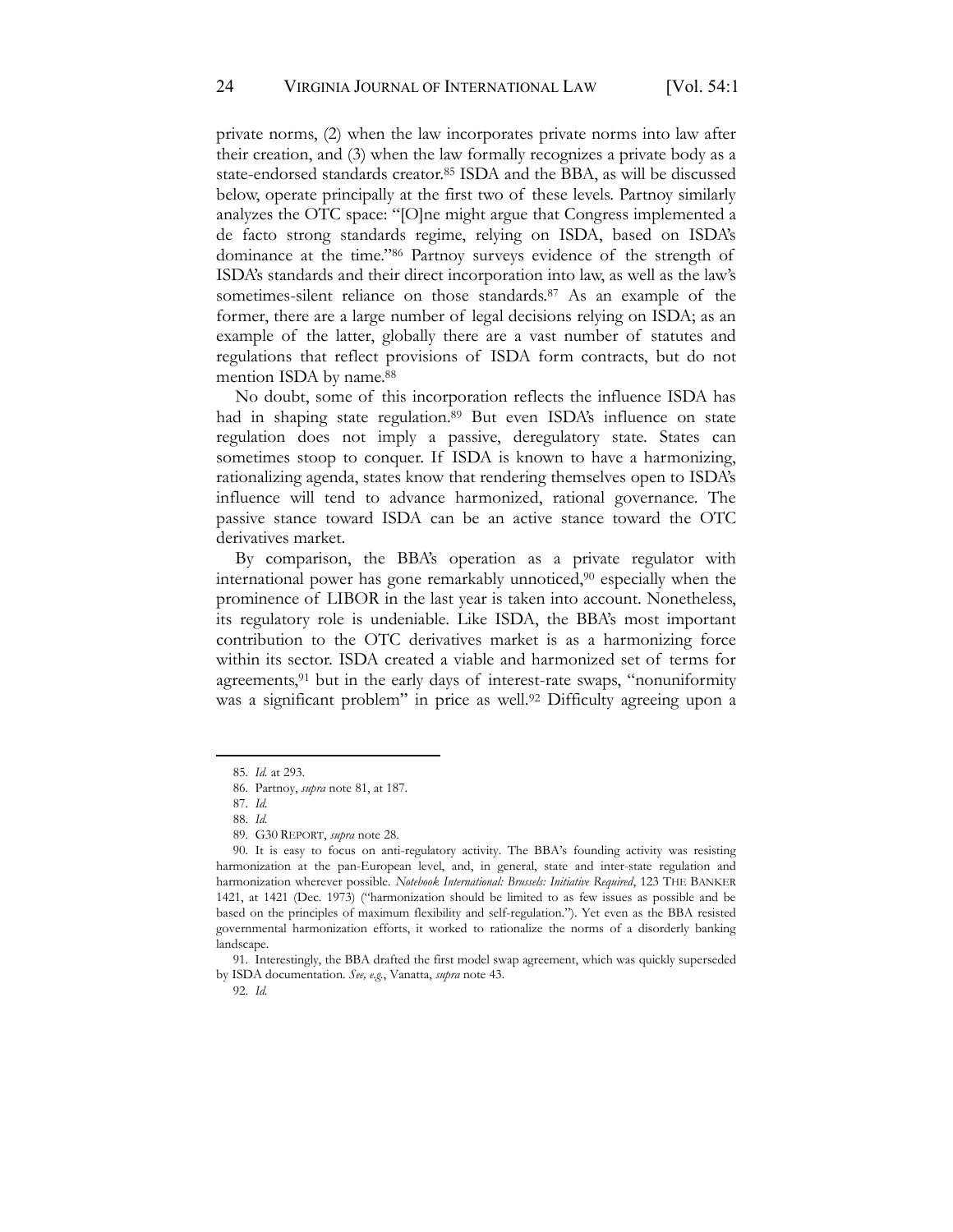private norms, (2) when the law incorporates private norms into law after their creation, and (3) when the law formally recognizes a private body as a state-endorsed standards creator.[85] ISDA and the BBA, as will be discussed below, operate principally at the first two of these levels. Partnoy similarly analyzes the OTC space: "[O]ne might argue that Congress implemented a de facto strong standards regime, relying on ISDA, based on ISDA's dominance at the time."[86] Partnoy surveys evidence of the strength of ISDA's standards and their direct incorporation into law, as well as the law's sometimes-silent reliance on those standards.[87] As an example of the former, there are a large number of legal decisions relying on ISDA; as an example of the latter, globally there are a vast number of statutes and regulations that reflect provisions of ISDA form contracts, but do not mention ISDA by name.[88]

No doubt, some of this incorporation reflects the influence ISDA has had in shaping state regulation.[89] But even ISDA's influence on state regulation does not imply a passive, deregulatory state. States can sometimes stoop to conquer. If ISDA is known to have a harmonizing, rationalizing agenda, states know that rendering themselves open to ISDA's influence will tend to advance harmonized, rational governance. The passive stance toward ISDA can be an active stance toward the OTC derivatives market.

By comparison, the BBA's operation as a private regulator with international power has gone remarkably unnoticed,[90] especially when the prominence of LIBOR in the last year is taken into account. Nonetheless, its regulatory role is undeniable. Like ISDA, the BBA's most important contribution to the OTC derivatives market is as a harmonizing force within its sector. ISDA created a viable and harmonized set of terms for agreements,[91] but in the early days of interest-rate swaps, "nonuniformity was a significant problem" in price as well.[92] Difficulty agreeing upon a

---

85. *Id.* at 293.

86. Partnoy, *supra* note 81, at 187.

87. *Id.*

88. *Id.*

89. G30 REPORT, *supra* note 28.

90. It is easy to focus on anti-regulatory activity. The BBA's founding activity was resisting harmonization at the pan-European level, and, in general, state and inter-state regulation and harmonization wherever possible. *Notebook International: Brussels: Initiative Required*, 123 THE BANKER 1421, at 1421 (Dec. 1973) ("harmonization should be limited to as few issues as possible and be based on the principles of maximum flexibility and self-regulation."). Yet even as the BBA resisted governmental harmonization efforts, it worked to rationalize the norms of a disorderly banking landscape.

91. Interestingly, the BBA drafted the first model swap agreement, which was quickly superseded by ISDA documentation. *See, e.g.*, Vanatta, *supra* note 43.

92. *Id.*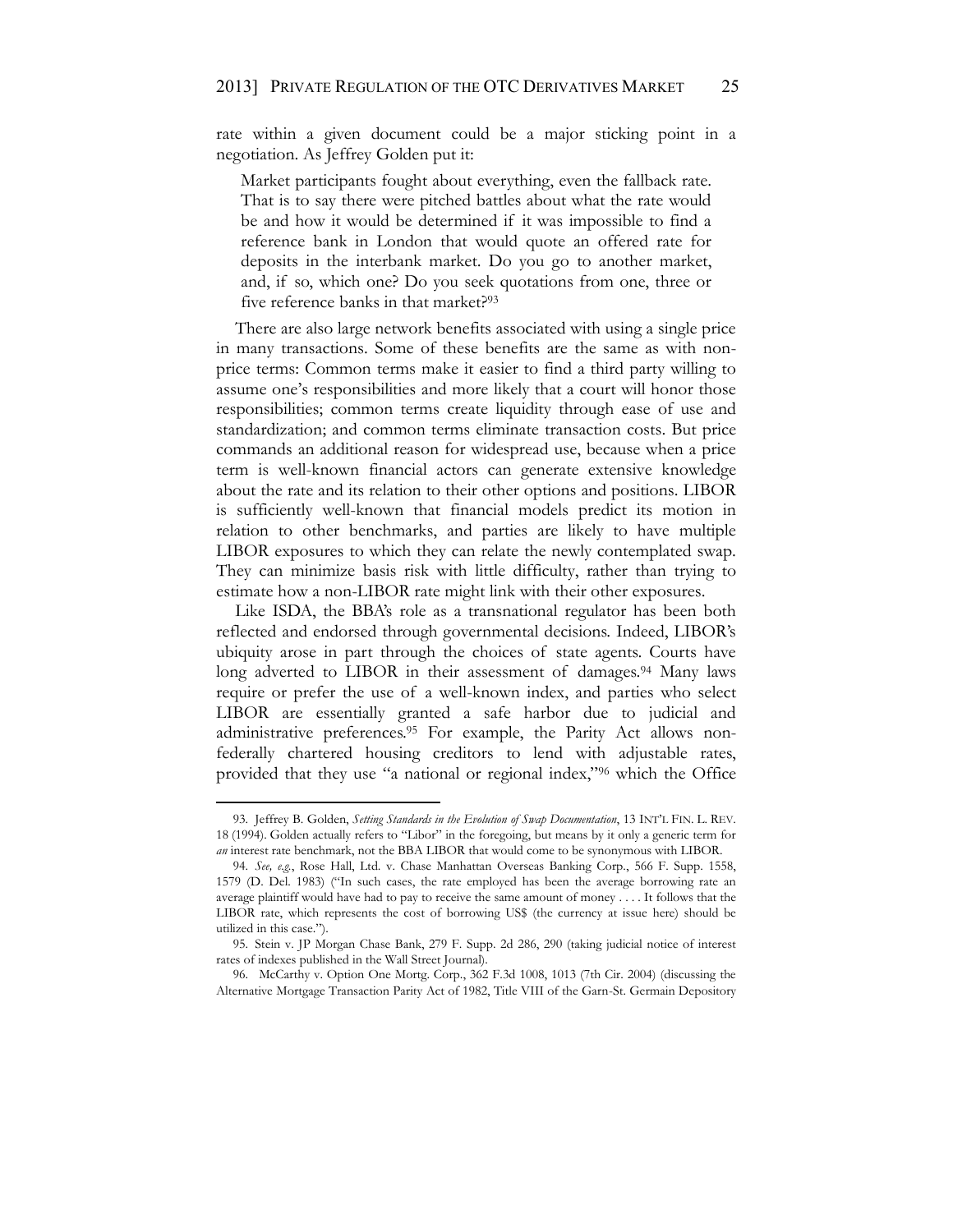rate within a given document could be a major sticking point in a negotiation. As Jeffrey Golden put it:

> Market participants fought about everything, even the fallback rate. That is to say there were pitched battles about what the rate would be and how it would be determined if it was impossible to find a reference bank in London that would quote an offered rate for deposits in the interbank market. Do you go to another market, and, if so, which one? Do you seek quotations from one, three or five reference banks in that market?[93]

There are also large network benefits associated with using a single price in many transactions. Some of these benefits are the same as with non-price terms: Common terms make it easier to find a third party willing to assume one's responsibilities and more likely that a court will honor those responsibilities; common terms create liquidity through ease of use and standardization; and common terms eliminate transaction costs. But price commands an additional reason for widespread use, because when a price term is well-known financial actors can generate extensive knowledge about the rate and its relation to their other options and positions. LIBOR is sufficiently well-known that financial models predict its motion in relation to other benchmarks, and parties are likely to have multiple LIBOR exposures to which they can relate the newly contemplated swap. They can minimize basis risk with little difficulty, rather than trying to estimate how a non-LIBOR rate might link with their other exposures.

Like ISDA, the BBA's role as a transnational regulator has been both reflected and endorsed through governmental decisions. Indeed, LIBOR's ubiquity arose in part through the choices of state agents. Courts have long adverted to LIBOR in their assessment of damages.[94] Many laws require or prefer the use of a well-known index, and parties who select LIBOR are essentially granted a safe harbor due to judicial and administrative preferences.[95] For example, the Parity Act allows non-federally chartered housing creditors to lend with adjustable rates, provided that they use "a national or regional index,"[96] which the Office

---

93. Jeffrey B. Golden, *Setting Standards in the Evolution of Swap Documentation*, 13 INT'L FIN. L. REV. 18 (1994). Golden actually refers to "Libor" in the foregoing, but means by it only a generic term for *an* interest rate benchmark, not the BBA LIBOR that would come to be synonymous with LIBOR.

94. *See, e.g.*, Rose Hall, Ltd. v. Chase Manhattan Overseas Banking Corp., 566 F. Supp. 1558, 1579 (D. Del. 1983) ("In such cases, the rate employed has been the average borrowing rate an average plaintiff would have had to pay to receive the same amount of money . . . . It follows that the LIBOR rate, which represents the cost of borrowing US$ (the currency at issue here) should be utilized in this case.").

95. Stein v. JP Morgan Chase Bank, 279 F. Supp. 2d 286, 290 (taking judicial notice of interest rates of indexes published in the Wall Street Journal).

96. McCarthy v. Option One Mortg. Corp., 362 F.3d 1008, 1013 (7th Cir. 2004) (discussing the Alternative Mortgage Transaction Parity Act of 1982, Title VIII of the Garn-St. Germain Depository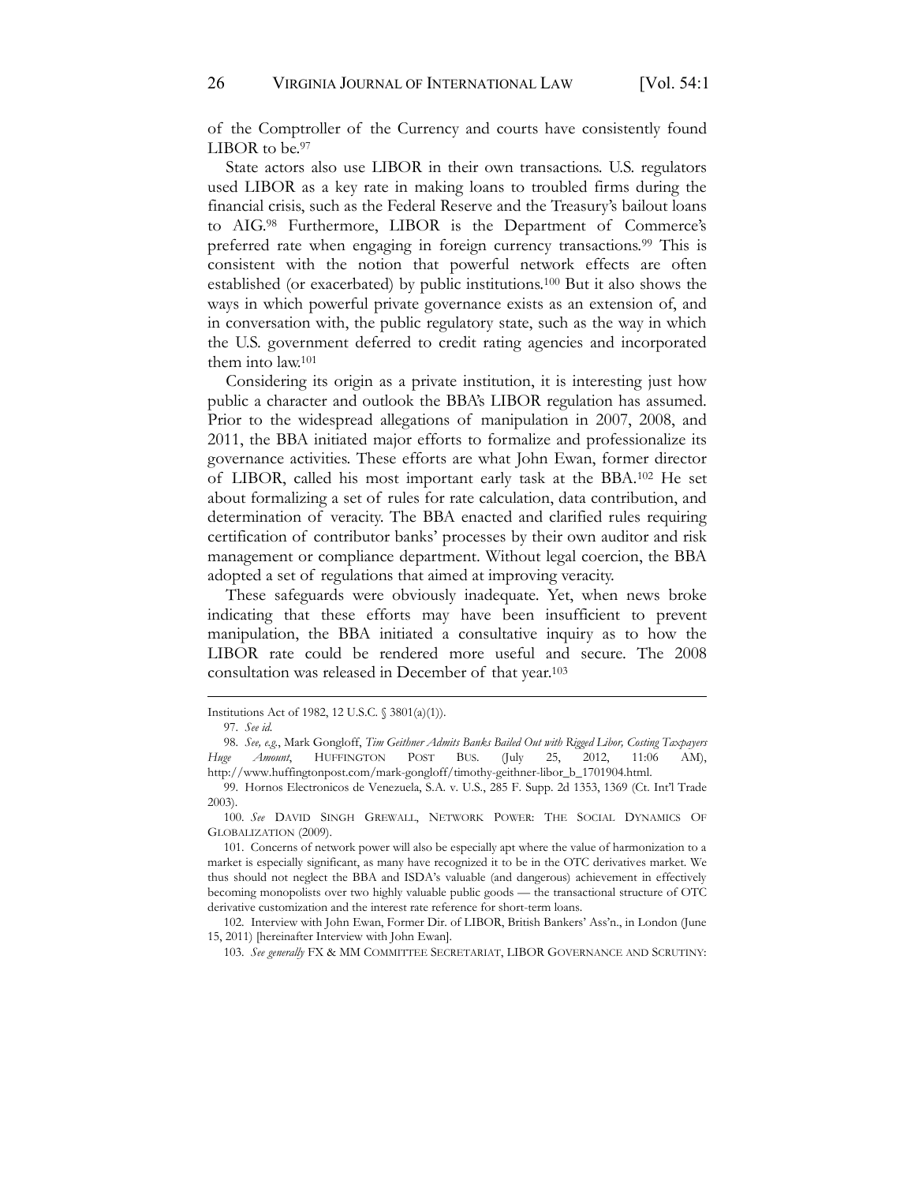of the Comptroller of the Currency and courts have consistently found LIBOR to be.[97]

State actors also use LIBOR in their own transactions. U.S. regulators used LIBOR as a key rate in making loans to troubled firms during the financial crisis, such as the Federal Reserve and the Treasury's bailout loans to AIG.[98] Furthermore, LIBOR is the Department of Commerce's preferred rate when engaging in foreign currency transactions.[99] This is consistent with the notion that powerful network effects are often established (or exacerbated) by public institutions.[100] But it also shows the ways in which powerful private governance exists as an extension of, and in conversation with, the public regulatory state, such as the way in which the U.S. government deferred to credit rating agencies and incorporated them into law.[101]

Considering its origin as a private institution, it is interesting just how public a character and outlook the BBA's LIBOR regulation has assumed. Prior to the widespread allegations of manipulation in 2007, 2008, and 2011, the BBA initiated major efforts to formalize and professionalize its governance activities. These efforts are what John Ewan, former director of LIBOR, called his most important early task at the BBA.[102] He set about formalizing a set of rules for rate calculation, data contribution, and determination of veracity. The BBA enacted and clarified rules requiring certification of contributor banks' processes by their own auditor and risk management or compliance department. Without legal coercion, the BBA adopted a set of regulations that aimed at improving veracity.

These safeguards were obviously inadequate. Yet, when news broke indicating that these efforts may have been insufficient to prevent manipulation, the BBA initiated a consultative inquiry as to how the LIBOR rate could be rendered more useful and secure. The 2008 consultation was released in December of that year.[103]

---

Institutions Act of 1982, 12 U.S.C. § 3801(a)(1)).

97. *See id.*

98. *See, e.g.*, Mark Gongloff, *Tim Geithner Admits Banks Bailed Out with Rigged Libor, Costing Taxpayers Huge Amount*, HUFFINGTON POST BUS. (July 25, 2012, 11:06 AM), http://www.huffingtonpost.com/mark-gongloff/timothy-geithner-libor_b_1701904.html.

99. Hornos Electronicos de Venezuela, S.A. v. U.S., 285 F. Supp. 2d 1353, 1369 (Ct. Int'l Trade 2003).

100. *See* DAVID SINGH GREWALL, NETWORK POWER: THE SOCIAL DYNAMICS OF GLOBALIZATION (2009).

101. Concerns of network power will also be especially apt where the value of harmonization to a market is especially significant, as many have recognized it to be in the OTC derivatives market. We thus should not neglect the BBA and ISDA's valuable (and dangerous) achievement in effectively becoming monopolists over two highly valuable public goods — the transactional structure of OTC derivative customization and the interest rate reference for short-term loans.

102. Interview with John Ewan, Former Dir. of LIBOR, British Bankers' Ass'n., in London (June 15, 2011) [hereinafter Interview with John Ewan].

103. *See generally* FX & MM COMMITTEE SECRETARIAT, LIBOR GOVERNANCE AND SCRUTINY: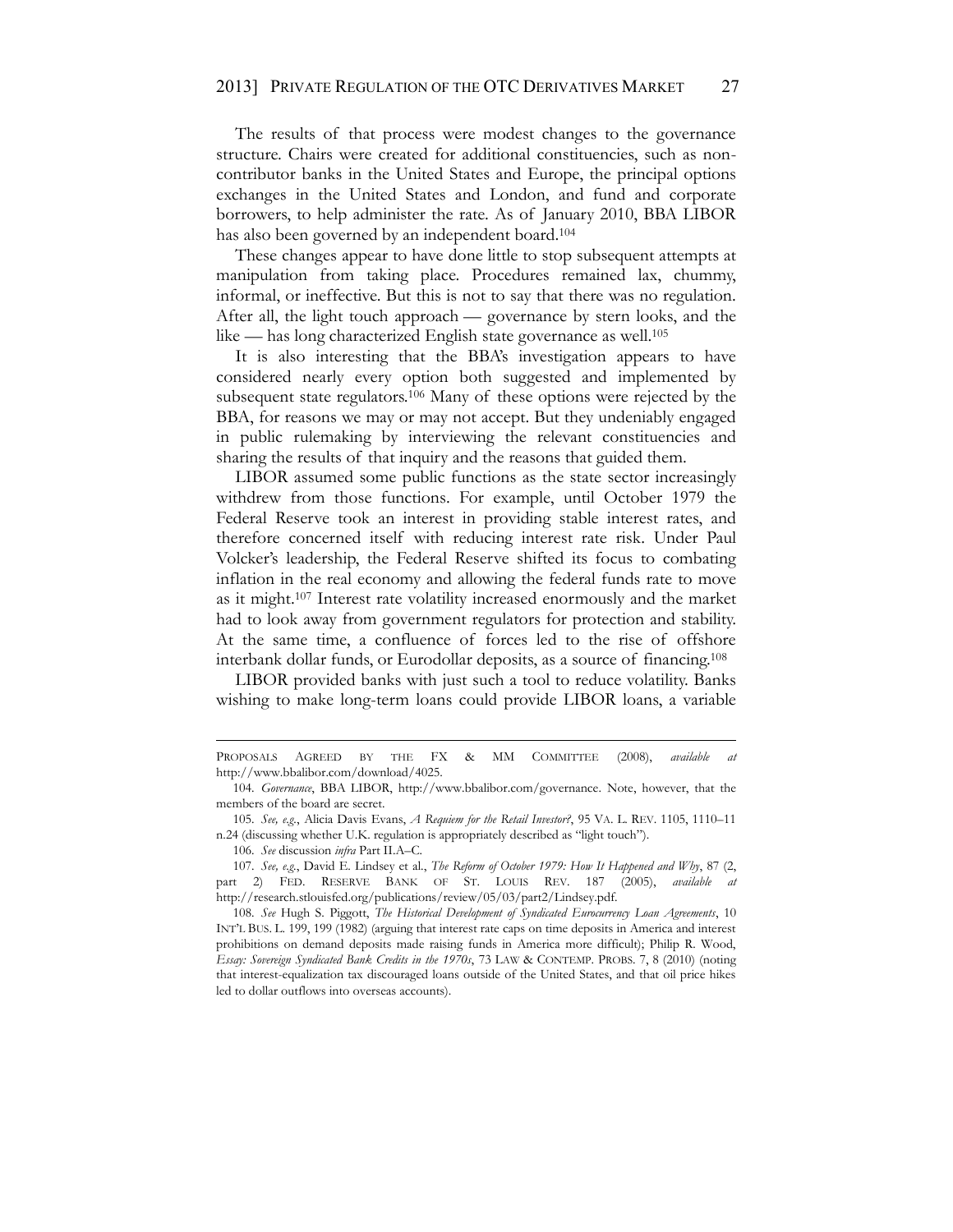The results of that process were modest changes to the governance structure. Chairs were created for additional constituencies, such as non-contributor banks in the United States and Europe, the principal options exchanges in the United States and London, and fund and corporate borrowers, to help administer the rate. As of January 2010, BBA LIBOR has also been governed by an independent board.[104]

These changes appear to have done little to stop subsequent attempts at manipulation from taking place. Procedures remained lax, chummy, informal, or ineffective. But this is not to say that there was no regulation. After all, the light touch approach — governance by stern looks, and the like — has long characterized English state governance as well.[105]

It is also interesting that the BBA's investigation appears to have considered nearly every option both suggested and implemented by subsequent state regulators.[106] Many of these options were rejected by the BBA, for reasons we may or may not accept. But they undeniably engaged in public rulemaking by interviewing the relevant constituencies and sharing the results of that inquiry and the reasons that guided them.

LIBOR assumed some public functions as the state sector increasingly withdrew from those functions. For example, until October 1979 the Federal Reserve took an interest in providing stable interest rates, and therefore concerned itself with reducing interest rate risk. Under Paul Volcker's leadership, the Federal Reserve shifted its focus to combating inflation in the real economy and allowing the federal funds rate to move as it might.[107] Interest rate volatility increased enormously and the market had to look away from government regulators for protection and stability. At the same time, a confluence of forces led to the rise of offshore interbank dollar funds, or Eurodollar deposits, as a source of financing.[108]

LIBOR provided banks with just such a tool to reduce volatility. Banks wishing to make long-term loans could provide LIBOR loans, a variable

---

PROPOSALS AGREED BY THE FX & MM COMMITTEE (2008), *available at* http://www.bbalibor.com/download/4025.

104. *Governance*, BBA LIBOR, http://www.bbalibor.com/governance. Note, however, that the members of the board are secret.

105. *See, e.g.*, Alicia Davis Evans, *A Requiem for the Retail Investor?*, 95 VA. L. REV. 1105, 1110–11 n.24 (discussing whether U.K. regulation is appropriately described as "light touch").

106. *See* discussion *infra* Part II.A–C.

107. *See, e.g.*, David E. Lindsey et al., *The Reform of October 1979: How It Happened and Why*, 87 (2, part 2) FED. RESERVE BANK OF ST. LOUIS REV. 187 (2005), *available at* http://research.stlouisfed.org/publications/review/05/03/part2/Lindsey.pdf.

108. *See* Hugh S. Piggott, *The Historical Development of Syndicated Eurocurrency Loan Agreements*, 10 INT'L BUS. L. 199, 199 (1982) (arguing that interest rate caps on time deposits in America and interest prohibitions on demand deposits made raising funds in America more difficult); Philip R. Wood, *Essay: Sovereign Syndicated Bank Credits in the 1970s*, 73 LAW & CONTEMP. PROBS. 7, 8 (2010) (noting that interest-equalization tax discouraged loans outside of the United States, and that oil price hikes led to dollar outflows into overseas accounts).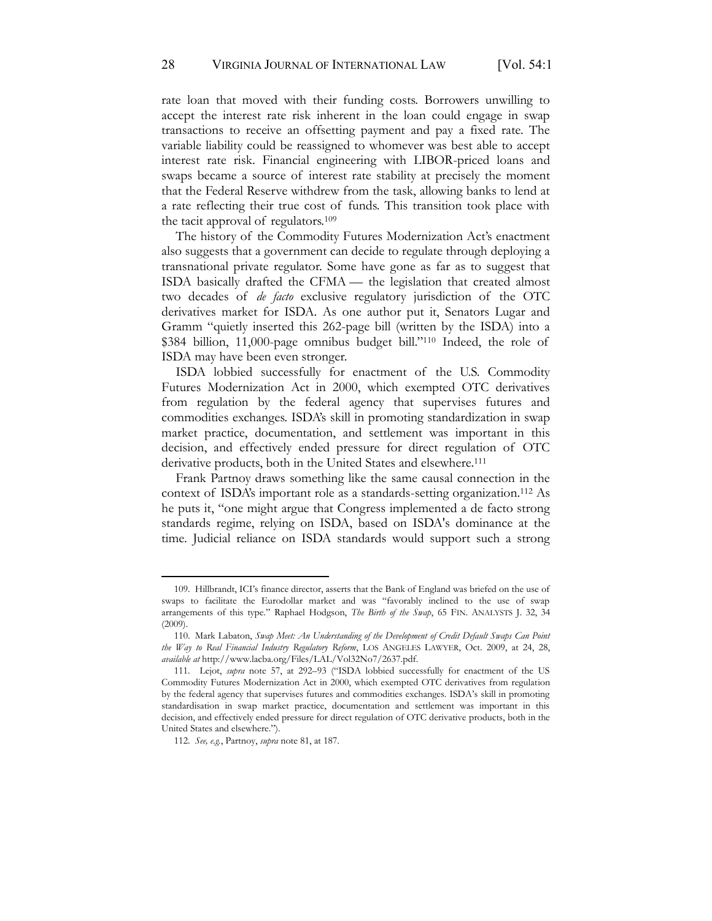rate loan that moved with their funding costs. Borrowers unwilling to accept the interest rate risk inherent in the loan could engage in swap transactions to receive an offsetting payment and pay a fixed rate. The variable liability could be reassigned to whomever was best able to accept interest rate risk. Financial engineering with LIBOR-priced loans and swaps became a source of interest rate stability at precisely the moment that the Federal Reserve withdrew from the task, allowing banks to lend at a rate reflecting their true cost of funds. This transition took place with the tacit approval of regulators.[109]

The history of the Commodity Futures Modernization Act's enactment also suggests that a government can decide to regulate through deploying a transnational private regulator. Some have gone as far as to suggest that ISDA basically drafted the CFMA — the legislation that created almost two decades of *de facto* exclusive regulatory jurisdiction of the OTC derivatives market for ISDA. As one author put it, Senators Lugar and Gramm "quietly inserted this 262-page bill (written by the ISDA) into a $384 billion, 11,000-page omnibus budget bill."[110] Indeed, the role of ISDA may have been even stronger.

ISDA lobbied successfully for enactment of the U.S. Commodity Futures Modernization Act in 2000, which exempted OTC derivatives from regulation by the federal agency that supervises futures and commodities exchanges. ISDA's skill in promoting standardization in swap market practice, documentation, and settlement was important in this decision, and effectively ended pressure for direct regulation of OTC derivative products, both in the United States and elsewhere.[111]

Frank Partnoy draws something like the same causal connection in the context of ISDA's important role as a standards-setting organization.[112] As he puts it, "one might argue that Congress implemented a de facto strong standards regime, relying on ISDA, based on ISDA's dominance at the time. Judicial reliance on ISDA standards would support such a strong

---

109. Hillbrandt, ICI's finance director, asserts that the Bank of England was briefed on the use of swaps to facilitate the Eurodollar market and was "favorably inclined to the use of swap arrangements of this type." Raphael Hodgson, *The Birth of the Swap*, 65 FIN. ANALYSTS J. 32, 34 (2009).

110. Mark Labaton, *Swap Meet: An Understanding of the Development of Credit Default Swaps Can Point the Way to Real Financial Industry Regulatory Reform*, LOS ANGELES LAWYER, Oct. 2009, at 24, 28, *available at* http://www.lacba.org/Files/LAL/Vol32No7/2637.pdf.

111. Lejot, *supra* note 57, at 292–93 ("ISDA lobbied successfully for enactment of the US Commodity Futures Modernization Act in 2000, which exempted OTC derivatives from regulation by the federal agency that supervises futures and commodities exchanges. ISDA's skill in promoting standardisation in swap market practice, documentation and settlement was important in this decision, and effectively ended pressure for direct regulation of OTC derivative products, both in the United States and elsewhere.").

112. *See, e.g.*, Partnoy, *supra* note 81, at 187.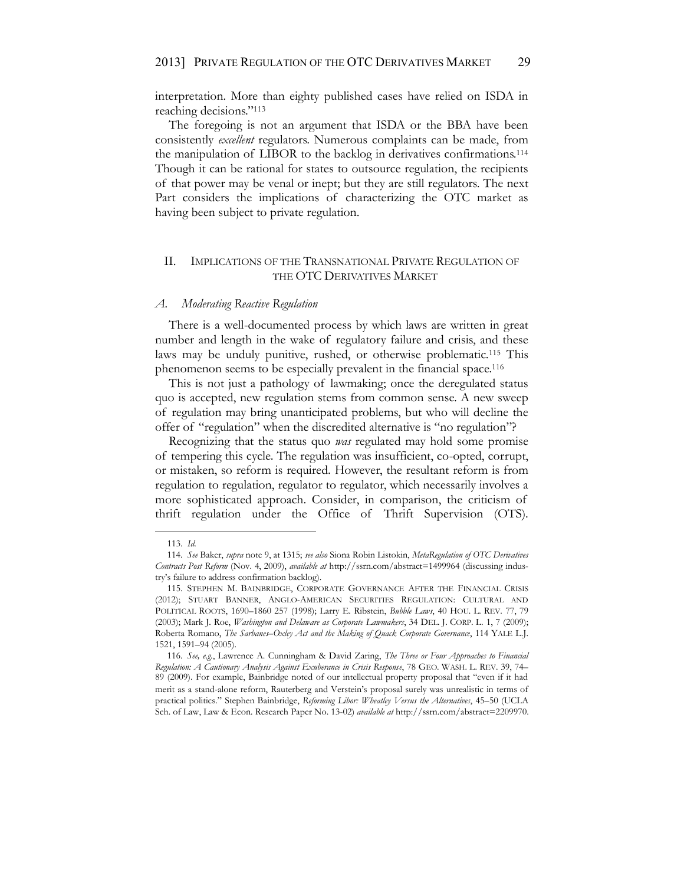interpretation. More than eighty published cases have relied on ISDA in reaching decisions."[113]

The foregoing is not an argument that ISDA or the BBA have been consistently *excellent* regulators. Numerous complaints can be made, from the manipulation of LIBOR to the backlog in derivatives confirmations.[114] Though it can be rational for states to outsource regulation, the recipients of that power may be venal or inept; but they are still regulators. The next Part considers the implications of characterizing the OTC market as having been subject to private regulation.

## II. IMPLICATIONS OF THE TRANSNATIONAL PRIVATE REGULATION OF THE OTC DERIVATIVES MARKET

### *A. Moderating Reactive Regulation*

There is a well-documented process by which laws are written in great number and length in the wake of regulatory failure and crisis, and these laws may be unduly punitive, rushed, or otherwise problematic.[115] This phenomenon seems to be especially prevalent in the financial space.[116]

This is not just a pathology of lawmaking; once the deregulated status quo is accepted, new regulation stems from common sense. A new sweep of regulation may bring unanticipated problems, but who will decline the offer of "regulation" when the discredited alternative is "no regulation"?

Recognizing that the status quo *was* regulated may hold some promise of tempering this cycle. The regulation was insufficient, co-opted, corrupt, or mistaken, so reform is required. However, the resultant reform is from regulation to regulation, regulator to regulator, which necessarily involves a more sophisticated approach. Consider, in comparison, the criticism of thrift regulation under the Office of Thrift Supervision (OTS).

---

113. *Id.*

114. *See* Baker, *supra* note 9, at 1315; *see also* Siona Robin Listokin, *MetaRegulation of OTC Derivatives Contracts Post Reform* (Nov. 4, 2009), *available at* http://ssrn.com/abstract=1499964 (discussing industry's failure to address confirmation backlog).

115. STEPHEN M. BAINBRIDGE, CORPORATE GOVERNANCE AFTER THE FINANCIAL CRISIS (2012); STUART BANNER, ANGLO-AMERICAN SECURITIES REGULATION: CULTURAL AND POLITICAL ROOTS, 1690–1860 257 (1998); Larry E. Ribstein, *Bubble Laws*, 40 HOU. L. REV. 77, 79 (2003); Mark J. Roe, *Washington and Delaware as Corporate Lawmakers*, 34 DEL. J. CORP. L. 1, 7 (2009); Roberta Romano, *The Sarbanes–Oxley Act and the Making of Quack Corporate Governance*, 114 YALE L.J. 1521, 1591–94 (2005).

116. *See, e.g.*, Lawrence A. Cunningham & David Zaring, *The Three or Four Approaches to Financial Regulation: A Cautionary Analysis Against Exuberance in Crisis Response*, 78 GEO. WASH. L. REV. 39, 74–89 (2009). For example, Bainbridge noted of our intellectual property proposal that "even if it had merit as a stand-alone reform, Rauterberg and Verstein's proposal surely was unrealistic in terms of practical politics." Stephen Bainbridge, *Reforming Libor: Wheatley Versus the Alternatives*, 45–50 (UCLA Sch. of Law, Law & Econ. Research Paper No. 13-02) *available at* http://ssrn.com/abstract=2209970.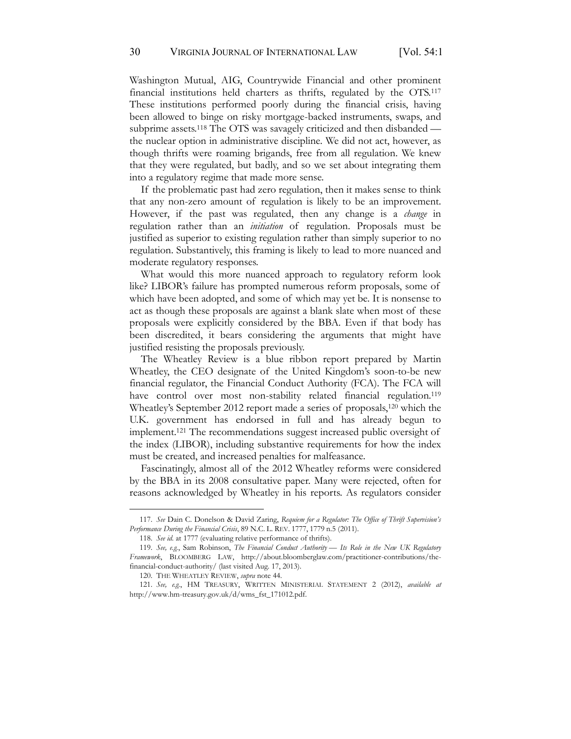Washington Mutual, AIG, Countrywide Financial and other prominent financial institutions held charters as thrifts, regulated by the OTS.[117] These institutions performed poorly during the financial crisis, having been allowed to binge on risky mortgage-backed instruments, swaps, and subprime assets.[118] The OTS was savagely criticized and then disbanded — the nuclear option in administrative discipline. We did not act, however, as though thrifts were roaming brigands, free from all regulation. We knew that they were regulated, but badly, and so we set about integrating them into a regulatory regime that made more sense.

If the problematic past had zero regulation, then it makes sense to think that any non-zero amount of regulation is likely to be an improvement. However, if the past was regulated, then any change is a *change* in regulation rather than an *initiation* of regulation. Proposals must be justified as superior to existing regulation rather than simply superior to no regulation. Substantively, this framing is likely to lead to more nuanced and moderate regulatory responses.

What would this more nuanced approach to regulatory reform look like? LIBOR's failure has prompted numerous reform proposals, some of which have been adopted, and some of which may yet be. It is nonsense to act as though these proposals are against a blank slate when most of these proposals were explicitly considered by the BBA. Even if that body has been discredited, it bears considering the arguments that might have justified resisting the proposals previously.

The Wheatley Review is a blue ribbon report prepared by Martin Wheatley, the CEO designate of the United Kingdom's soon-to-be new financial regulator, the Financial Conduct Authority (FCA). The FCA will have control over most non-stability related financial regulation.[119] Wheatley's September 2012 report made a series of proposals,[120] which the U.K. government has endorsed in full and has already begun to implement.[121] The recommendations suggest increased public oversight of the index (LIBOR), including substantive requirements for how the index must be created, and increased penalties for malfeasance.

Fascinatingly, almost all of the 2012 Wheatley reforms were considered by the BBA in its 2008 consultative paper. Many were rejected, often for reasons acknowledged by Wheatley in his reports. As regulators consider

---

117. *See* Dain C. Donelson & David Zaring, *Requiem for a Regulator: The Office of Thrift Supervision's Performance During the Financial Crisis*, 89 N.C. L. REV. 1777, 1779 n.5 (2011).

118. *See id.* at 1777 (evaluating relative performance of thrifts).

119. *See, e.g.*, Sam Robinson, *The Financial Conduct Authority — Its Role in the New UK Regulatory Framework*, BLOOMBERG LAW, http://about.bloomberglaw.com/practitioner-contributions/the-financial-conduct-authority/ (last visited Aug. 17, 2013).

120. THE WHEATLEY REVIEW, *supra* note 44.

121. *See, e.g.*, HM TREASURY, WRITTEN MINISTERIAL STATEMENT 2 (2012), *available at* http://www.hm-treasury.gov.uk/d/wms_fst_171012.pdf.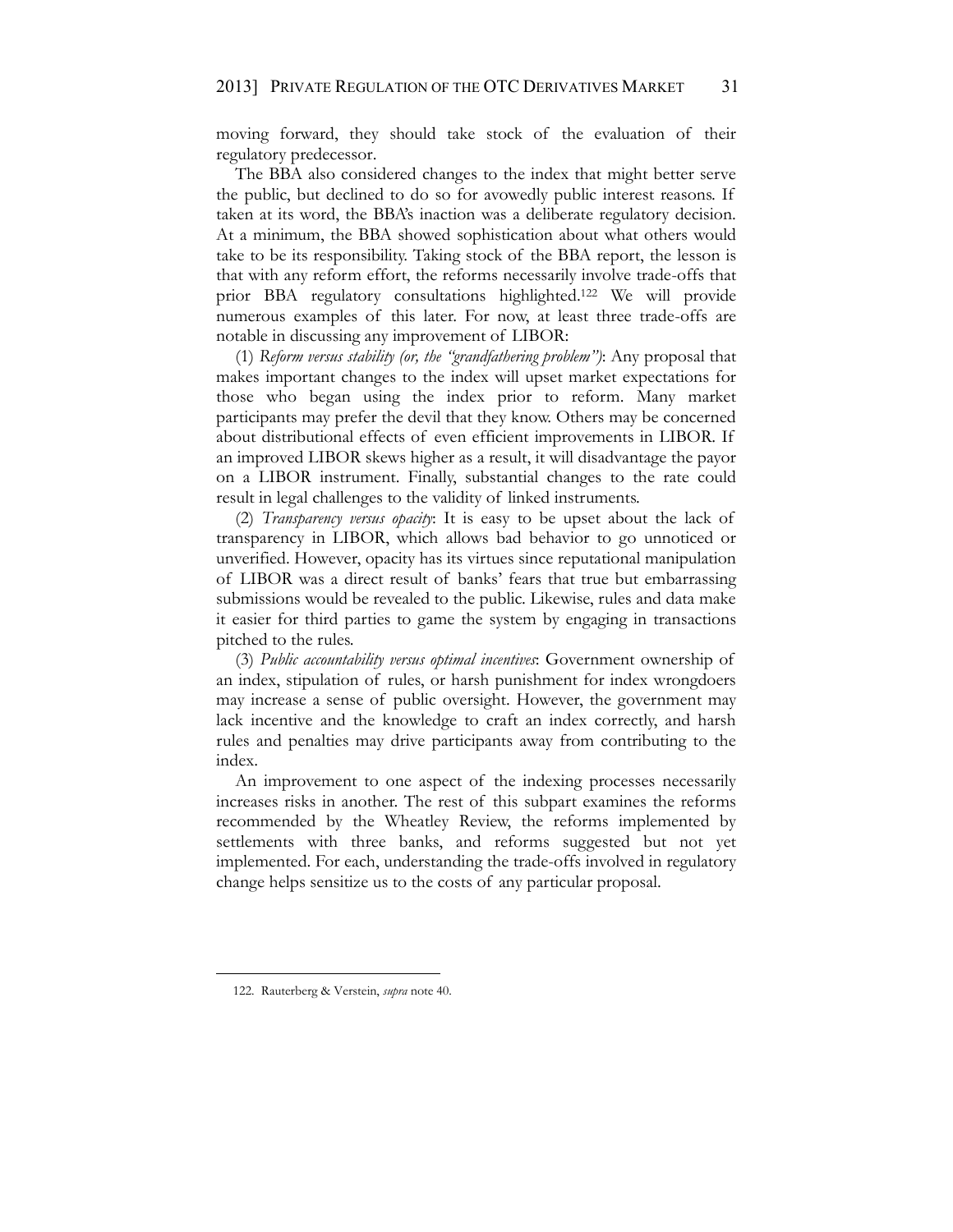moving forward, they should take stock of the evaluation of their regulatory predecessor.

The BBA also considered changes to the index that might better serve the public, but declined to do so for avowedly public interest reasons. If taken at its word, the BBA's inaction was a deliberate regulatory decision. At a minimum, the BBA showed sophistication about what others would take to be its responsibility. Taking stock of the BBA report, the lesson is that with any reform effort, the reforms necessarily involve trade-offs that prior BBA regulatory consultations highlighted.[122] We will provide numerous examples of this later. For now, at least three trade-offs are notable in discussing any improvement of LIBOR:

(1) *Reform versus stability (or, the "grandfathering problem")*: Any proposal that makes important changes to the index will upset market expectations for those who began using the index prior to reform. Many market participants may prefer the devil that they know. Others may be concerned about distributional effects of even efficient improvements in LIBOR. If an improved LIBOR skews higher as a result, it will disadvantage the payor on a LIBOR instrument. Finally, substantial changes to the rate could result in legal challenges to the validity of linked instruments.

(2) *Transparency versus opacity*: It is easy to be upset about the lack of transparency in LIBOR, which allows bad behavior to go unnoticed or unverified. However, opacity has its virtues since reputational manipulation of LIBOR was a direct result of banks' fears that true but embarrassing submissions would be revealed to the public. Likewise, rules and data make it easier for third parties to game the system by engaging in transactions pitched to the rules.

(3) *Public accountability versus optimal incentives*: Government ownership of an index, stipulation of rules, or harsh punishment for index wrongdoers may increase a sense of public oversight. However, the government may lack incentive and the knowledge to craft an index correctly, and harsh rules and penalties may drive participants away from contributing to the index.

An improvement to one aspect of the indexing processes necessarily increases risks in another. The rest of this subpart examines the reforms recommended by the Wheatley Review, the reforms implemented by settlements with three banks, and reforms suggested but not yet implemented. For each, understanding the trade-offs involved in regulatory change helps sensitize us to the costs of any particular proposal.

---

122. Rauterberg & Verstein, *supra* note 40.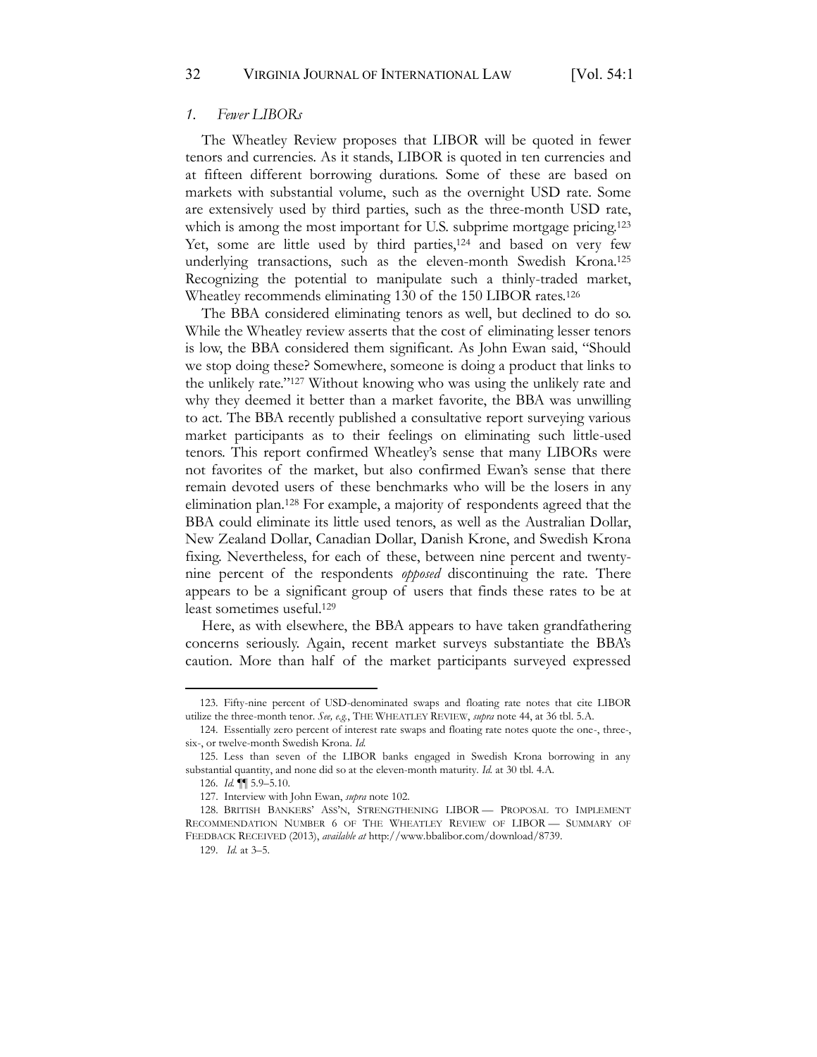### *1. Fewer LIBORs*

The Wheatley Review proposes that LIBOR will be quoted in fewer tenors and currencies. As it stands, LIBOR is quoted in ten currencies and at fifteen different borrowing durations. Some of these are based on markets with substantial volume, such as the overnight USD rate. Some are extensively used by third parties, such as the three-month USD rate, which is among the most important for U.S. subprime mortgage pricing.[123] Yet, some are little used by third parties,[124] and based on very few underlying transactions, such as the eleven-month Swedish Krona.[125] Recognizing the potential to manipulate such a thinly-traded market, Wheatley recommends eliminating 130 of the 150 LIBOR rates.[126]

The BBA considered eliminating tenors as well, but declined to do so. While the Wheatley review asserts that the cost of eliminating lesser tenors is low, the BBA considered them significant. As John Ewan said, "Should we stop doing these? Somewhere, someone is doing a product that links to the unlikely rate."[127] Without knowing who was using the unlikely rate and why they deemed it better than a market favorite, the BBA was unwilling to act. The BBA recently published a consultative report surveying various market participants as to their feelings on eliminating such little-used tenors. This report confirmed Wheatley's sense that many LIBORs were not favorites of the market, but also confirmed Ewan's sense that there remain devoted users of these benchmarks who will be the losers in any elimination plan.[128] For example, a majority of respondents agreed that the BBA could eliminate its little used tenors, as well as the Australian Dollar, New Zealand Dollar, Canadian Dollar, Danish Krone, and Swedish Krona fixing. Nevertheless, for each of these, between nine percent and twenty-nine percent of the respondents *opposed* discontinuing the rate. There appears to be a significant group of users that finds these rates to be at least sometimes useful.[129]

Here, as with elsewhere, the BBA appears to have taken grandfathering concerns seriously. Again, recent market surveys substantiate the BBA's caution. More than half of the market participants surveyed expressed

---

123. Fifty-nine percent of USD-denominated swaps and floating rate notes that cite LIBOR utilize the three-month tenor. *See, e.g.*, THE WHEATLEY REVIEW, *supra* note 44, at 36 tbl. 5.A.

124. Essentially zero percent of interest rate swaps and floating rate notes quote the one-, three-, six-, or twelve-month Swedish Krona. *Id.*

125. Less than seven of the LIBOR banks engaged in Swedish Krona borrowing in any substantial quantity, and none did so at the eleven-month maturity. *Id.* at 30 tbl. 4.A.

126. *Id.* ¶¶ 5.9–5.10.

127. Interview with John Ewan, *supra* note 102.

128. BRITISH BANKERS' ASS'N, STRENGTHENING LIBOR — PROPOSAL TO IMPLEMENT RECOMMENDATION NUMBER 6 OF THE WHEATLEY REVIEW OF LIBOR — SUMMARY OF FEEDBACK RECEIVED (2013), *available at* http://www.bbalibor.com/download/8739.

129. *Id.* at 3–5.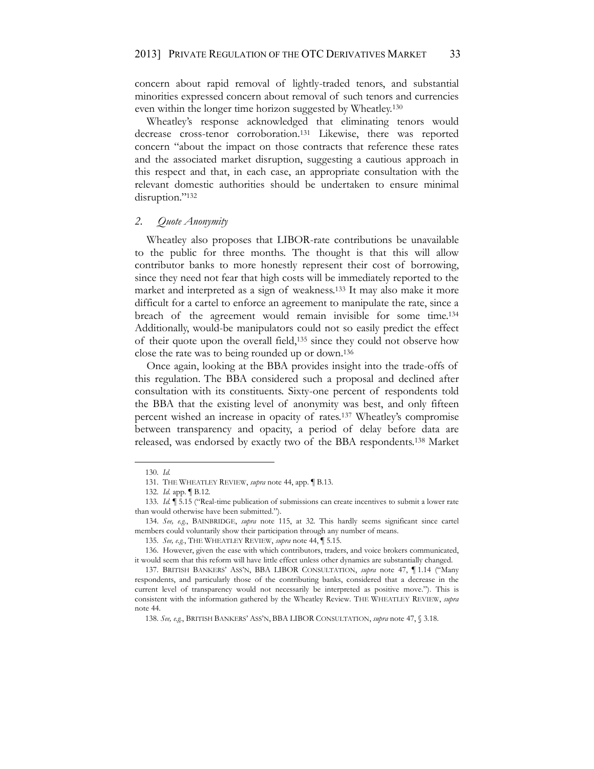concern about rapid removal of lightly-traded tenors, and substantial minorities expressed concern about removal of such tenors and currencies even within the longer time horizon suggested by Wheatley.[130]

Wheatley's response acknowledged that eliminating tenors would decrease cross-tenor corroboration.[131] Likewise, there was reported concern "about the impact on those contracts that reference these rates and the associated market disruption, suggesting a cautious approach in this respect and that, in each case, an appropriate consultation with the relevant domestic authorities should be undertaken to ensure minimal disruption."[132]

### 2. *Quote Anonymity*

Wheatley also proposes that LIBOR-rate contributions be unavailable to the public for three months. The thought is that this will allow contributor banks to more honestly represent their cost of borrowing, since they need not fear that high costs will be immediately reported to the market and interpreted as a sign of weakness.[133] It may also make it more difficult for a cartel to enforce an agreement to manipulate the rate, since a breach of the agreement would remain invisible for some time.[134] Additionally, would-be manipulators could not so easily predict the effect of their quote upon the overall field,[135] since they could not observe how close the rate was to being rounded up or down.[136]

Once again, looking at the BBA provides insight into the trade-offs of this regulation. The BBA considered such a proposal and declined after consultation with its constituents. Sixty-one percent of respondents told the BBA that the existing level of anonymity was best, and only fifteen percent wished an increase in opacity of rates.[137] Wheatley's compromise between transparency and opacity, a period of delay before data are released, was endorsed by exactly two of the BBA respondents.[138] Market

---

130. *Id.*

131. THE WHEATLEY REVIEW, *supra* note 44, app. ¶ B.13.

132. *Id.* app. ¶ B.12.

133. *Id.* ¶ 5.15 ("Real-time publication of submissions can create incentives to submit a lower rate than would otherwise have been submitted.").

134. *See, e.g.*, BAINBRIDGE, *supra* note 115, at 32. This hardly seems significant since cartel members could voluntarily show their participation through any number of means.

135. *See, e.g.*, THE WHEATLEY REVIEW, *supra* note 44, ¶ 5.15.

136. However, given the ease with which contributors, traders, and voice brokers communicated, it would seem that this reform will have little effect unless other dynamics are substantially changed.

137. BRITISH BANKERS' ASS'N, BBA LIBOR CONSULTATION, *supra* note 47, ¶ 1.14 ("Many respondents, and particularly those of the contributing banks, considered that a decrease in the current level of transparency would not necessarily be interpreted as positive move."). This is consistent with the information gathered by the Wheatley Review. THE WHEATLEY REVIEW, *supra* note 44.

138. *See, e.g.*, BRITISH BANKERS' ASS'N, BBA LIBOR CONSULTATION, *supra* note 47, § 3.18.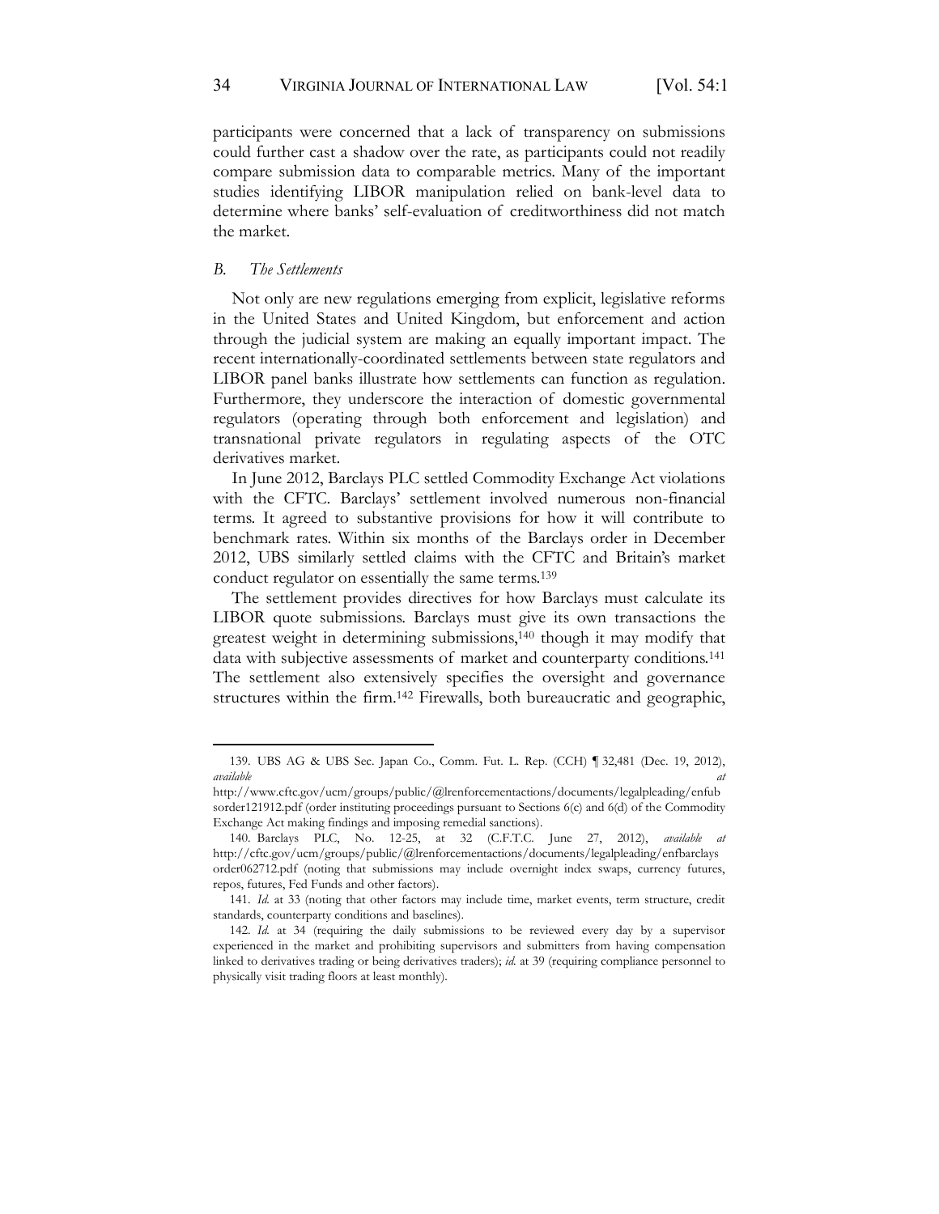participants were concerned that a lack of transparency on submissions could further cast a shadow over the rate, as participants could not readily compare submission data to comparable metrics. Many of the important studies identifying LIBOR manipulation relied on bank-level data to determine where banks' self-evaluation of creditworthiness did not match the market.

### *B. The Settlements*

Not only are new regulations emerging from explicit, legislative reforms in the United States and United Kingdom, but enforcement and action through the judicial system are making an equally important impact. The recent internationally-coordinated settlements between state regulators and LIBOR panel banks illustrate how settlements can function as regulation. Furthermore, they underscore the interaction of domestic governmental regulators (operating through both enforcement and legislation) and transnational private regulators in regulating aspects of the OTC derivatives market.

In June 2012, Barclays PLC settled Commodity Exchange Act violations with the CFTC. Barclays' settlement involved numerous non-financial terms. It agreed to substantive provisions for how it will contribute to benchmark rates. Within six months of the Barclays order in December 2012, UBS similarly settled claims with the CFTC and Britain's market conduct regulator on essentially the same terms.[139]

The settlement provides directives for how Barclays must calculate its LIBOR quote submissions. Barclays must give its own transactions the greatest weight in determining submissions,[140] though it may modify that data with subjective assessments of market and counterparty conditions.[141] The settlement also extensively specifies the oversight and governance structures within the firm.[142] Firewalls, both bureaucratic and geographic,

---

139. UBS AG & UBS Sec. Japan Co., Comm. Fut. L. Rep. (CCH) ¶ 32,481 (Dec. 19, 2012), *available at* http://www.cftc.gov/ucm/groups/public/@lrenforcementactions/documents/legalpleading/enfubsorder121912.pdf (order instituting proceedings pursuant to Sections 6(c) and 6(d) of the Commodity Exchange Act making findings and imposing remedial sanctions).

140. Barclays PLC, No. 12-25, at 32 (C.F.T.C. June 27, 2012), *available at* http://cftc.gov/ucm/groups/public/@lrenforcementactions/documents/legalpleading/enfbarclaysorder062712.pdf (noting that submissions may include overnight index swaps, currency futures, repos, futures, Fed Funds and other factors).

141. *Id.* at 33 (noting that other factors may include time, market events, term structure, credit standards, counterparty conditions and baselines).

142. *Id.* at 34 (requiring the daily submissions to be reviewed every day by a supervisor experienced in the market and prohibiting supervisors and submitters from having compensation linked to derivatives trading or being derivatives traders); *id.* at 39 (requiring compliance personnel to physically visit trading floors at least monthly).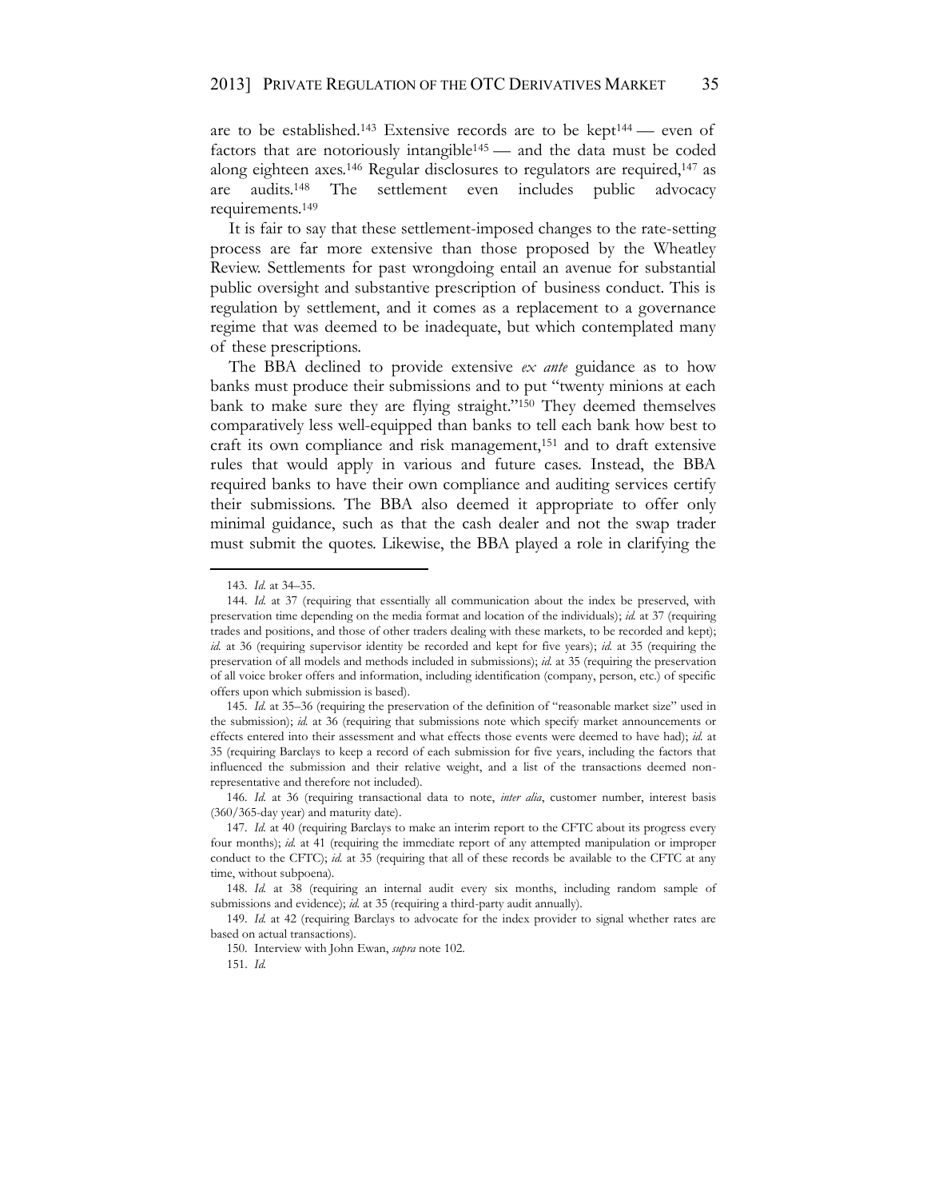are to be established.[143] Extensive records are to be kept[144] — even of factors that are notoriously intangible[145] — and the data must be coded along eighteen axes.[146] Regular disclosures to regulators are required,[147] as are audits.[148] The settlement even includes public advocacy requirements.[149]

It is fair to say that these settlement-imposed changes to the rate-setting process are far more extensive than those proposed by the Wheatley Review. Settlements for past wrongdoing entail an avenue for substantial public oversight and substantive prescription of business conduct. This is regulation by settlement, and it comes as a replacement to a governance regime that was deemed to be inadequate, but which contemplated many of these prescriptions.

The BBA declined to provide extensive *ex ante* guidance as to how banks must produce their submissions and to put "twenty minions at each bank to make sure they are flying straight."[150] They deemed themselves comparatively less well-equipped than banks to tell each bank how best to craft its own compliance and risk management,[151] and to draft extensive rules that would apply in various and future cases. Instead, the BBA required banks to have their own compliance and auditing services certify their submissions. The BBA also deemed it appropriate to offer only minimal guidance, such as that the cash dealer and not the swap trader must submit the quotes. Likewise, the BBA played a role in clarifying the

---

143. *Id.* at 34–35.

144. *Id.* at 37 (requiring that essentially all communication about the index be preserved, with preservation time depending on the media format and location of the individuals); *id.* at 37 (requiring trades and positions, and those of other traders dealing with these markets, to be recorded and kept); *id.* at 36 (requiring supervisor identity be recorded and kept for five years); *id.* at 35 (requiring the preservation of all models and methods included in submissions); *id.* at 35 (requiring the preservation of all voice broker offers and information, including identification (company, person, etc.) of specific offers upon which submission is based).

145. *Id.* at 35–36 (requiring the preservation of the definition of "reasonable market size" used in the submission); *id.* at 36 (requiring that submissions note which specify market announcements or effects entered into their assessment and what effects those events were deemed to have had); *id.* at 35 (requiring Barclays to keep a record of each submission for five years, including the factors that influenced the submission and their relative weight, and a list of the transactions deemed non-representative and therefore not included).

146. *Id.* at 36 (requiring transactional data to note, *inter alia*, customer number, interest basis (360/365-day year) and maturity date).

147. *Id.* at 40 (requiring Barclays to make an interim report to the CFTC about its progress every four months); *id.* at 41 (requiring the immediate report of any attempted manipulation or improper conduct to the CFTC); *id.* at 35 (requiring that all of these records be available to the CFTC at any time, without subpoena).

148. *Id.* at 38 (requiring an internal audit every six months, including random sample of submissions and evidence); *id.* at 35 (requiring a third-party audit annually).

149. *Id.* at 42 (requiring Barclays to advocate for the index provider to signal whether rates are based on actual transactions).

150. Interview with John Ewan, *supra* note 102.

151. *Id.*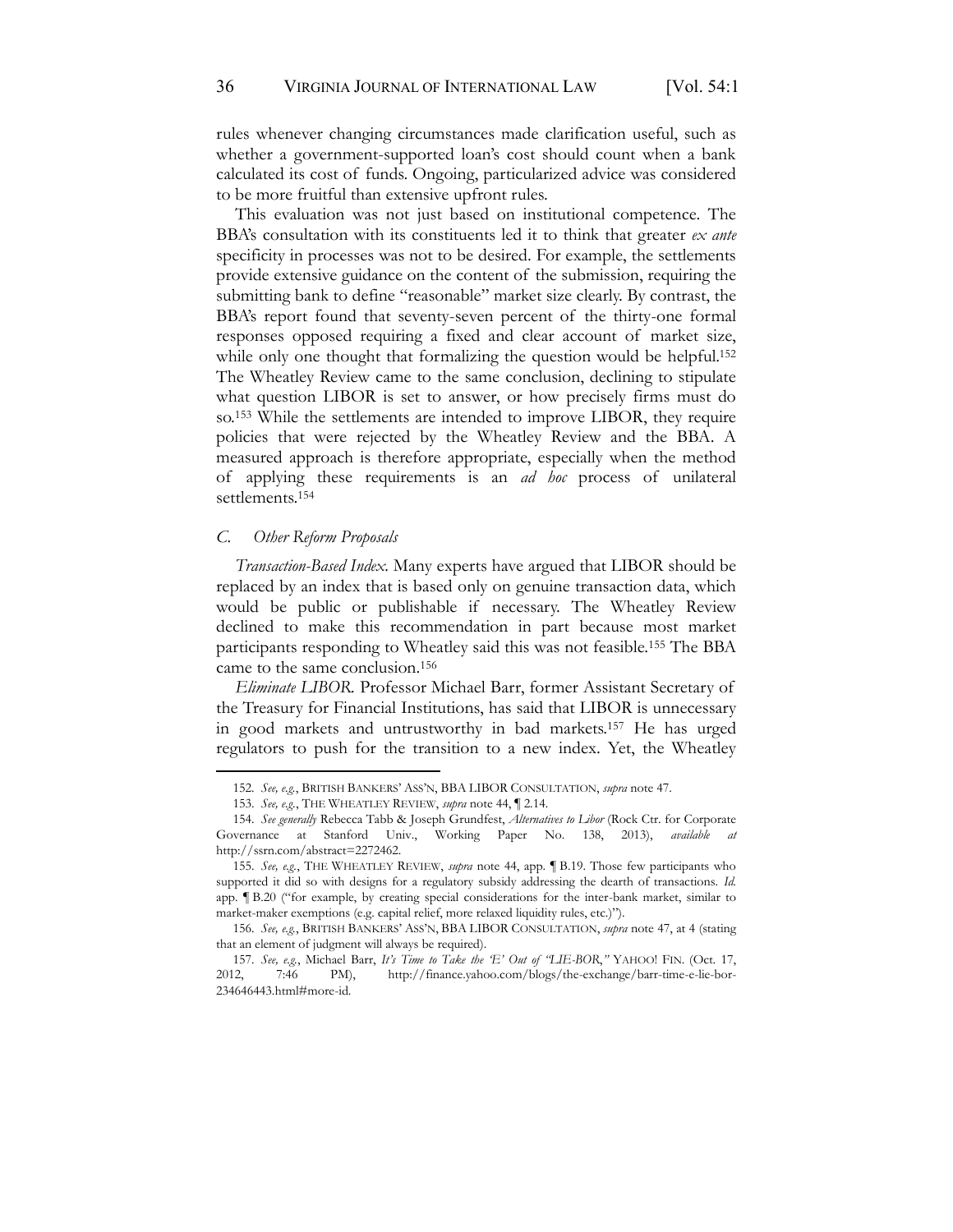rules whenever changing circumstances made clarification useful, such as whether a government-supported loan's cost should count when a bank calculated its cost of funds. Ongoing, particularized advice was considered to be more fruitful than extensive upfront rules.

This evaluation was not just based on institutional competence. The BBA's consultation with its constituents led it to think that greater *ex ante* specificity in processes was not to be desired. For example, the settlements provide extensive guidance on the content of the submission, requiring the submitting bank to define "reasonable" market size clearly. By contrast, the BBA's report found that seventy-seven percent of the thirty-one formal responses opposed requiring a fixed and clear account of market size, while only one thought that formalizing the question would be helpful.[152] The Wheatley Review came to the same conclusion, declining to stipulate what question LIBOR is set to answer, or how precisely firms must do so.[153] While the settlements are intended to improve LIBOR, they require policies that were rejected by the Wheatley Review and the BBA. A measured approach is therefore appropriate, especially when the method of applying these requirements is an *ad hoc* process of unilateral settlements.[154]

### *C. Other Reform Proposals*

*Transaction-Based Index.* Many experts have argued that LIBOR should be replaced by an index that is based only on genuine transaction data, which would be public or publishable if necessary. The Wheatley Review declined to make this recommendation in part because most market participants responding to Wheatley said this was not feasible.[155] The BBA came to the same conclusion.[156]

*Eliminate LIBOR.* Professor Michael Barr, former Assistant Secretary of the Treasury for Financial Institutions, has said that LIBOR is unnecessary in good markets and untrustworthy in bad markets.[157] He has urged regulators to push for the transition to a new index. Yet, the Wheatley

---

152. *See, e.g.*, BRITISH BANKERS' ASS'N, BBA LIBOR CONSULTATION, *supra* note 47.

153. *See, e.g.*, THE WHEATLEY REVIEW, *supra* note 44, ¶ 2.14.

154. *See generally* Rebecca Tabb & Joseph Grundfest, *Alternatives to Libor* (Rock Ctr. for Corporate Governance at Stanford Univ., Working Paper No. 138, 2013), *available at* http://ssrn.com/abstract=2272462.

155. *See, e.g.*, THE WHEATLEY REVIEW, *supra* note 44, app. ¶ B.19. Those few participants who supported it did so with designs for a regulatory subsidy addressing the dearth of transactions. *Id.* app. ¶ B.20 ("for example, by creating special considerations for the inter-bank market, similar to market-maker exemptions (e.g. capital relief, more relaxed liquidity rules, etc.)").

156. *See, e.g.*, BRITISH BANKERS' ASS'N, BBA LIBOR CONSULTATION, *supra* note 47, at 4 (stating that an element of judgment will always be required).

157. *See, e.g.*, Michael Barr, *It's Time to Take the 'E' Out of "LIE-BOR,"* YAHOO! FIN. (Oct. 17, 2012, 7:46 PM), http://finance.yahoo.com/blogs/the-exchange/barr-time-e-lie-bor-234646443.html#more-id.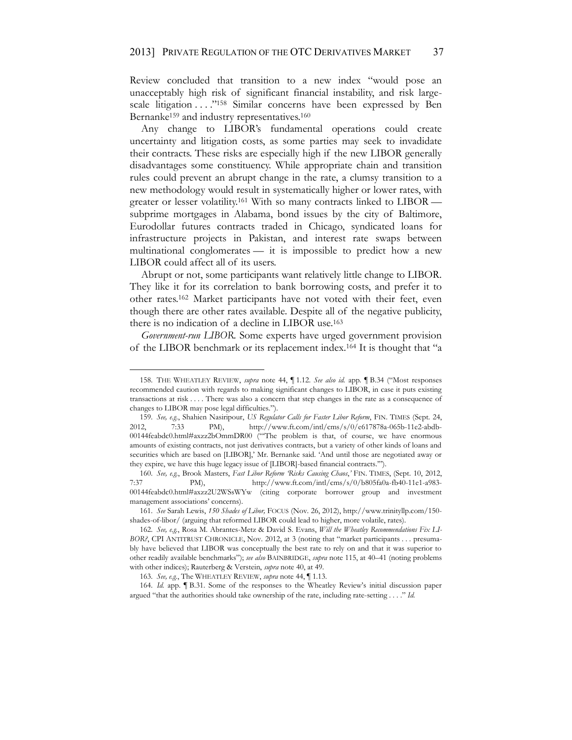Review concluded that transition to a new index "would pose an unacceptably high risk of significant financial instability, and risk large-scale litigation . . . ."[158] Similar concerns have been expressed by Ben Bernanke[159] and industry representatives.[160]

Any change to LIBOR's fundamental operations could create uncertainty and litigation costs, as some parties may seek to invalidate their contracts. These risks are especially high if the new LIBOR generally disadvantages some constituency. While appropriate chain and transition rules could prevent an abrupt change in the rate, a clumsy transition to a new methodology would result in systematically higher or lower rates, with greater or lesser volatility.[161] With so many contracts linked to LIBOR — subprime mortgages in Alabama, bond issues by the city of Baltimore, Eurodollar futures contracts traded in Chicago, syndicated loans for infrastructure projects in Pakistan, and interest rate swaps between multinational conglomerates — it is impossible to predict how a new LIBOR could affect all of its users.

Abrupt or not, some participants want relatively little change to LIBOR. They like it for its correlation to bank borrowing costs, and prefer it to other rates.[162] Market participants have not voted with their feet, even though there are other rates available. Despite all of the negative publicity, there is no indication of a decline in LIBOR use.[163]

*Government-run LIBOR.* Some experts have urged government provision of the LIBOR benchmark or its replacement index.[164] It is thought that "a

---

158. THE WHEATLEY REVIEW, *supra* note 44, ¶ 1.12. *See also id.* app. ¶ B.34 ("Most responses recommended caution with regards to making significant changes to LIBOR, in case it puts existing transactions at risk . . . . There was also a concern that step changes in the rate as a consequence of changes to LIBOR may pose legal difficulties.").

159. *See, e.g.*, Shahien Nasiripour, *US Regulator Calls for Faster Libor Reform*, FIN. TIMES (Sept. 24, 2012, 7:33 PM), http://www.ft.com/intl/cms/s/0/e617878a-065b-11e2-abdb-00144feabdc0.html#axzz2bOmmDR00 ("'The problem is that, of course, we have enormous amounts of existing contracts, not just derivatives contracts, but a variety of other kinds of loans and securities which are based on [LIBOR],' Mr. Bernanke said. 'And until those are negotiated away or they expire, we have this huge legacy issue of [LIBOR]-based financial contracts.'").

160. *See, e.g.*, Brook Masters, *Fast Libor Reform 'Risks Causing Chaos*,' FIN. TIMES, (Sept. 10, 2012, 7:37 PM), http://www.ft.com/intl/cms/s/0/b805fa0a-fb40-11e1-a983-00144feabdc0.html#axzz2U2WSsWYw (citing corporate borrower group and investment management associations' concerns).

161. *See* Sarah Lewis, *150 Shades of Libor,* FOCUS (Nov. 26, 2012), http://www.trinityllp.com/150-shades-of-libor/ (arguing that reformed LIBOR could lead to higher, more volatile, rates).

162. *See, e.g.*, Rosa M. Abrantes-Metz & David S. Evans, *Will the Wheatley Recommendations Fix LIBOR?*, CPI ANTITRUST CHRONICLE, Nov. 2012, at 3 (noting that "market participants . . . presumably have believed that LIBOR was conceptually the best rate to rely on and that it was superior to other readily available benchmarks"); *see also* BAINBRIDGE, *supra* note 115, at 40–41 (noting problems with other indices); Rauterberg & Verstein, *supra* note 40, at 49.

163. *See, e.g.*, The WHEATLEY REVIEW, *supra* note 44, ¶ 1.13.

164. *Id.* app. ¶ B.31. Some of the responses to the Wheatley Review's initial discussion paper argued "that the authorities should take ownership of the rate, including rate-setting . . . ." *Id.*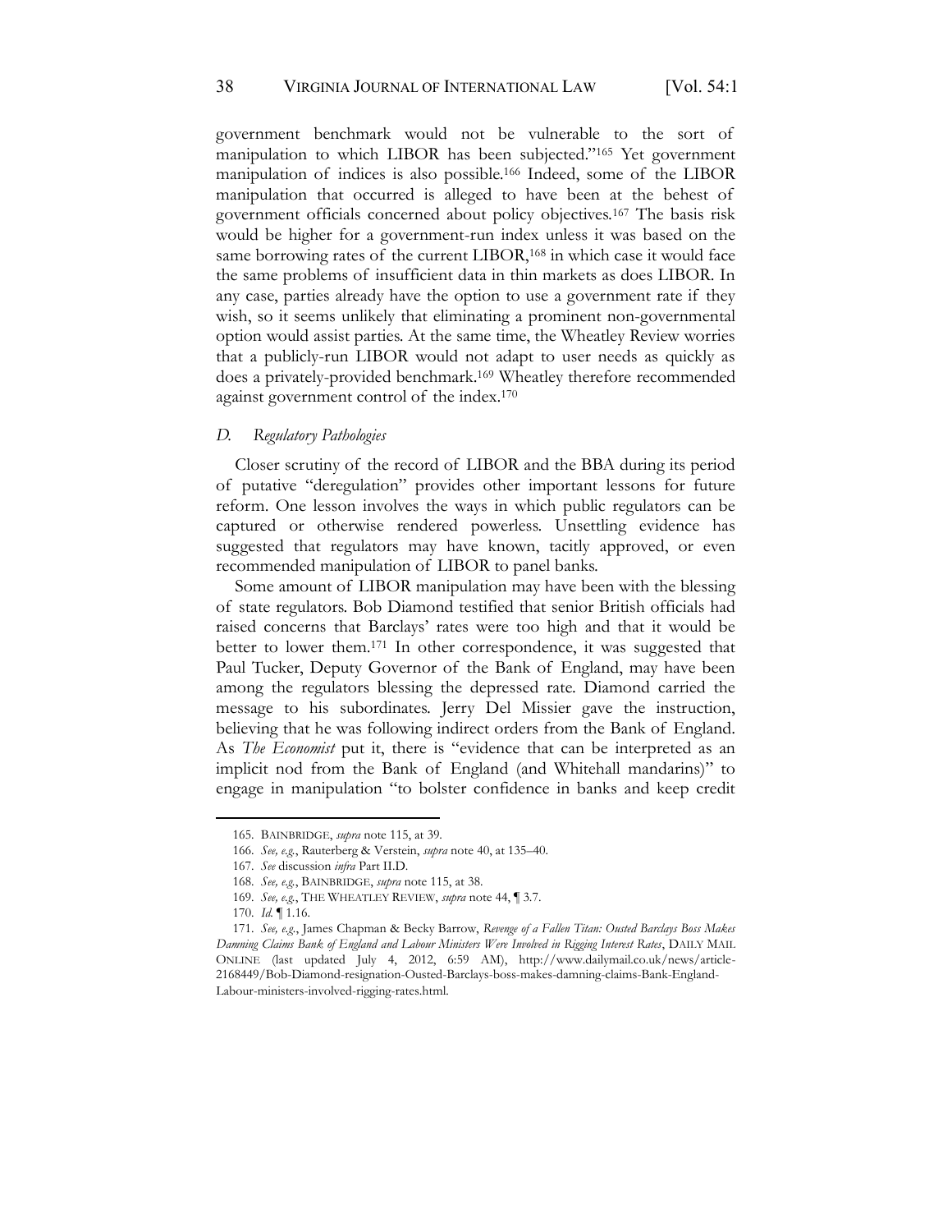government benchmark would not be vulnerable to the sort of manipulation to which LIBOR has been subjected."[165] Yet government manipulation of indices is also possible.[166] Indeed, some of the LIBOR manipulation that occurred is alleged to have been at the behest of government officials concerned about policy objectives.[167] The basis risk would be higher for a government-run index unless it was based on the same borrowing rates of the current LIBOR,[168] in which case it would face the same problems of insufficient data in thin markets as does LIBOR. In any case, parties already have the option to use a government rate if they wish, so it seems unlikely that eliminating a prominent non-governmental option would assist parties. At the same time, the Wheatley Review worries that a publicly-run LIBOR would not adapt to user needs as quickly as does a privately-provided benchmark.[169] Wheatley therefore recommended against government control of the index.[170]

### *D. Regulatory Pathologies*

Closer scrutiny of the record of LIBOR and the BBA during its period of putative "deregulation" provides other important lessons for future reform. One lesson involves the ways in which public regulators can be captured or otherwise rendered powerless. Unsettling evidence has suggested that regulators may have known, tacitly approved, or even recommended manipulation of LIBOR to panel banks.

Some amount of LIBOR manipulation may have been with the blessing of state regulators. Bob Diamond testified that senior British officials had raised concerns that Barclays' rates were too high and that it would be better to lower them.[171] In other correspondence, it was suggested that Paul Tucker, Deputy Governor of the Bank of England, may have been among the regulators blessing the depressed rate. Diamond carried the message to his subordinates. Jerry Del Missier gave the instruction, believing that he was following indirect orders from the Bank of England. As *The Economist* put it, there is "evidence that can be interpreted as an implicit nod from the Bank of England (and Whitehall mandarins)" to engage in manipulation "to bolster confidence in banks and keep credit

---

165. BAINBRIDGE, *supra* note 115, at 39.

166. *See, e.g.*, Rauterberg & Verstein, *supra* note 40, at 135–40.

167. *See* discussion *infra* Part II.D.

168. *See, e.g.*, BAINBRIDGE, *supra* note 115, at 38.

169. *See, e.g.*, THE WHEATLEY REVIEW, *supra* note 44, ¶ 3.7.

170. *Id.* ¶ 1.16.

171. *See, e.g.*, James Chapman & Becky Barrow, *Revenge of a Fallen Titan: Ousted Barclays Boss Makes Damning Claims Bank of England and Labour Ministers Were Involved in Rigging Interest Rates*, DAILY MAIL ONLINE (last updated July 4, 2012, 6:59 AM), http://www.dailymail.co.uk/news/article-2168449/Bob-Diamond-resignation-Ousted-Barclays-boss-makes-damning-claims-Bank-England-Labour-ministers-involved-rigging-rates.html.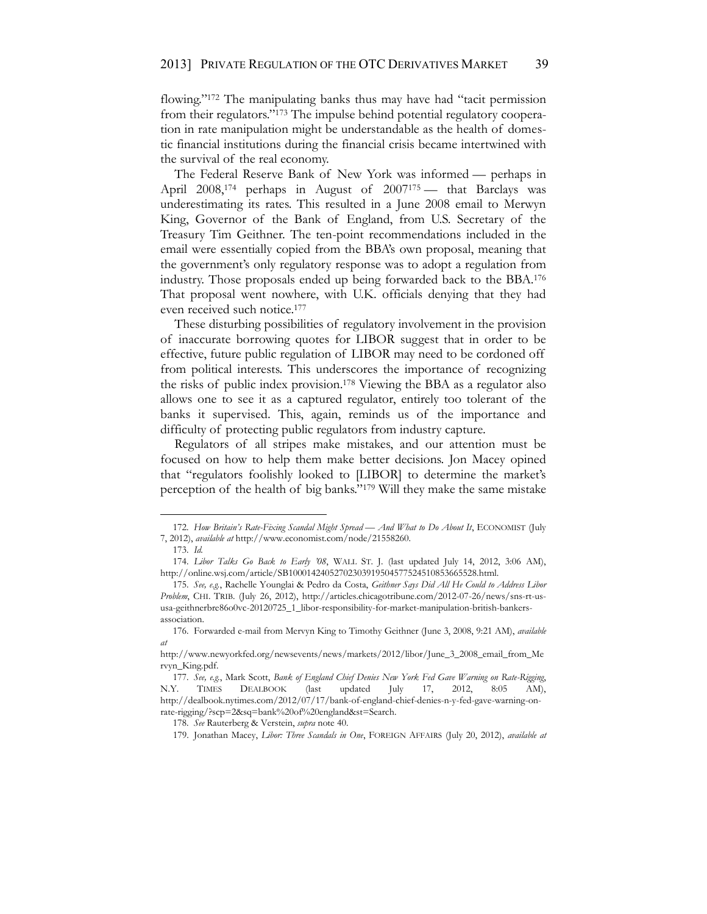flowing."[172] The manipulating banks thus may have had "tacit permission from their regulators."[173] The impulse behind potential regulatory cooperation in rate manipulation might be understandable as the health of domestic financial institutions during the financial crisis became intertwined with the survival of the real economy.

The Federal Reserve Bank of New York was informed — perhaps in April 2008,[174] perhaps in August of 2007[175] — that Barclays was underestimating its rates. This resulted in a June 2008 email to Merwyn King, Governor of the Bank of England, from U.S. Secretary of the Treasury Tim Geithner. The ten-point recommendations included in the email were essentially copied from the BBA's own proposal, meaning that the government's only regulatory response was to adopt a regulation from industry. Those proposals ended up being forwarded back to the BBA.[176] That proposal went nowhere, with U.K. officials denying that they had even received such notice.[177]

These disturbing possibilities of regulatory involvement in the provision of inaccurate borrowing quotes for LIBOR suggest that in order to be effective, future public regulation of LIBOR may need to be cordoned off from political interests. This underscores the importance of recognizing the risks of public index provision.[178] Viewing the BBA as a regulator also allows one to see it as a captured regulator, entirely too tolerant of the banks it supervised. This, again, reminds us of the importance and difficulty of protecting public regulators from industry capture.

Regulators of all stripes make mistakes, and our attention must be focused on how to help them make better decisions. Jon Macey opined that "regulators foolishly looked to [LIBOR] to determine the market's perception of the health of big banks."[179] Will they make the same mistake

---

172. *How Britain's Rate-Fixing Scandal Might Spread — And What to Do About It*, ECONOMIST (July 7, 2012), *available at* http://www.economist.com/node/21558260.

173. *Id.*

174. *Libor Talks Go Back to Early '08*, WALL ST. J. (last updated July 14, 2012, 3:06 AM), http://online.wsj.com/article/SB10001424052702303919504577524510853665528.html.

175. *See, e.g.*, Rachelle Younglai & Pedro da Costa, *Geithner Says Did All He Could to Address Libor Problem*, CHI. TRIB. (July 26, 2012), http://articles.chicagotribune.com/2012-07-26/news/sns-rt-us-usa-geithnerbre86o0vc-20120725_1_libor-responsibility-for-market-manipulation-british-bankers-association.

176. Forwarded e-mail from Mervyn King to Timothy Geithner (June 3, 2008, 9:21 AM), *available at* http://www.newyorkfed.org/newsevents/news/markets/2012/libor/June_3_2008_email_from_Mervyn_King.pdf.

177. *See, e.g.*, Mark Scott, *Bank of England Chief Denies New York Fed Gave Warning on Rate-Rigging*, N.Y. TIMES DEALBOOK (last updated July 17, 2012, 8:05 AM), http://dealbook.nytimes.com/2012/07/17/bank-of-england-chief-denies-n-y-fed-gave-warning-on-rate-rigging/?scp=2&sq=bank%20of%20england&st=Search.

178. *See* Rauterberg & Verstein, *supra* note 40.

179. Jonathan Macey, *Libor: Three Scandals in One*, FOREIGN AFFAIRS (July 20, 2012), *available at*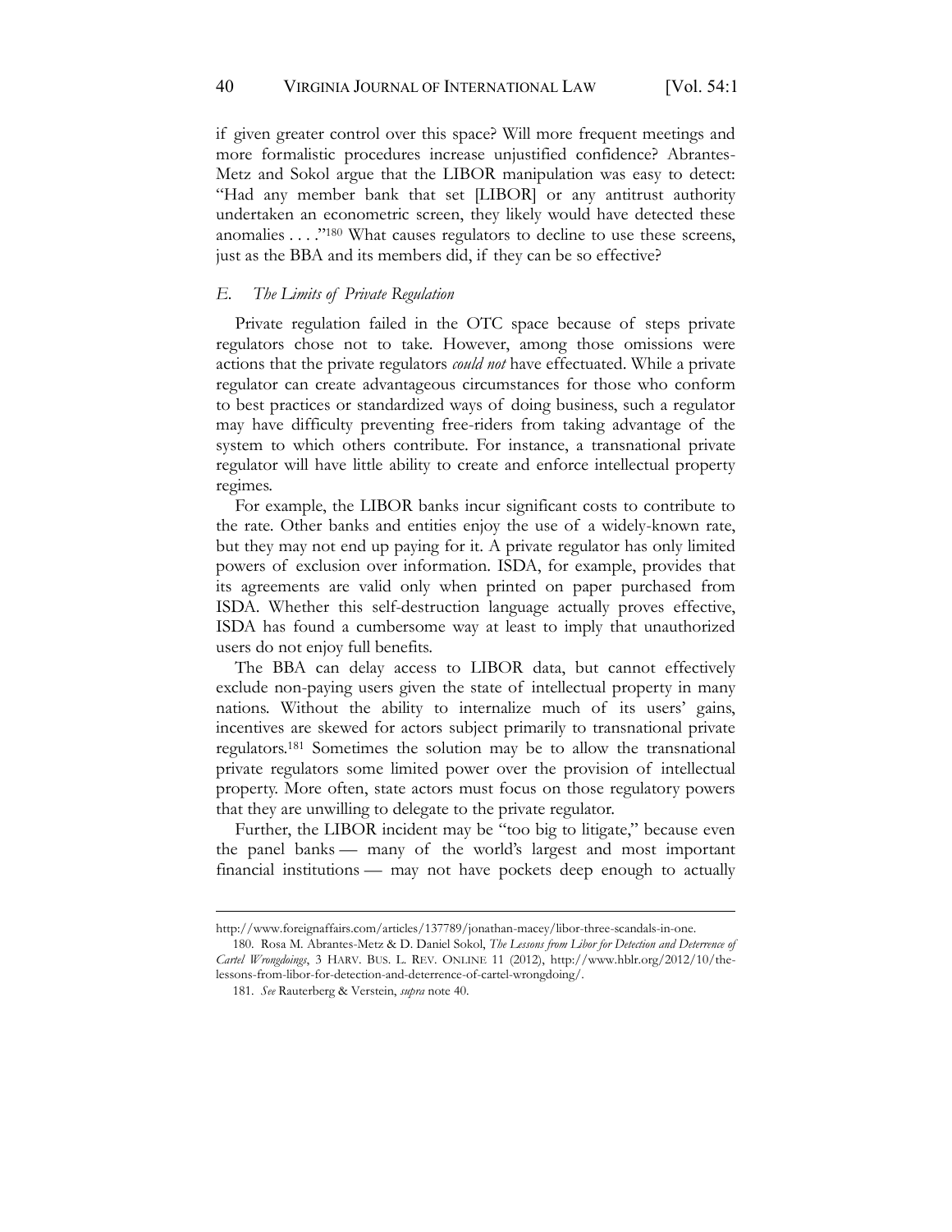if given greater control over this space? Will more frequent meetings and more formalistic procedures increase unjustified confidence? Abrantes-Metz and Sokol argue that the LIBOR manipulation was easy to detect: "Had any member bank that set [LIBOR] or any antitrust authority undertaken an econometric screen, they likely would have detected these anomalies . . . ."[180] What causes regulators to decline to use these screens, just as the BBA and its members did, if they can be so effective?

### *E. The Limits of Private Regulation*

Private regulation failed in the OTC space because of steps private regulators chose not to take. However, among those omissions were actions that the private regulators *could not* have effectuated. While a private regulator can create advantageous circumstances for those who conform to best practices or standardized ways of doing business, such a regulator may have difficulty preventing free-riders from taking advantage of the system to which others contribute. For instance, a transnational private regulator will have little ability to create and enforce intellectual property regimes.

For example, the LIBOR banks incur significant costs to contribute to the rate. Other banks and entities enjoy the use of a widely-known rate, but they may not end up paying for it. A private regulator has only limited powers of exclusion over information. ISDA, for example, provides that its agreements are valid only when printed on paper purchased from ISDA. Whether this self-destruction language actually proves effective, ISDA has found a cumbersome way at least to imply that unauthorized users do not enjoy full benefits.

The BBA can delay access to LIBOR data, but cannot effectively exclude non-paying users given the state of intellectual property in many nations. Without the ability to internalize much of its users' gains, incentives are skewed for actors subject primarily to transnational private regulators.[181] Sometimes the solution may be to allow the transnational private regulators some limited power over the provision of intellectual property. More often, state actors must focus on those regulatory powers that they are unwilling to delegate to the private regulator.

Further, the LIBOR incident may be "too big to litigate," because even the panel banks — many of the world's largest and most important financial institutions — may not have pockets deep enough to actually

---

http://www.foreignaffairs.com/articles/137789/jonathan-macey/libor-three-scandals-in-one.

180. Rosa M. Abrantes-Metz & D. Daniel Sokol, *The Lessons from Libor for Detection and Deterrence of Cartel Wrongdoings*, 3 HARV. BUS. L. REV. ONLINE 11 (2012), http://www.hblr.org/2012/10/the-lessons-from-libor-for-detection-and-deterrence-of-cartel-wrongdoing/.

181. *See* Rauterberg & Verstein, *supra* note 40.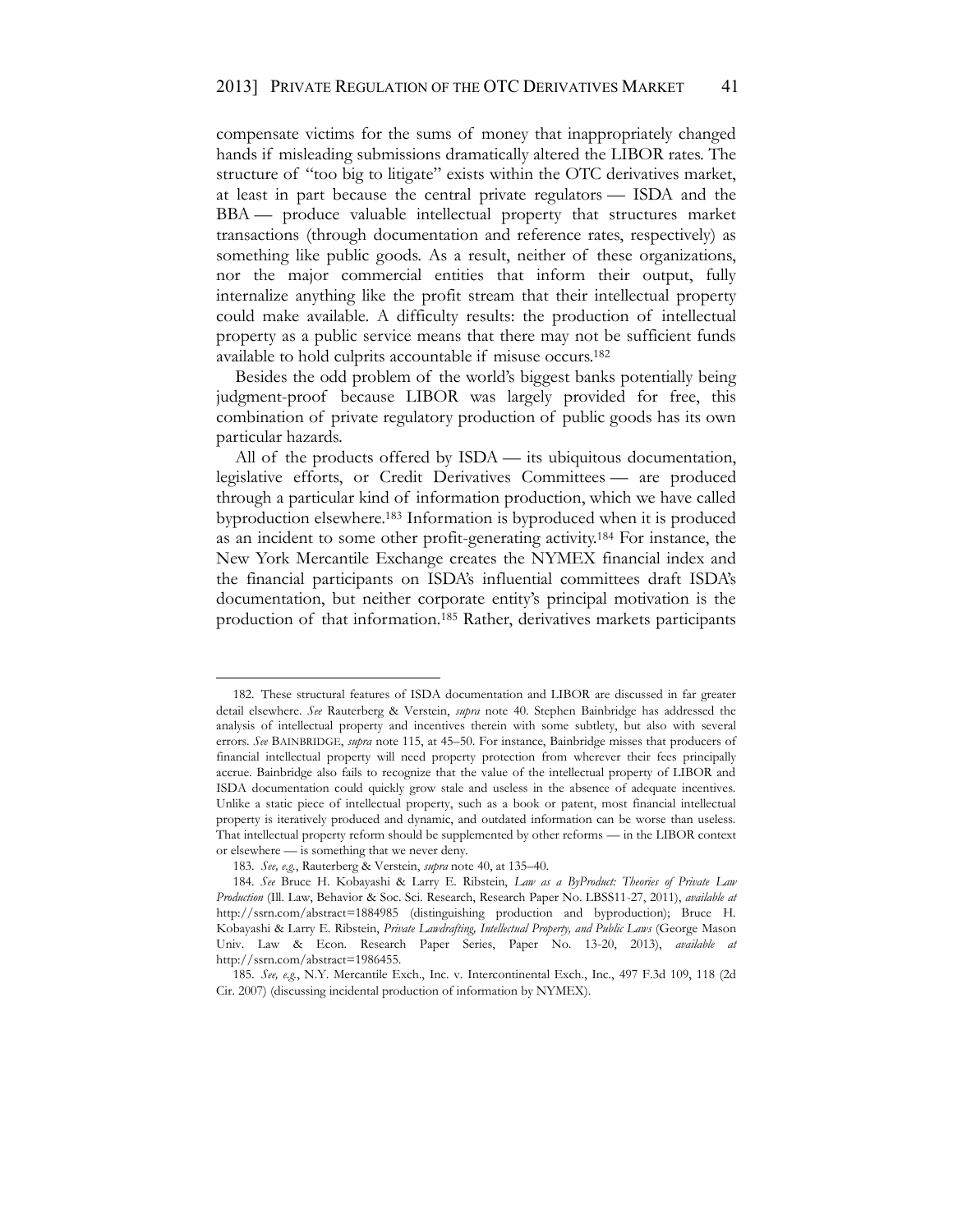compensate victims for the sums of money that inappropriately changed hands if misleading submissions dramatically altered the LIBOR rates. The structure of "too big to litigate" exists within the OTC derivatives market, at least in part because the central private regulators — ISDA and the BBA — produce valuable intellectual property that structures market transactions (through documentation and reference rates, respectively) as something like public goods. As a result, neither of these organizations, nor the major commercial entities that inform their output, fully internalize anything like the profit stream that their intellectual property could make available. A difficulty results: the production of intellectual property as a public service means that there may not be sufficient funds available to hold culprits accountable if misuse occurs.[182]

Besides the odd problem of the world's biggest banks potentially being judgment-proof because LIBOR was largely provided for free, this combination of private regulatory production of public goods has its own particular hazards.

All of the products offered by ISDA — its ubiquitous documentation, legislative efforts, or Credit Derivatives Committees — are produced through a particular kind of information production, which we have called byproduction elsewhere.[183] Information is byproduced when it is produced as an incident to some other profit-generating activity.[184] For instance, the New York Mercantile Exchange creates the NYMEX financial index and the financial participants on ISDA's influential committees draft ISDA's documentation, but neither corporate entity's principal motivation is the production of that information.[185] Rather, derivatives markets participants

---

182. These structural features of ISDA documentation and LIBOR are discussed in far greater detail elsewhere. *See* Rauterberg & Verstein, *supra* note 40. Stephen Bainbridge has addressed the analysis of intellectual property and incentives therein with some subtlety, but also with several errors. *See* BAINBRIDGE, *supra* note 115, at 45–50. For instance, Bainbridge misses that producers of financial intellectual property will need property protection from wherever their fees principally accrue. Bainbridge also fails to recognize that the value of the intellectual property of LIBOR and ISDA documentation could quickly grow stale and useless in the absence of adequate incentives. Unlike a static piece of intellectual property, such as a book or patent, most financial intellectual property is iteratively produced and dynamic, and outdated information can be worse than useless. That intellectual property reform should be supplemented by other reforms — in the LIBOR context or elsewhere — is something that we never deny.

183. *See, e.g.*, Rauterberg & Verstein, *supra* note 40, at 135–40.

184. *See* Bruce H. Kobayashi & Larry E. Ribstein, *Law as a ByProduct: Theories of Private Law Production* (Ill. Law, Behavior & Soc. Sci. Research, Research Paper No. LBSS11-27, 2011), *available at* http://ssrn.com/abstract=1884985 (distinguishing production and byproduction); Bruce H. Kobayashi & Larry E. Ribstein, *Private Lawdrafting, Intellectual Property, and Public Laws* (George Mason Univ. Law & Econ. Research Paper Series, Paper No. 13-20, 2013), *available at* http://ssrn.com/abstract=1986455.

185. *See, e.g.*, N.Y. Mercantile Exch., Inc. v. Intercontinental Exch., Inc., 497 F.3d 109, 118 (2d Cir. 2007) (discussing incidental production of information by NYMEX).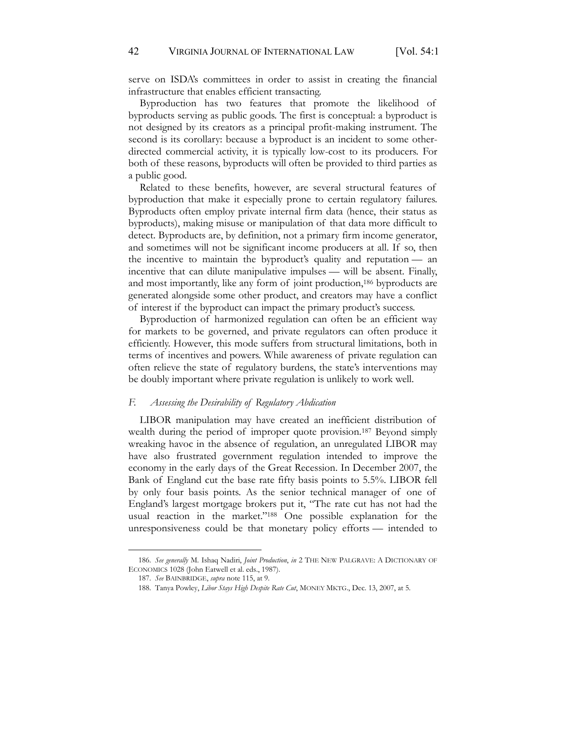serve on ISDA's committees in order to assist in creating the financial infrastructure that enables efficient transacting.

Byproduction has two features that promote the likelihood of byproducts serving as public goods. The first is conceptual: a byproduct is not designed by its creators as a principal profit-making instrument. The second is its corollary: because a byproduct is an incident to some other-directed commercial activity, it is typically low-cost to its producers. For both of these reasons, byproducts will often be provided to third parties as a public good.

Related to these benefits, however, are several structural features of byproduction that make it especially prone to certain regulatory failures. Byproducts often employ private internal firm data (hence, their status as byproducts), making misuse or manipulation of that data more difficult to detect. Byproducts are, by definition, not a primary firm income generator, and sometimes will not be significant income producers at all. If so, then the incentive to maintain the byproduct's quality and reputation — an incentive that can dilute manipulative impulses — will be absent. Finally, and most importantly, like any form of joint production,[186] byproducts are generated alongside some other product, and creators may have a conflict of interest if the byproduct can impact the primary product's success.

Byproduction of harmonized regulation can often be an efficient way for markets to be governed, and private regulators can often produce it efficiently. However, this mode suffers from structural limitations, both in terms of incentives and powers. While awareness of private regulation can often relieve the state of regulatory burdens, the state's interventions may be doubly important where private regulation is unlikely to work well.

### *F. Assessing the Desirability of Regulatory Abdication*

LIBOR manipulation may have created an inefficient distribution of wealth during the period of improper quote provision.[187] Beyond simply wreaking havoc in the absence of regulation, an unregulated LIBOR may have also frustrated government regulation intended to improve the economy in the early days of the Great Recession. In December 2007, the Bank of England cut the base rate fifty basis points to 5.5%. LIBOR fell by only four basis points. As the senior technical manager of one of England's largest mortgage brokers put it, "The rate cut has not had the usual reaction in the market."[188] One possible explanation for the unresponsiveness could be that monetary policy efforts — intended to

---

186. *See generally* M. Ishaq Nadiri, *Joint Production*, *in* 2 THE NEW PALGRAVE: A DICTIONARY OF ECONOMICS 1028 (John Eatwell et al. eds., 1987).

187. *See* BAINBRIDGE, *supra* note 115, at 9.

188. Tanya Powley, *Libor Stays High Despite Rate Cut*, MONEY MKTG., Dec. 13, 2007, at 5.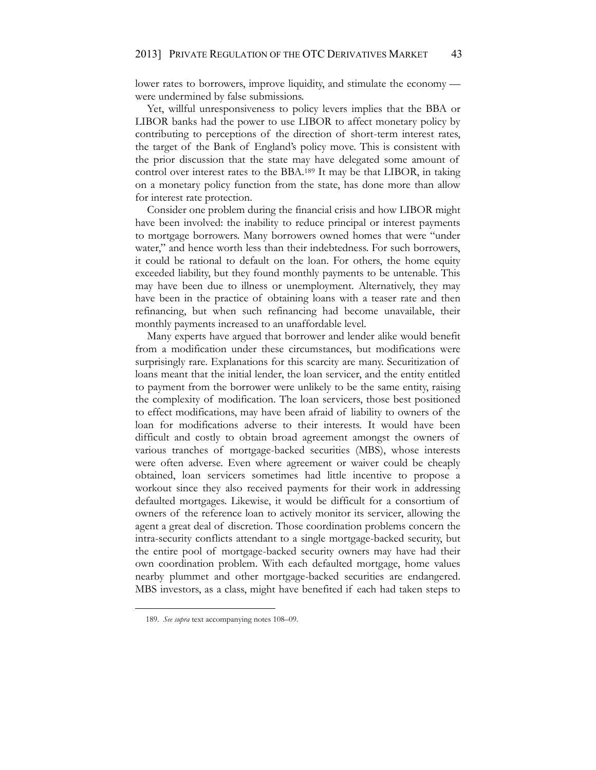lower rates to borrowers, improve liquidity, and stimulate the economy — were undermined by false submissions.

Yet, willful unresponsiveness to policy levers implies that the BBA or LIBOR banks had the power to use LIBOR to affect monetary policy by contributing to perceptions of the direction of short-term interest rates, the target of the Bank of England's policy move. This is consistent with the prior discussion that the state may have delegated some amount of control over interest rates to the BBA.[189] It may be that LIBOR, in taking on a monetary policy function from the state, has done more than allow for interest rate protection.

Consider one problem during the financial crisis and how LIBOR might have been involved: the inability to reduce principal or interest payments to mortgage borrowers. Many borrowers owned homes that were "under water," and hence worth less than their indebtedness. For such borrowers, it could be rational to default on the loan. For others, the home equity exceeded liability, but they found monthly payments to be untenable. This may have been due to illness or unemployment. Alternatively, they may have been in the practice of obtaining loans with a teaser rate and then refinancing, but when such refinancing had become unavailable, their monthly payments increased to an unaffordable level.

Many experts have argued that borrower and lender alike would benefit from a modification under these circumstances, but modifications were surprisingly rare. Explanations for this scarcity are many. Securitization of loans meant that the initial lender, the loan servicer, and the entity entitled to payment from the borrower were unlikely to be the same entity, raising the complexity of modification. The loan servicers, those best positioned to effect modifications, may have been afraid of liability to owners of the loan for modifications adverse to their interests. It would have been difficult and costly to obtain broad agreement amongst the owners of various tranches of mortgage-backed securities (MBS), whose interests were often adverse. Even where agreement or waiver could be cheaply obtained, loan servicers sometimes had little incentive to propose a workout since they also received payments for their work in addressing defaulted mortgages. Likewise, it would be difficult for a consortium of owners of the reference loan to actively monitor its servicer, allowing the agent a great deal of discretion. Those coordination problems concern the intra-security conflicts attendant to a single mortgage-backed security, but the entire pool of mortgage-backed security owners may have had their own coordination problem. With each defaulted mortgage, home values nearby plummet and other mortgage-backed securities are endangered. MBS investors, as a class, might have benefited if each had taken steps to

189. *See supra* text accompanying notes 108–09.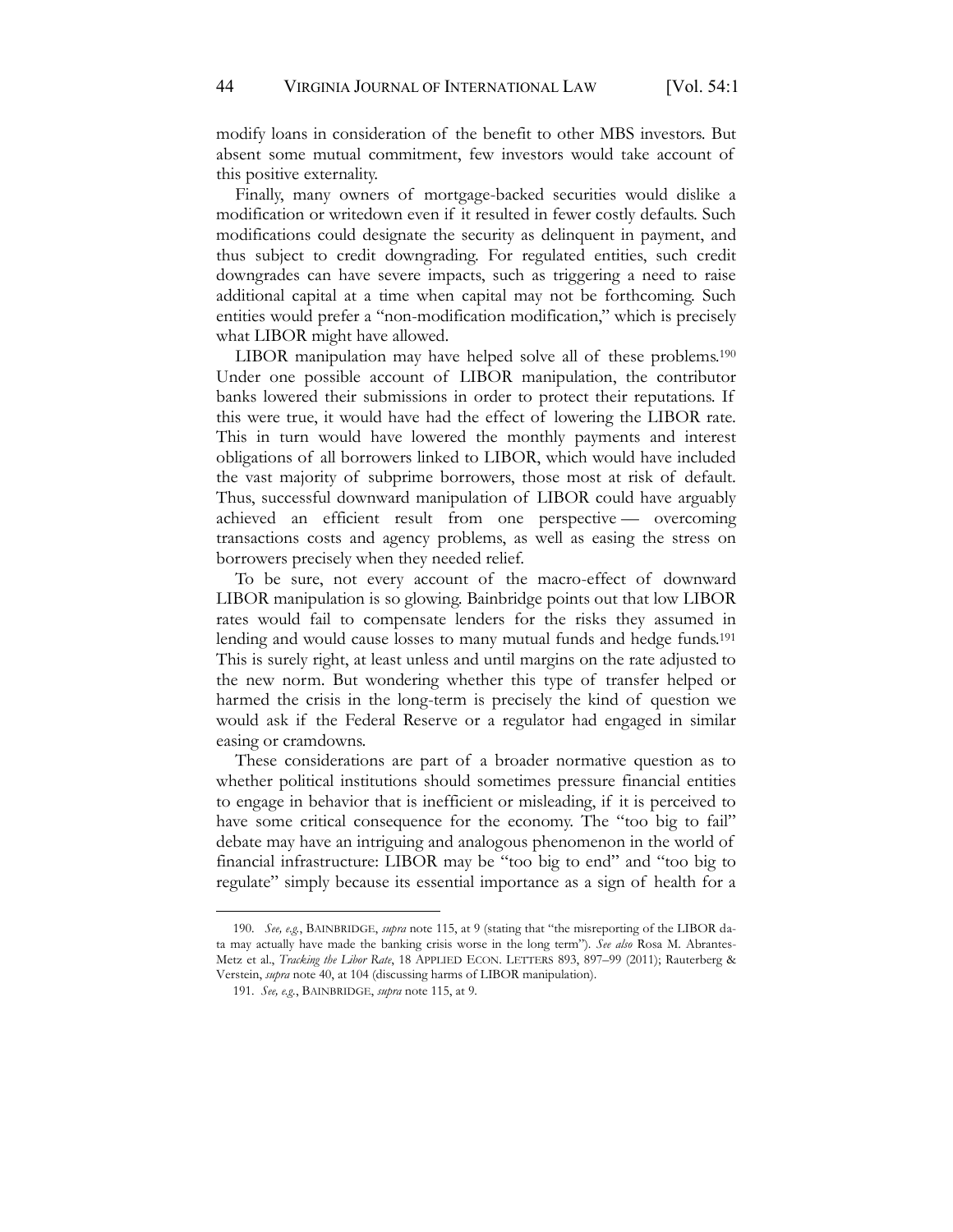modify loans in consideration of the benefit to other MBS investors. But absent some mutual commitment, few investors would take account of this positive externality.

Finally, many owners of mortgage-backed securities would dislike a modification or writedown even if it resulted in fewer costly defaults. Such modifications could designate the security as delinquent in payment, and thus subject to credit downgrading. For regulated entities, such credit downgrades can have severe impacts, such as triggering a need to raise additional capital at a time when capital may not be forthcoming. Such entities would prefer a "non-modification modification," which is precisely what LIBOR might have allowed.

LIBOR manipulation may have helped solve all of these problems.[190] Under one possible account of LIBOR manipulation, the contributor banks lowered their submissions in order to protect their reputations. If this were true, it would have had the effect of lowering the LIBOR rate. This in turn would have lowered the monthly payments and interest obligations of all borrowers linked to LIBOR, which would have included the vast majority of subprime borrowers, those most at risk of default. Thus, successful downward manipulation of LIBOR could have arguably achieved an efficient result from one perspective — overcoming transactions costs and agency problems, as well as easing the stress on borrowers precisely when they needed relief.

To be sure, not every account of the macro-effect of downward LIBOR manipulation is so glowing. Bainbridge points out that low LIBOR rates would fail to compensate lenders for the risks they assumed in lending and would cause losses to many mutual funds and hedge funds.[191] This is surely right, at least unless and until margins on the rate adjusted to the new norm. But wondering whether this type of transfer helped or harmed the crisis in the long-term is precisely the kind of question we would ask if the Federal Reserve or a regulator had engaged in similar easing or cramdowns.

These considerations are part of a broader normative question as to whether political institutions should sometimes pressure financial entities to engage in behavior that is inefficient or misleading, if it is perceived to have some critical consequence for the economy. The "too big to fail" debate may have an intriguing and analogous phenomenon in the world of financial infrastructure: LIBOR may be "too big to end" and "too big to regulate" simply because its essential importance as a sign of health for a

---

190. *See, e.g.*, BAINBRIDGE, *supra* note 115, at 9 (stating that "the misreporting of the LIBOR data may actually have made the banking crisis worse in the long term"). *See also* Rosa M. Abrantes-Metz et al., *Tracking the Libor Rate*, 18 APPLIED ECON. LETTERS 893, 897–99 (2011); Rauterberg & Verstein, *supra* note 40, at 104 (discussing harms of LIBOR manipulation).

191. *See, e.g.*, BAINBRIDGE, *supra* note 115, at 9.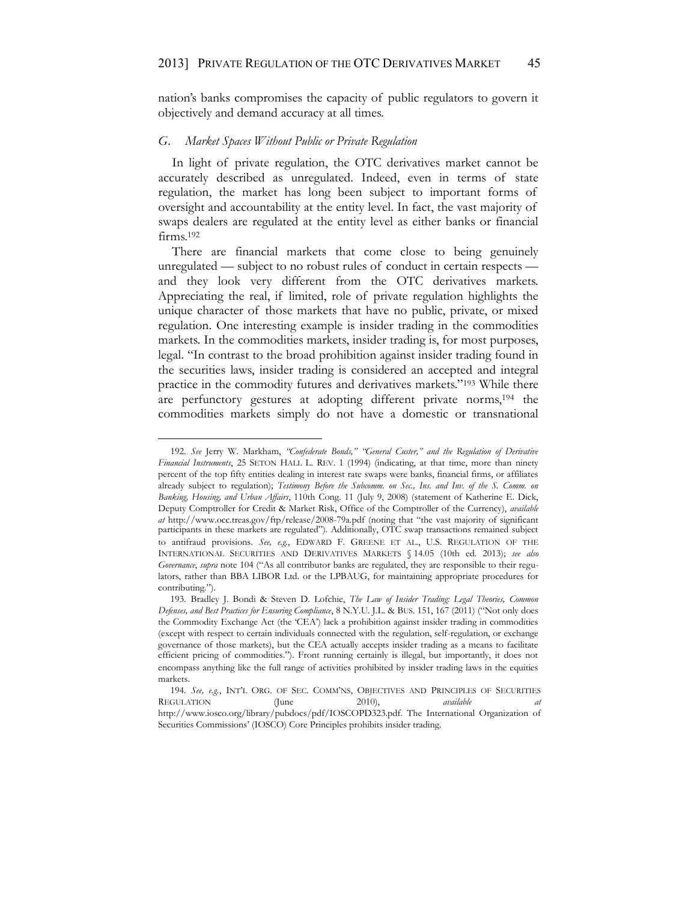nation's banks compromises the capacity of public regulators to govern it objectively and demand accuracy at all times.

### *G. Market Spaces Without Public or Private Regulation*

In light of private regulation, the OTC derivatives market cannot be accurately described as unregulated. Indeed, even in terms of state regulation, the market has long been subject to important forms of oversight and accountability at the entity level. In fact, the vast majority of swaps dealers are regulated at the entity level as either banks or financial firms.[192]

There are financial markets that come close to being genuinely unregulated — subject to no robust rules of conduct in certain respects — and they look very different from the OTC derivatives markets. Appreciating the real, if limited, role of private regulation highlights the unique character of those markets that have no public, private, or mixed regulation. One interesting example is insider trading in the commodities markets. In the commodities markets, insider trading is, for most purposes, legal. "In contrast to the broad prohibition against insider trading found in the securities laws, insider trading is considered an accepted and integral practice in the commodity futures and derivatives markets."[193] While there are perfunctory gestures at adopting different private norms,[194] the commodities markets simply do not have a domestic or transnational

---

192. *See* Jerry W. Markham, *"Confederate Bonds," "General Custer," and the Regulation of Derivative Financial Instruments*, 25 SETON HALL L. REV. 1 (1994) (indicating, at that time, more than ninety percent of the top fifty entities dealing in interest rate swaps were banks, financial firms, or affiliates already subject to regulation); *Testimony Before the Subcomm. on Sec., Ins. and Inv. of the S. Comm. on Banking, Housing, and Urban Affairs*, 110th Cong. 11 (July 9, 2008) (statement of Katherine E. Dick, Deputy Comptroller for Credit & Market Risk, Office of the Comptroller of the Currency), *available at* http://www.occ.treas.gov/ftp/release/2008-79a.pdf (noting that "the vast majority of significant participants in these markets are regulated"). Additionally, OTC swap transactions remained subject to antifraud provisions. *See, e.g.*, EDWARD F. GREENE ET AL., U.S. REGULATION OF THE INTERNATIONAL SECURITIES AND DERIVATIVES MARKETS § 14.05 (10th ed. 2013); *see also Governance*, *supra* note 104 ("As all contributor banks are regulated, they are responsible to their regulators, rather than BBA LIBOR Ltd. or the LPBAUG, for maintaining appropriate procedures for contributing.").

193. Bradley J. Bondi & Steven D. Lofchie, *The Law of Insider Trading: Legal Theories, Common Defenses, and Best Practices for Ensuring Compliance*, 8 N.Y.U. J.L. & BUS. 151, 167 (2011) ("Not only does the Commodity Exchange Act (the 'CEA') lack a prohibition against insider trading in commodities (except with respect to certain individuals connected with the regulation, self-regulation, or exchange governance of those markets), but the CEA actually accepts insider trading as a means to facilitate efficient pricing of commodities."). Front running certainly is illegal, but importantly, it does not encompass anything like the full range of activities prohibited by insider trading laws in the equities markets.

194. *See, e.g.*, INT'L ORG. OF SEC. COMM'NS, OBJECTIVES AND PRINCIPLES OF SECURITIES REGULATION (June 2010), *available at* http://www.iosco.org/library/pubdocs/pdf/IOSCOPD323.pdf. The International Organization of Securities Commissions' (IOSCO) Core Principles prohibits insider trading.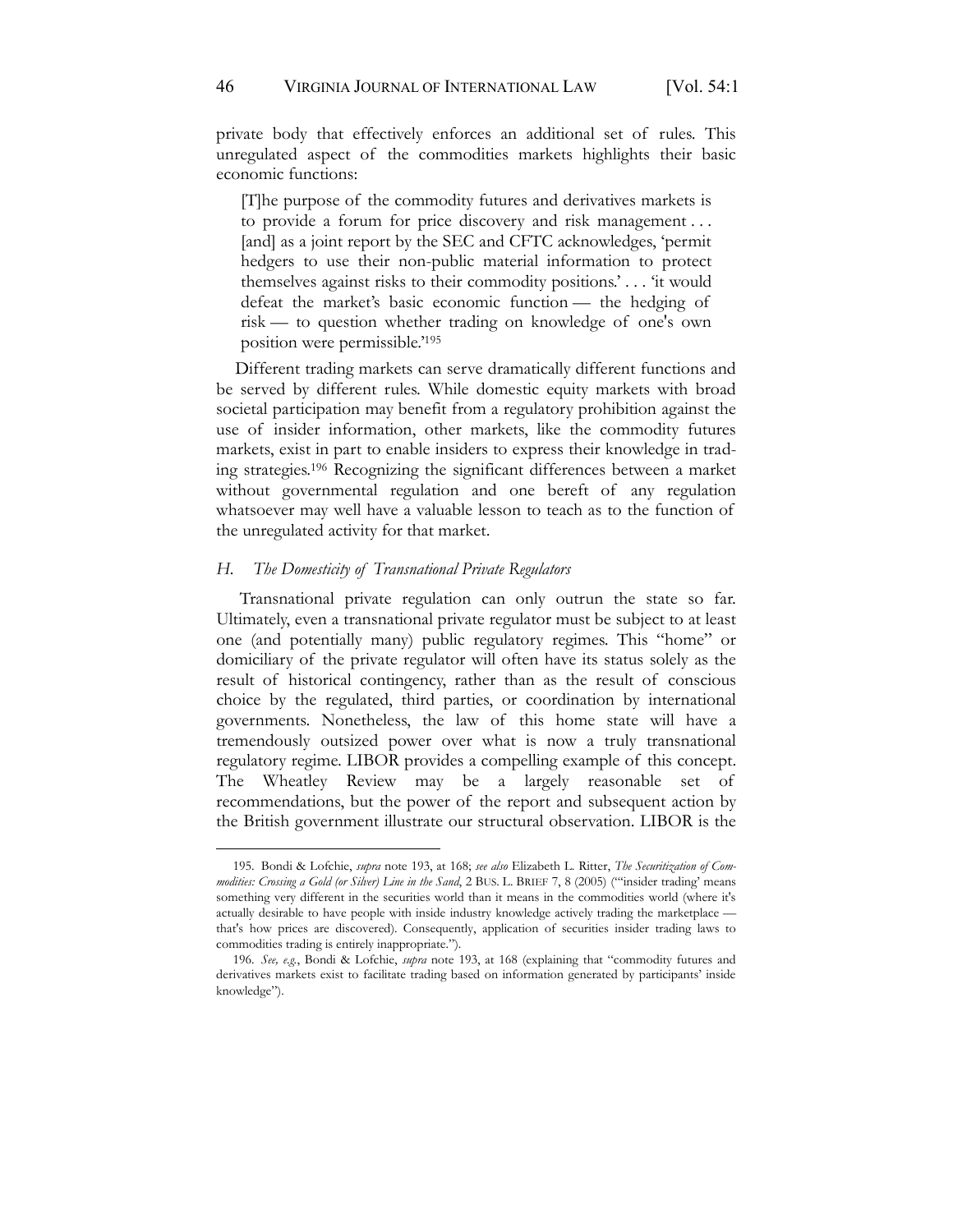private body that effectively enforces an additional set of rules. This unregulated aspect of the commodities markets highlights their basic economic functions:

> [T]he purpose of the commodity futures and derivatives markets is to provide a forum for price discovery and risk management . . . [and] as a joint report by the SEC and CFTC acknowledges, 'permit hedgers to use their non-public material information to protect themselves against risks to their commodity positions.' . . . 'it would defeat the market's basic economic function — the hedging of risk — to question whether trading on knowledge of one's own position were permissible.'[195]

Different trading markets can serve dramatically different functions and be served by different rules. While domestic equity markets with broad societal participation may benefit from a regulatory prohibition against the use of insider information, other markets, like the commodity futures markets, exist in part to enable insiders to express their knowledge in trading strategies.[196] Recognizing the significant differences between a market without governmental regulation and one bereft of any regulation whatsoever may well have a valuable lesson to teach as to the function of the unregulated activity for that market.

### *H. The Domesticity of Transnational Private Regulators*

Transnational private regulation can only outrun the state so far. Ultimately, even a transnational private regulator must be subject to at least one (and potentially many) public regulatory regimes. This "home" or domiciliary of the private regulator will often have its status solely as the result of historical contingency, rather than as the result of conscious choice by the regulated, third parties, or coordination by international governments. Nonetheless, the law of this home state will have a tremendously outsized power over what is now a truly transnational regulatory regime. LIBOR provides a compelling example of this concept. The Wheatley Review may be a largely reasonable set of recommendations, but the power of the report and subsequent action by the British government illustrate our structural observation. LIBOR is the

---

195. Bondi & Lofchie, *supra* note 193, at 168; *see also* Elizabeth L. Ritter, *The Securitization of Commodities: Crossing a Gold (or Silver) Line in the Sand*, 2 BUS. L. BRIEF 7, 8 (2005) ("'insider trading' means something very different in the securities world than it means in the commodities world (where it's actually desirable to have people with inside industry knowledge actively trading the marketplace — that's how prices are discovered). Consequently, application of securities insider trading laws to commodities trading is entirely inappropriate.").

196. *See, e.g.*, Bondi & Lofchie, *supra* note 193, at 168 (explaining that "commodity futures and derivatives markets exist to facilitate trading based on information generated by participants' inside knowledge").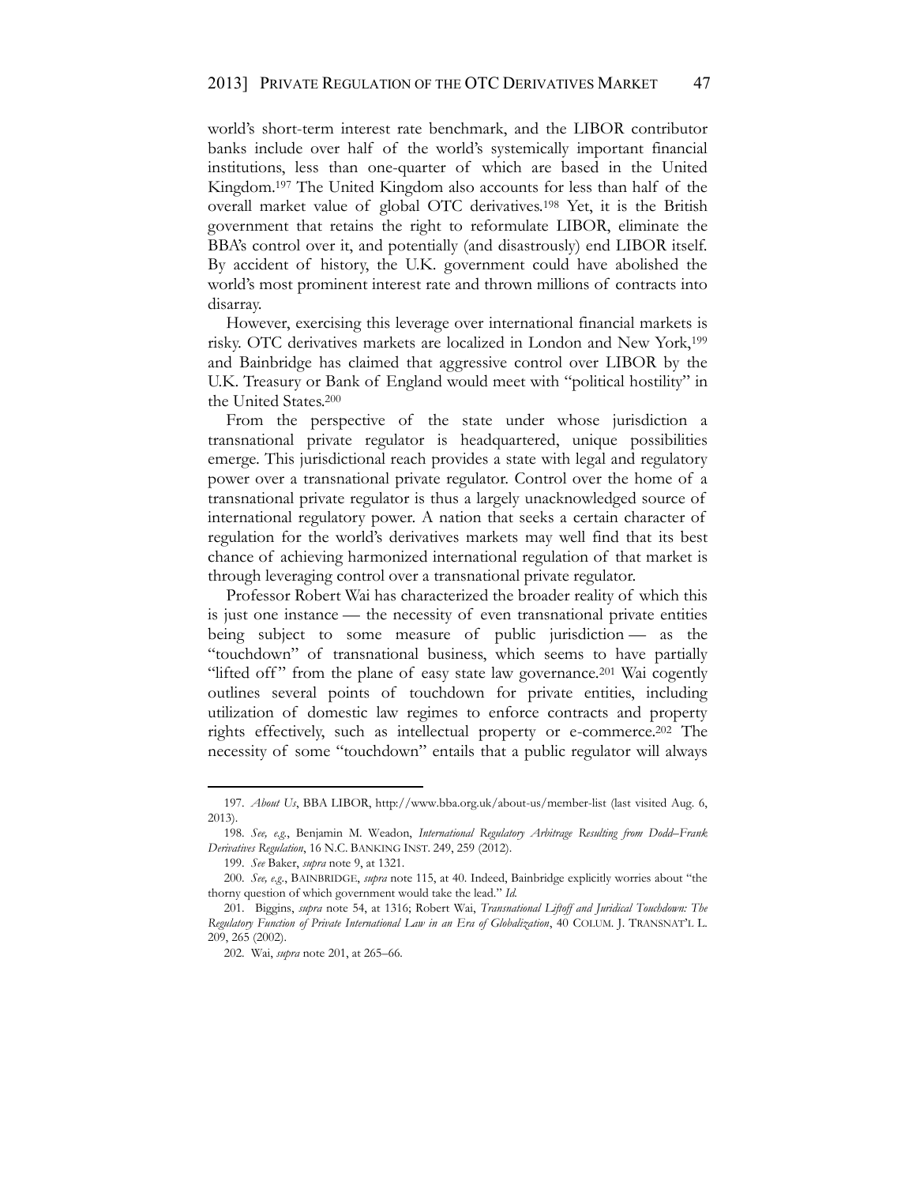world's short-term interest rate benchmark, and the LIBOR contributor banks include over half of the world's systemically important financial institutions, less than one-quarter of which are based in the United Kingdom.[197] The United Kingdom also accounts for less than half of the overall market value of global OTC derivatives.[198] Yet, it is the British government that retains the right to reformulate LIBOR, eliminate the BBA's control over it, and potentially (and disastrously) end LIBOR itself. By accident of history, the U.K. government could have abolished the world's most prominent interest rate and thrown millions of contracts into disarray.

However, exercising this leverage over international financial markets is risky. OTC derivatives markets are localized in London and New York,[199] and Bainbridge has claimed that aggressive control over LIBOR by the U.K. Treasury or Bank of England would meet with "political hostility" in the United States.[200]

From the perspective of the state under whose jurisdiction a transnational private regulator is headquartered, unique possibilities emerge. This jurisdictional reach provides a state with legal and regulatory power over a transnational private regulator. Control over the home of a transnational private regulator is thus a largely unacknowledged source of international regulatory power. A nation that seeks a certain character of regulation for the world's derivatives markets may well find that its best chance of achieving harmonized international regulation of that market is through leveraging control over a transnational private regulator.

Professor Robert Wai has characterized the broader reality of which this is just one instance — the necessity of even transnational private entities being subject to some measure of public jurisdiction — as the "touchdown" of transnational business, which seems to have partially "lifted off" from the plane of easy state law governance.[201] Wai cogently outlines several points of touchdown for private entities, including utilization of domestic law regimes to enforce contracts and property rights effectively, such as intellectual property or e-commerce.[202] The necessity of some "touchdown" entails that a public regulator will always

---

197. *About Us*, BBA LIBOR, http://www.bba.org.uk/about-us/member-list (last visited Aug. 6, 2013).

198. *See, e.g.*, Benjamin M. Weadon, *International Regulatory Arbitrage Resulting from Dodd–Frank Derivatives Regulation*, 16 N.C. BANKING INST. 249, 259 (2012).

199. *See* Baker, *supra* note 9, at 1321.

200. *See, e.g.*, BAINBRIDGE, *supra* note 115, at 40. Indeed, Bainbridge explicitly worries about "the thorny question of which government would take the lead." *Id.*

201. Biggins, *supra* note 54, at 1316; Robert Wai, *Transnational Liftoff and Juridical Touchdown: The Regulatory Function of Private International Law in an Era of Globalization*, 40 COLUM. J. TRANSNAT'L L. 209, 265 (2002).

202. Wai, *supra* note 201, at 265–66.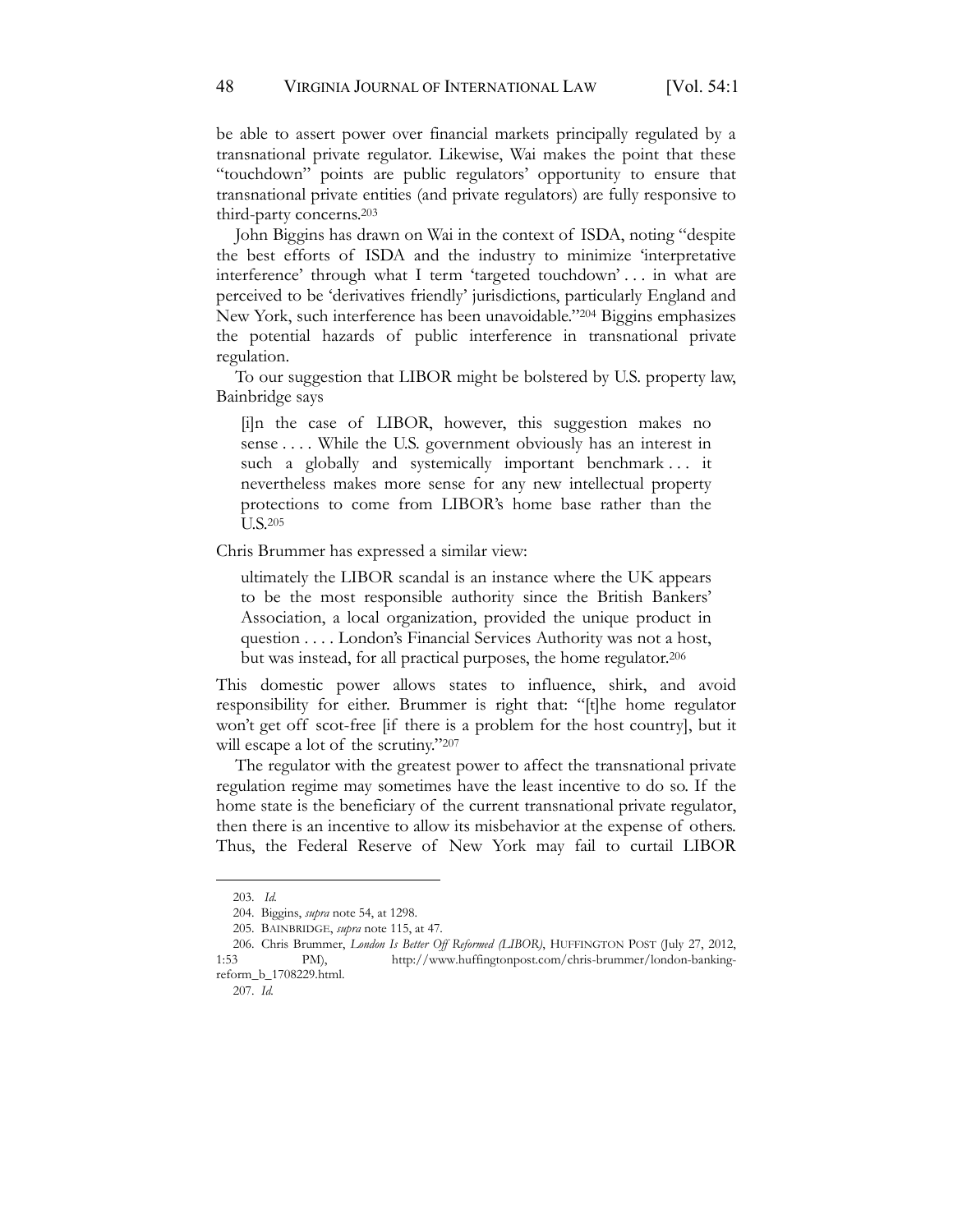be able to assert power over financial markets principally regulated by a transnational private regulator. Likewise, Wai makes the point that these "touchdown" points are public regulators' opportunity to ensure that transnational private entities (and private regulators) are fully responsive to third-party concerns.[203]

John Biggins has drawn on Wai in the context of ISDA, noting "despite the best efforts of ISDA and the industry to minimize 'interpretative interference' through what I term 'targeted touchdown' . . . in what are perceived to be 'derivatives friendly' jurisdictions, particularly England and New York, such interference has been unavoidable."[204] Biggins emphasizes the potential hazards of public interference in transnational private regulation.

To our suggestion that LIBOR might be bolstered by U.S. property law, Bainbridge says

> [i]n the case of LIBOR, however, this suggestion makes no sense . . . . While the U.S. government obviously has an interest in such a globally and systemically important benchmark . . . it nevertheless makes more sense for any new intellectual property protections to come from LIBOR's home base rather than the U.S.[205]

Chris Brummer has expressed a similar view:

> ultimately the LIBOR scandal is an instance where the UK appears to be the most responsible authority since the British Bankers' Association, a local organization, provided the unique product in question . . . . London's Financial Services Authority was not a host, but was instead, for all practical purposes, the home regulator.[206]

This domestic power allows states to influence, shirk, and avoid responsibility for either. Brummer is right that: "[t]he home regulator won't get off scot-free [if there is a problem for the host country], but it will escape a lot of the scrutiny."[207]

The regulator with the greatest power to affect the transnational private regulation regime may sometimes have the least incentive to do so. If the home state is the beneficiary of the current transnational private regulator, then there is an incentive to allow its misbehavior at the expense of others. Thus, the Federal Reserve of New York may fail to curtail LIBOR

---

203. *Id.*

204. Biggins, *supra* note 54, at 1298.

205. BAINBRIDGE, *supra* note 115, at 47.

206. Chris Brummer, *London Is Better Off Reformed (LIBOR)*, HUFFINGTON POST (July 27, 2012, 1:53 PM), http://www.huffingtonpost.com/chris-brummer/london-banking-reform_b_1708229.html.

207. *Id.*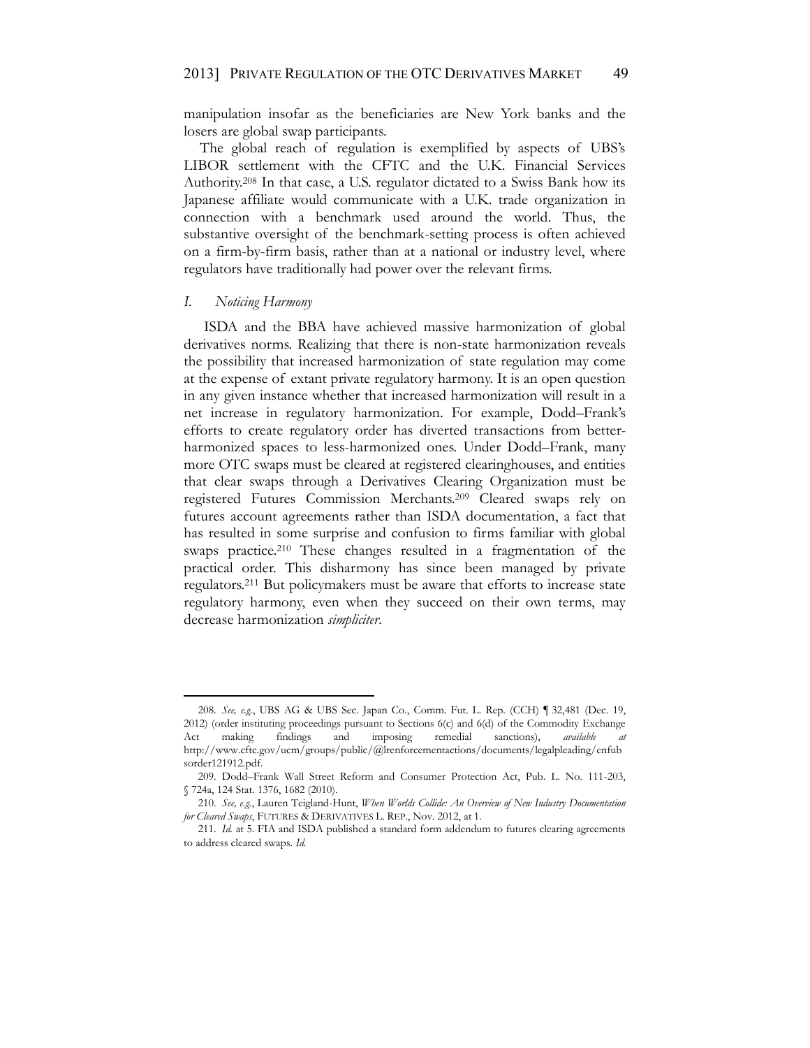manipulation insofar as the beneficiaries are New York banks and the losers are global swap participants.

The global reach of regulation is exemplified by aspects of UBS's LIBOR settlement with the CFTC and the U.K. Financial Services Authority.[208] In that case, a U.S. regulator dictated to a Swiss Bank how its Japanese affiliate would communicate with a U.K. trade organization in connection with a benchmark used around the world. Thus, the substantive oversight of the benchmark-setting process is often achieved on a firm-by-firm basis, rather than at a national or industry level, where regulators have traditionally had power over the relevant firms.

### I. *Noticing Harmony*

ISDA and the BBA have achieved massive harmonization of global derivatives norms. Realizing that there is non-state harmonization reveals the possibility that increased harmonization of state regulation may come at the expense of extant private regulatory harmony. It is an open question in any given instance whether that increased harmonization will result in a net increase in regulatory harmonization. For example, Dodd–Frank's efforts to create regulatory order has diverted transactions from better-harmonized spaces to less-harmonized ones. Under Dodd–Frank, many more OTC swaps must be cleared at registered clearinghouses, and entities that clear swaps through a Derivatives Clearing Organization must be registered Futures Commission Merchants.[209] Cleared swaps rely on futures account agreements rather than ISDA documentation, a fact that has resulted in some surprise and confusion to firms familiar with global swaps practice.[210] These changes resulted in a fragmentation of the practical order. This disharmony has since been managed by private regulators.[211] But policymakers must be aware that efforts to increase state regulatory harmony, even when they succeed on their own terms, may decrease harmonization *simpliciter*.

---

208. *See, e.g.*, UBS AG & UBS Sec. Japan Co., Comm. Fut. L. Rep. (CCH) ¶ 32,481 (Dec. 19, 2012) (order instituting proceedings pursuant to Sections 6(c) and 6(d) of the Commodity Exchange Act making findings and imposing remedial sanctions), *available at* http://www.cftc.gov/ucm/groups/public/@lrenforcementactions/documents/legalpleading/enfubsorder121912.pdf.

209. Dodd–Frank Wall Street Reform and Consumer Protection Act, Pub. L. No. 111-203, § 724a, 124 Stat. 1376, 1682 (2010).

210. *See, e.g.*, Lauren Teigland-Hunt, *When Worlds Collide: An Overview of New Industry Documentation for Cleared Swaps*, FUTURES & DERIVATIVES L. REP., Nov. 2012, at 1.

211. *Id.* at 5. FIA and ISDA published a standard form addendum to futures clearing agreements to address cleared swaps. *Id.*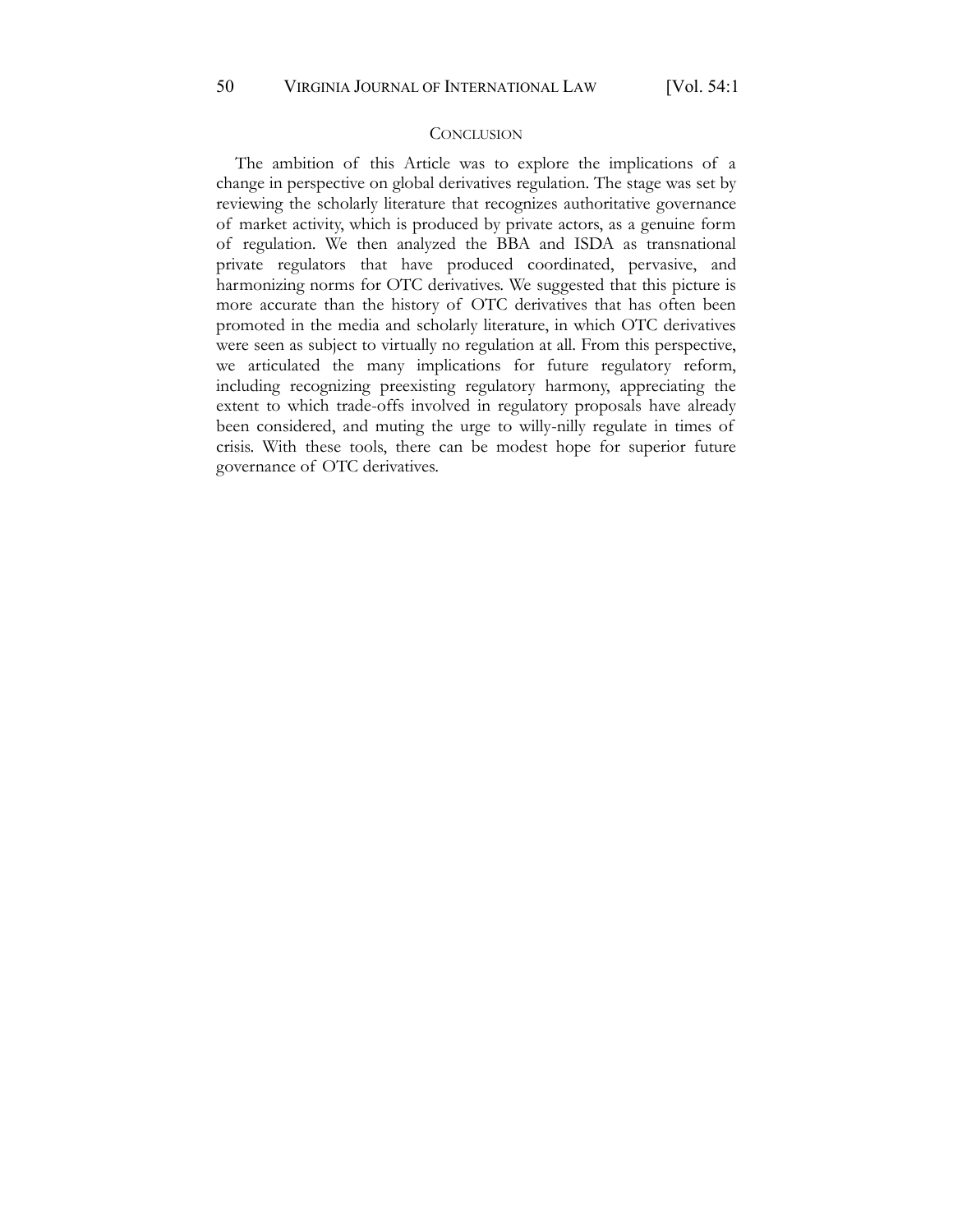## CONCLUSION

The ambition of this Article was to explore the implications of a change in perspective on global derivatives regulation. The stage was set by reviewing the scholarly literature that recognizes authoritative governance of market activity, which is produced by private actors, as a genuine form of regulation. We then analyzed the BBA and ISDA as transnational private regulators that have produced coordinated, pervasive, and harmonizing norms for OTC derivatives. We suggested that this picture is more accurate than the history of OTC derivatives that has often been promoted in the media and scholarly literature, in which OTC derivatives were seen as subject to virtually no regulation at all. From this perspective, we articulated the many implications for future regulatory reform, including recognizing preexisting regulatory harmony, appreciating the extent to which trade-offs involved in regulatory proposals have already been considered, and muting the urge to willy-nilly regulate in times of crisis. With these tools, there can be modest hope for superior future governance of OTC derivatives.